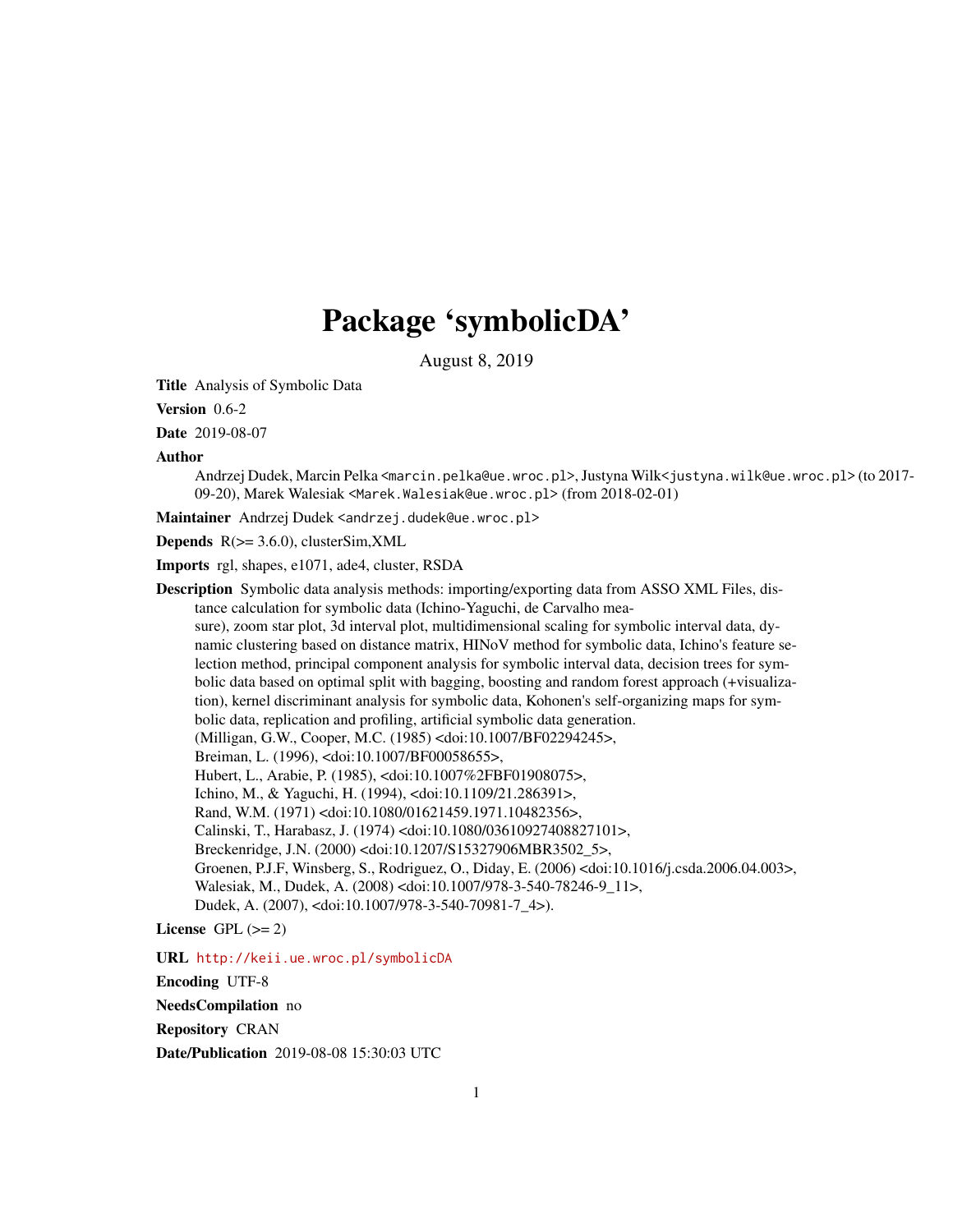# Package 'symbolicDA'

August 8, 2019

**Title** Analysis of Symbolic Data

**Version** 0.6-2

**Date** 2019-08-07

**Author** Andrzej Dudek, Marcin Pelka <marcin.pelka@ue.wroc.pl>, Justyna Wilk<justyna.wilk@ue.wroc.pl> (to 2017-09-20), Marek Walesiak <Marek.Walesiak@ue.wroc.pl> (from 2018-02-01)

**Maintainer** Andrzej Dudek <andrzej.dudek@ue.wroc.pl>

**Depends** R(>= 3.6.0), clusterSim,XML

**Imports** rgl, shapes, e1071, ade4, cluster, RSDA

**Description** Symbolic data analysis methods: importing/exporting data from ASSO XML Files, distance calculation for symbolic data (Ichino-Yaguchi, de Carvalho measure), zoom star plot, 3d interval plot, multidimensional scaling for symbolic interval data, dynamic clustering based on distance matrix, HINoV method for symbolic data, Ichino's feature selection method, principal component analysis for symbolic interval data, decision trees for symbolic data based on optimal split with bagging, boosting and random forest approach (+visualization), kernel discriminant analysis for symbolic data, Kohonen's self-organizing maps for symbolic data, replication and profiling, artificial symbolic data generation.
(Milligan, G.W., Cooper, M.C. (1985) <doi:10.1007/BF02294245>,
Breiman, L. (1996), <doi:10.1007/BF00058655>,
Hubert, L., Arabie, P. (1985), <doi:10.1007%2FBF01908075>,
Ichino, M., & Yaguchi, H. (1994), <doi:10.1109/21.286391>,
Rand, W.M. (1971) <doi:10.1080/01621459.1971.10482356>,
Calinski, T., Harabasz, J. (1974) <doi:10.1080/03610927408827101>,
Breckenridge, J.N. (2000) <doi:10.1207/S15327906MBR3502_5>,
Groenen, P.J.F, Winsberg, S., Rodriguez, O., Diday, E. (2006) <doi:10.1016/j.csda.2006.04.003>,
Walesiak, M., Dudek, A. (2008) <doi:10.1007/978-3-540-78246-9_11>,
Dudek, A. (2007), <doi:10.1007/978-3-540-70981-7_4>).

**License** GPL (>= 2)

**URL** http://keii.ue.wroc.pl/symbolicDA

**Encoding** UTF-8

**NeedsCompilation** no

**Repository** CRAN

**Date/Publication** 2019-08-08 15:30:03 UTC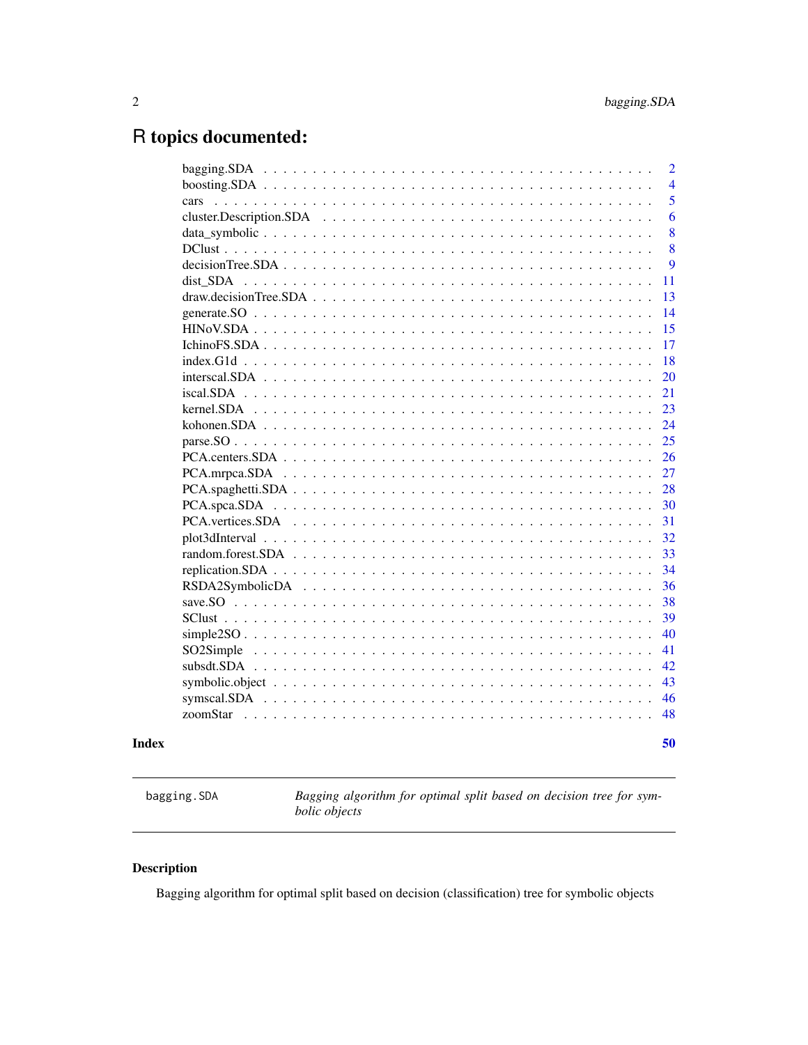# R topics documented:

| | |
|---|---|
| bagging.SDA | 2 |
| boosting.SDA | 4 |
| cars | 5 |
| cluster.Description.SDA | 6 |
| data_symbolic | 8 |
| DClust | 8 |
| decisionTree.SDA | 9 |
| dist_SDA | 11 |
| draw.decisionTree.SDA | 13 |
| generate.SO | 14 |
| HINoV.SDA | 15 |
| IchinoFS.SDA | 17 |
| index.G1d | 18 |
| interscal.SDA | 20 |
| iscal.SDA | 21 |
| kernel.SDA | 23 |
| kohonen.SDA | 24 |
| parse.SO | 25 |
| PCA.centers.SDA | 26 |
| PCA.mrpca.SDA | 27 |
| PCA.spaghetti.SDA | 28 |
| PCA.spca.SDA | 30 |
| PCA.vertices.SDA | 31 |
| plot3dInterval | 32 |
| random.forest.SDA | 33 |
| replication.SDA | 34 |
| RSDA2SymbolicDA | 36 |
| save.SO | 38 |
| SClust | 39 |
| simple2SO | 40 |
| SO2Simple | 41 |
| subsdt.SDA | 42 |
| symbolic.object | 43 |
| symscal.SDA | 46 |
| zoomStar | 48 |
| **Index** | **50** |

---

`bagging.SDA` — *Bagging algorithm for optimal split based on decision tree for symbolic objects*

---

## Description

Bagging algorithm for optimal split based on decision (classification) tree for symbolic objects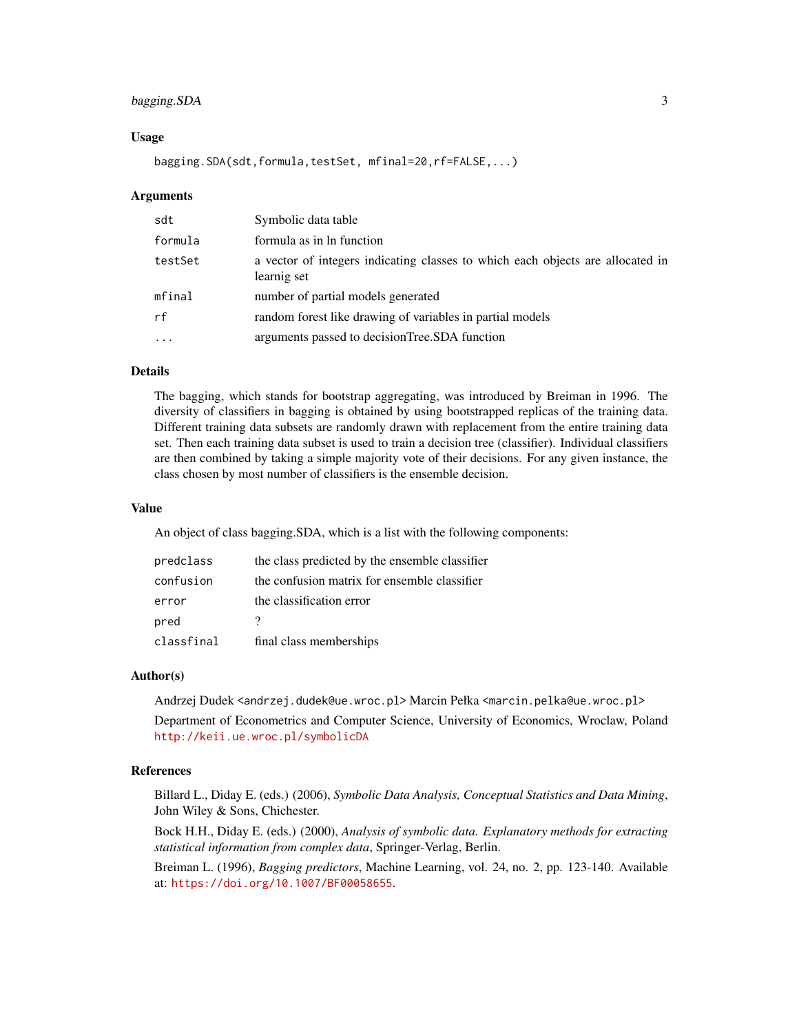### Usage

```
bagging.SDA(sdt,formula,testSet, mfinal=20,rf=FALSE,...)
```

### Arguments

| | |
|---|---|
| sdt | Symbolic data table |
| formula | formula as in ln function |
| testSet | a vector of integers indicating classes to which each objects are allocated in learnig set |
| mfinal | number of partial models generated |
| rf | random forest like drawing of variables in partial models |
| ... | arguments passed to decisionTree.SDA function |

### Details

The bagging, which stands for bootstrap aggregating, was introduced by Breiman in 1996. The diversity of classifiers in bagging is obtained by using bootstrapped replicas of the training data. Different training data subsets are randomly drawn with replacement from the entire training data set. Then each training data subset is used to train a decision tree (classifier). Individual classifiers are then combined by taking a simple majority vote of their decisions. For any given instance, the class chosen by most number of classifiers is the ensemble decision.

### Value

An object of class bagging.SDA, which is a list with the following components:

| | |
|---|---|
| predclass | the class predicted by the ensemble classifier |
| confusion | the confusion matrix for ensemble classifier |
| error | the classification error |
| pred | ? |
| classfinal | final class memberships |

### Author(s)

Andrzej Dudek <andrzej.dudek@ue.wroc.pl> Marcin Pełka <marcin.pelka@ue.wroc.pl>

Department of Econometrics and Computer Science, University of Economics, Wroclaw, Poland http://keii.ue.wroc.pl/symbolicDA

### References

Billard L., Diday E. (eds.) (2006), *Symbolic Data Analysis, Conceptual Statistics and Data Mining*, John Wiley & Sons, Chichester.

Bock H.H., Diday E. (eds.) (2000), *Analysis of symbolic data. Explanatory methods for extracting statistical information from complex data*, Springer-Verlag, Berlin.

Breiman L. (1996), *Bagging predictors*, Machine Learning, vol. 24, no. 2, pp. 123-140. Available at: https://doi.org/10.1007/BF00058655.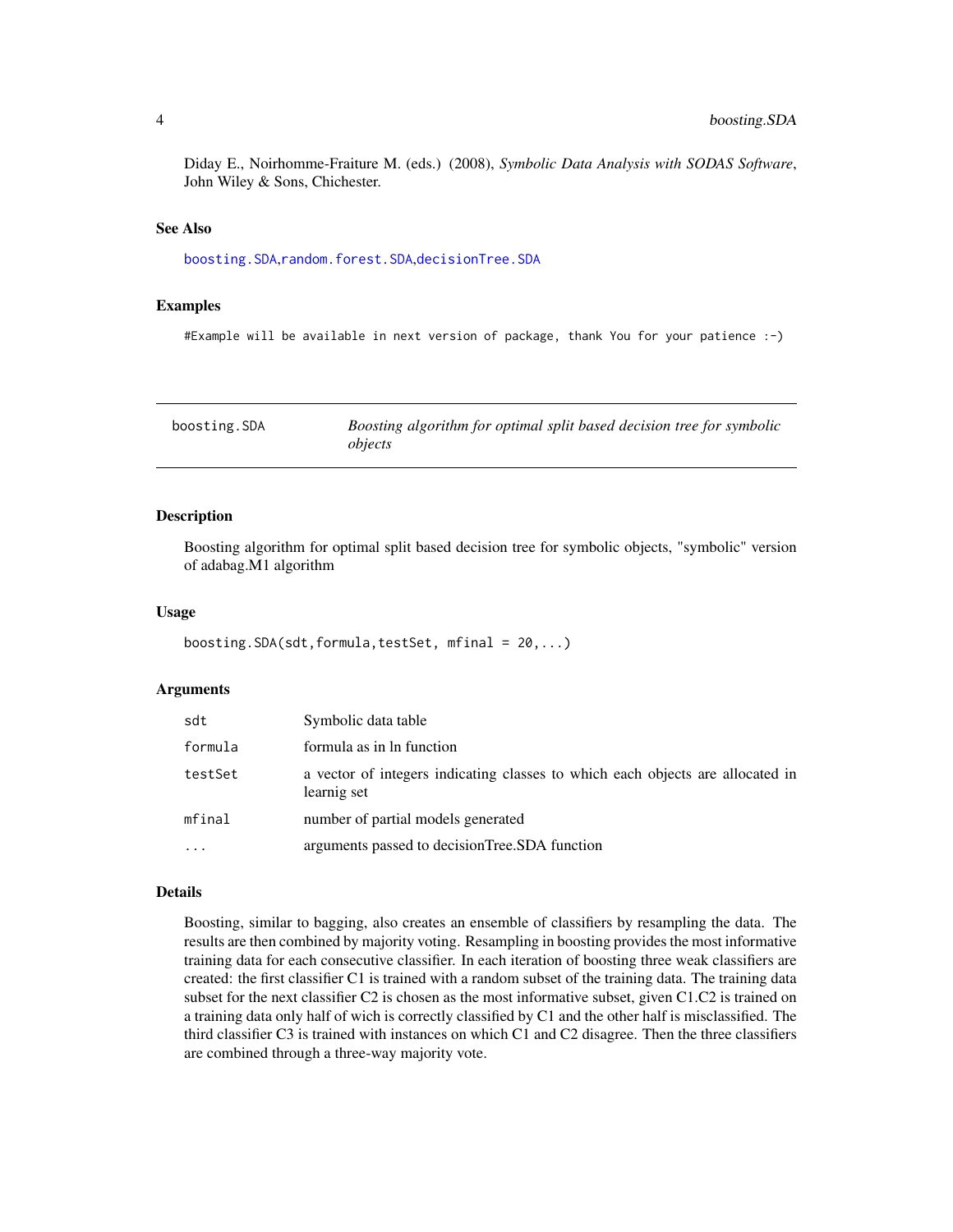Diday E., Noirhomme-Fraiture M. (eds.) (2008), *Symbolic Data Analysis with SODAS Software*, John Wiley & Sons, Chichester.

### See Also

boosting.SDA,random.forest.SDA,decisionTree.SDA

### Examples

```
#Example will be available in next version of package, thank You for your patience :-)
```

---

## boosting.SDA — *Boosting algorithm for optimal split based decision tree for symbolic objects*

---

### Description

Boosting algorithm for optimal split based decision tree for symbolic objects, "symbolic" version of adabag.M1 algorithm

### Usage

```
boosting.SDA(sdt,formula,testSet, mfinal = 20,...)
```

### Arguments

| | |
|---|---|
| sdt | Symbolic data table |
| formula | formula as in ln function |
| testSet | a vector of integers indicating classes to which each objects are allocated in learnig set |
| mfinal | number of partial models generated |
| ... | arguments passed to decisionTree.SDA function |

### Details

Boosting, similar to bagging, also creates an ensemble of classifiers by resampling the data. The results are then combined by majority voting. Resampling in boosting provides the most informative training data for each consecutive classifier. In each iteration of boosting three weak classifiers are created: the first classifier C1 is trained with a random subset of the training data. The training data subset for the next classifier C2 is chosen as the most informative subset, given C1.C2 is trained on a training data only half of wich is correctly classified by C1 and the other half is misclassified. The third classifier C3 is trained with instances on which C1 and C2 disagree. Then the three classifiers are combined through a three-way majority vote.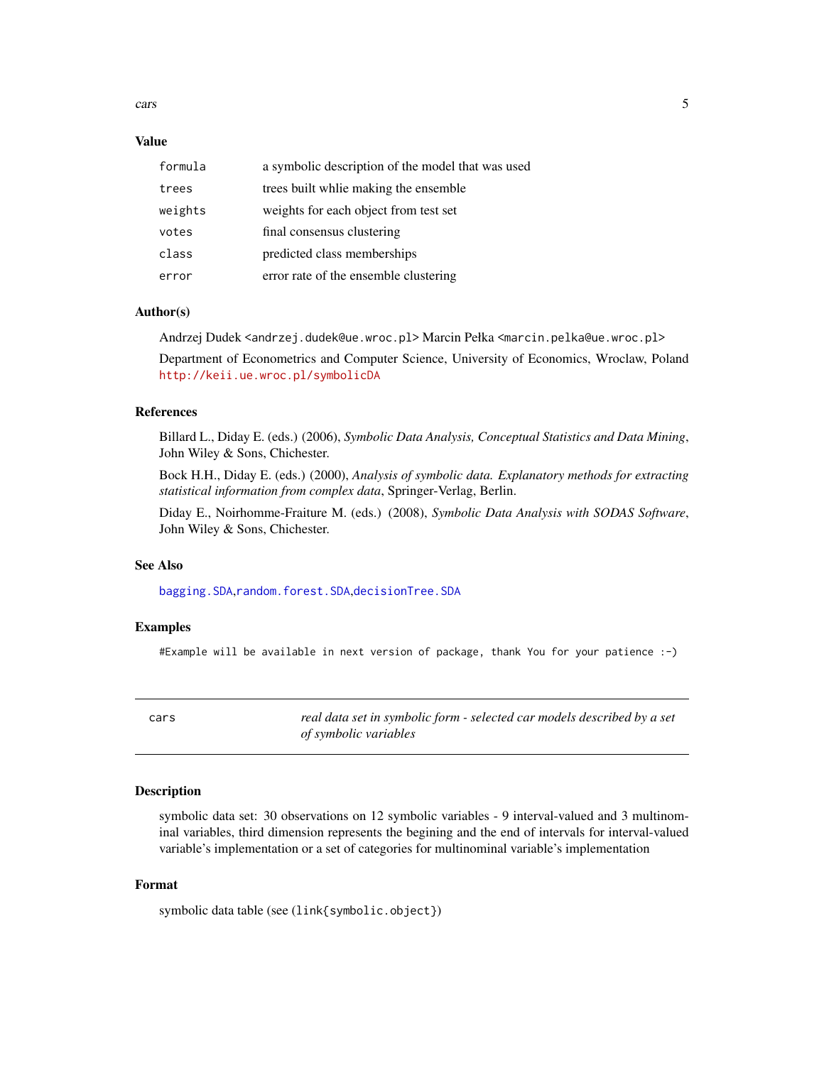### Value

| | |
|---|---|
| `formula` | a symbolic description of the model that was used |
| `trees` | trees built whlie making the ensemble |
| `weights` | weights for each object from test set |
| `votes` | final consensus clustering |
| `class` | predicted class memberships |
| `error` | error rate of the ensemble clustering |

### Author(s)

Andrzej Dudek <andrzej.dudek@ue.wroc.pl> Marcin Pełka <marcin.pelka@ue.wroc.pl>

Department of Econometrics and Computer Science, University of Economics, Wroclaw, Poland http://keii.ue.wroc.pl/symbolicDA

### References

Billard L., Diday E. (eds.) (2006), *Symbolic Data Analysis, Conceptual Statistics and Data Mining*, John Wiley & Sons, Chichester.

Bock H.H., Diday E. (eds.) (2000), *Analysis of symbolic data. Explanatory methods for extracting statistical information from complex data*, Springer-Verlag, Berlin.

Diday E., Noirhomme-Fraiture M. (eds.) (2008), *Symbolic Data Analysis with SODAS Software*, John Wiley & Sons, Chichester.

### See Also

bagging.SDA, random.forest.SDA, decisionTree.SDA

### Examples

```
#Example will be available in next version of package, thank You for your patience :-)
```

---

## cars — *real data set in symbolic form - selected car models described by a set of symbolic variables*

---

### Description

symbolic data set: 30 observations on 12 symbolic variables - 9 interval-valued and 3 multinominal variables, third dimension represents the begining and the end of intervals for interval-valued variable's implementation or a set of categories for multinominal variable's implementation

### Format

symbolic data table (see (`link{symbolic.object}`)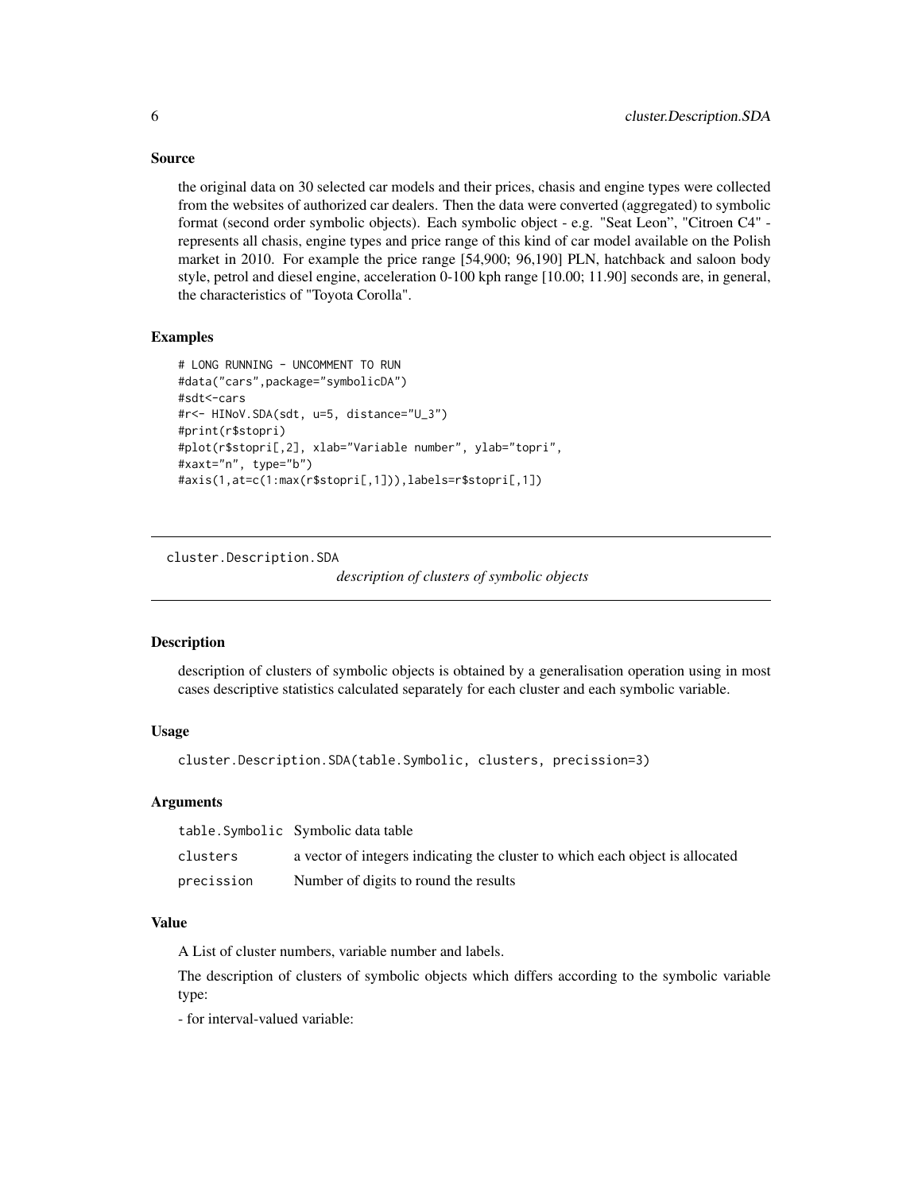## Source

the original data on 30 selected car models and their prices, chasis and engine types were collected from the websites of authorized car dealers. Then the data were converted (aggregated) to symbolic format (second order symbolic objects). Each symbolic object - e.g. "Seat Leon", "Citroen C4" - represents all chasis, engine types and price range of this kind of car model available on the Polish market in 2010. For example the price range [54,900; 96,190] PLN, hatchback and saloon body style, petrol and diesel engine, acceleration 0-100 kph range [10.00; 11.90] seconds are, in general, the characteristics of "Toyota Corolla".

## Examples

```
# LONG RUNNING - UNCOMMENT TO RUN
#data("cars",package="symbolicDA")
#sdt<-cars
#r<- HINoV.SDA(sdt, u=5, distance="U_3")
#print(r$stopri)
#plot(r$stopri[,2], xlab="Variable number", ylab="topri",
#xaxt="n", type="b")
#axis(1,at=c(1:max(r$stopri[,1])),labels=r$stopri[,1])
```

---

# cluster.Description.SDA

*description of clusters of symbolic objects*

## Description

description of clusters of symbolic objects is obtained by a generalisation operation using in most cases descriptive statistics calculated separately for each cluster and each symbolic variable.

## Usage

```
cluster.Description.SDA(table.Symbolic, clusters, precission=3)
```

## Arguments

| | |
|---|---|
| table.Symbolic | Symbolic data table |
| clusters | a vector of integers indicating the cluster to which each object is allocated |
| precission | Number of digits to round the results |

## Value

A List of cluster numbers, variable number and labels.

The description of clusters of symbolic objects which differs according to the symbolic variable type:

- for interval-valued variable: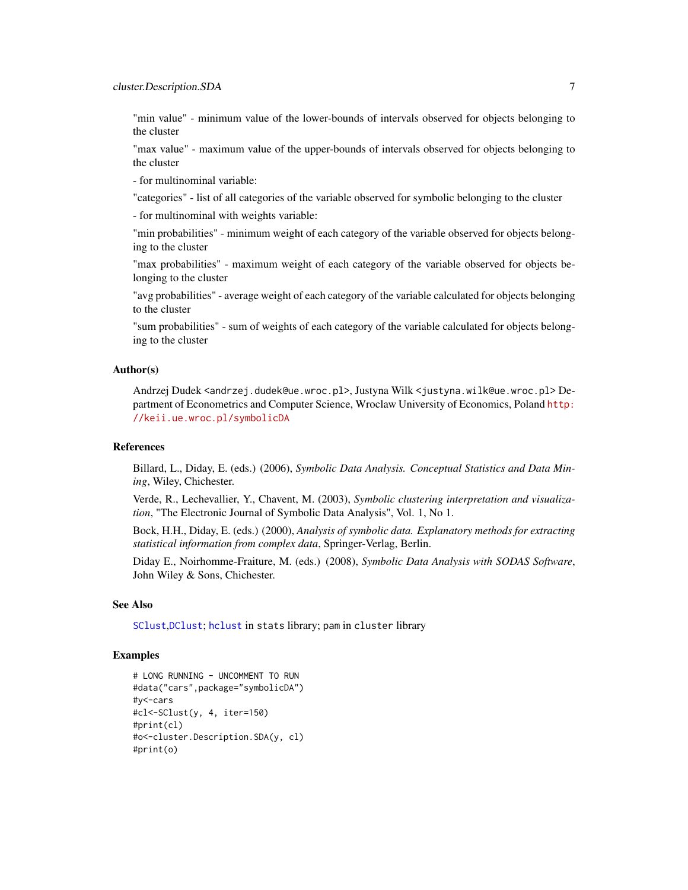"min value" - minimum value of the lower-bounds of intervals observed for objects belonging to the cluster

"max value" - maximum value of the upper-bounds of intervals observed for objects belonging to the cluster

- for multinominal variable:

"categories" - list of all categories of the variable observed for symbolic belonging to the cluster

- for multinominal with weights variable:

"min probabilities" - minimum weight of each category of the variable observed for objects belonging to the cluster

"max probabilities" - maximum weight of each category of the variable observed for objects belonging to the cluster

"avg probabilities" - average weight of each category of the variable calculated for objects belonging to the cluster

"sum probabilities" - sum of weights of each category of the variable calculated for objects belonging to the cluster

### Author(s)

Andrzej Dudek <andrzej.dudek@ue.wroc.pl>, Justyna Wilk <justyna.wilk@ue.wroc.pl> Department of Econometrics and Computer Science, Wroclaw University of Economics, Poland http://keii.ue.wroc.pl/symbolicDA

### References

Billard, L., Diday, E. (eds.) (2006), *Symbolic Data Analysis. Conceptual Statistics and Data Mining*, Wiley, Chichester.

Verde, R., Lechevallier, Y., Chavent, M. (2003), *Symbolic clustering interpretation and visualization*, "The Electronic Journal of Symbolic Data Analysis", Vol. 1, No 1.

Bock, H.H., Diday, E. (eds.) (2000), *Analysis of symbolic data. Explanatory methods for extracting statistical information from complex data*, Springer-Verlag, Berlin.

Diday E., Noirhomme-Fraiture, M. (eds.) (2008), *Symbolic Data Analysis with SODAS Software*, John Wiley & Sons, Chichester.

### See Also

SClust,DClust; hclust in stats library; pam in cluster library

### Examples

```
# LONG RUNNING - UNCOMMENT TO RUN
#data("cars",package="symbolicDA")
#y<-cars
#cl<-SClust(y, 4, iter=150)
#print(cl)
#o<-cluster.Description.SDA(y, cl)
#print(o)
```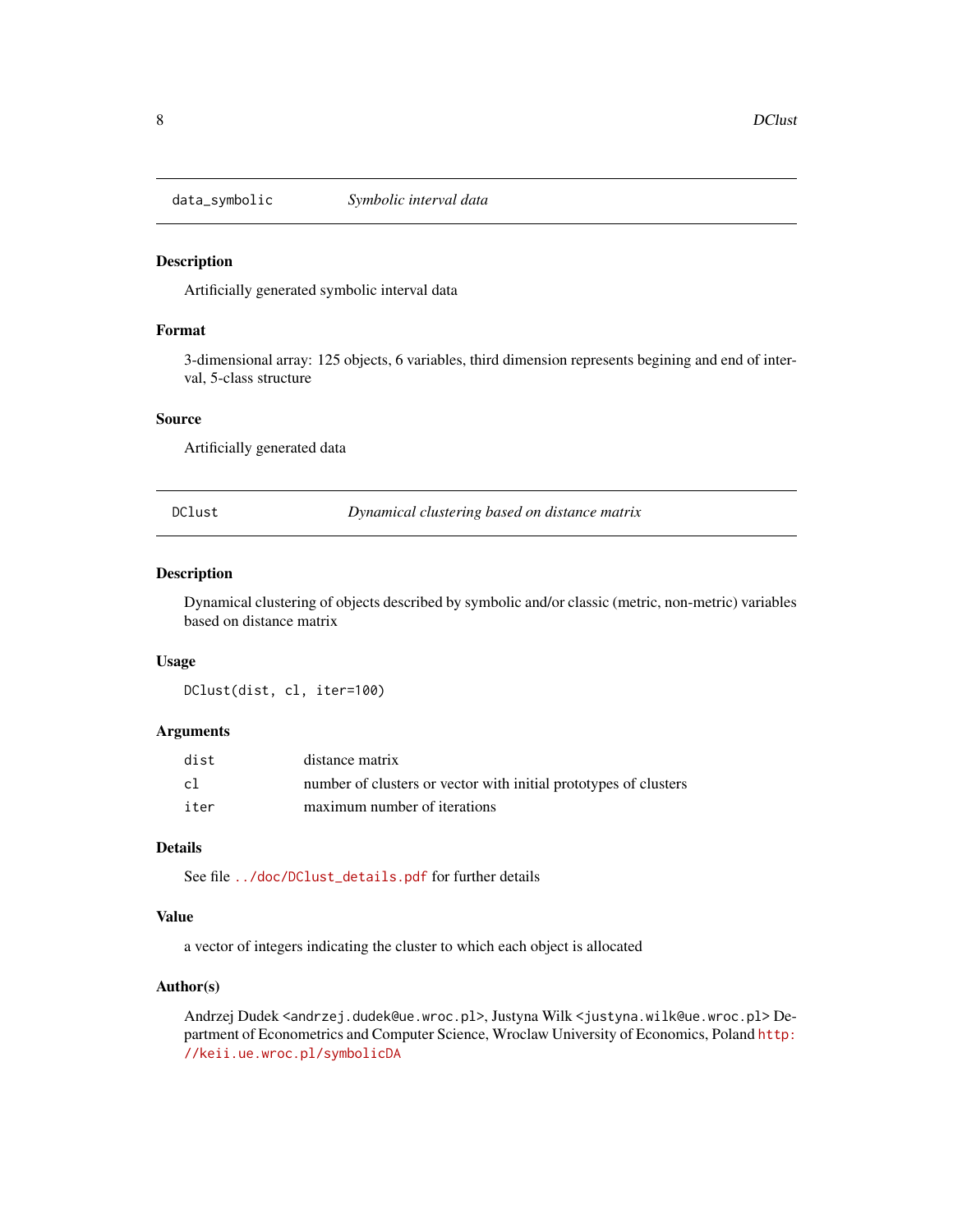## data_symbolic — *Symbolic interval data*

### Description

Artificially generated symbolic interval data

### Format

3-dimensional array: 125 objects, 6 variables, third dimension represents begining and end of interval, 5-class structure

### Source

Artificially generated data

## DClust — *Dynamical clustering based on distance matrix*

### Description

Dynamical clustering of objects described by symbolic and/or classic (metric, non-metric) variables based on distance matrix

### Usage

```
DClust(dist, cl, iter=100)
```

### Arguments

| | |
|---|---|
| `dist` | distance matrix |
| `cl` | number of clusters or vector with initial prototypes of clusters |
| `iter` | maximum number of iterations |

### Details

See file `../doc/DClust_details.pdf` for further details

### Value

a vector of integers indicating the cluster to which each object is allocated

### Author(s)

Andrzej Dudek <andrzej.dudek@ue.wroc.pl>, Justyna Wilk <justyna.wilk@ue.wroc.pl> Department of Econometrics and Computer Science, Wroclaw University of Economics, Poland http://keii.ue.wroc.pl/symbolicDA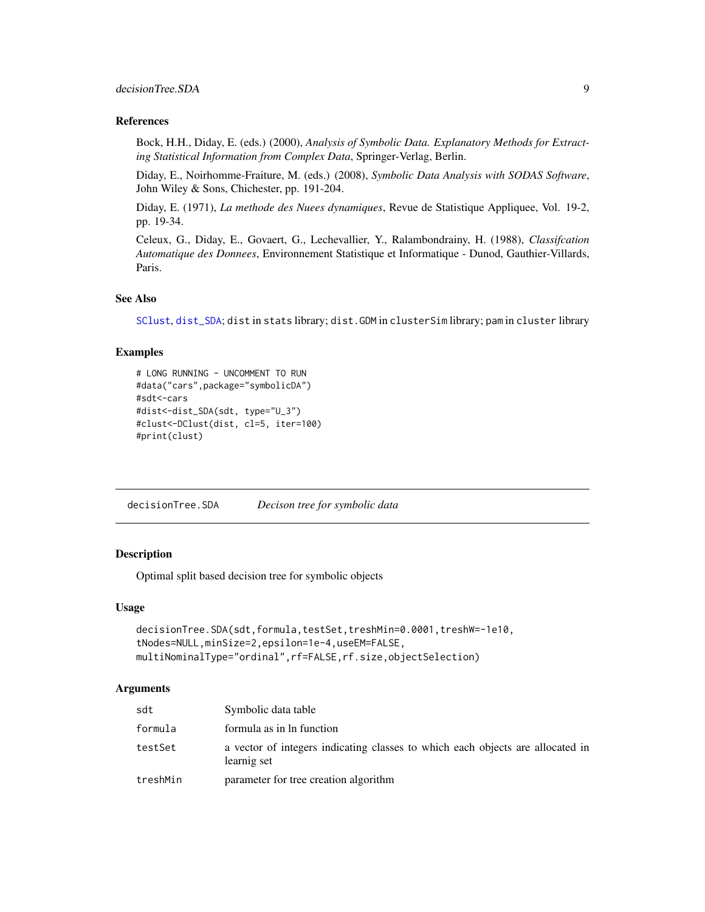### References

Bock, H.H., Diday, E. (eds.) (2000), *Analysis of Symbolic Data. Explanatory Methods for Extracting Statistical Information from Complex Data*, Springer-Verlag, Berlin.

Diday, E., Noirhomme-Fraiture, M. (eds.) (2008), *Symbolic Data Analysis with SODAS Software*, John Wiley & Sons, Chichester, pp. 191-204.

Diday, E. (1971), *La methode des Nuees dynamiques*, Revue de Statistique Appliquee, Vol. 19-2, pp. 19-34.

Celeux, G., Diday, E., Govaert, G., Lechevallier, Y., Ralambondrainy, H. (1988), *Classifcation Automatique des Donnees*, Environnement Statistique et Informatique - Dunod, Gauthier-Villards, Paris.

### See Also

SClust, dist_SDA; dist in stats library; dist.GDM in clusterSim library; pam in cluster library

### Examples

```
# LONG RUNNING - UNCOMMENT TO RUN
#data("cars",package="symbolicDA")
#sdt<-cars
#dist<-dist_SDA(sdt, type="U_3")
#clust<-DClust(dist, cl=5, iter=100)
#print(clust)
```

---

## decisionTree.SDA *Decison tree for symbolic data*

### Description

Optimal split based decision tree for symbolic objects

### Usage

```
decisionTree.SDA(sdt,formula,testSet,treshMin=0.0001,treshW=-1e10,
tNodes=NULL,minSize=2,epsilon=1e-4,useEM=FALSE,
multiNominalType="ordinal",rf=FALSE,rf.size,objectSelection)
```

### Arguments

| | |
|---|---|
| sdt | Symbolic data table |
| formula | formula as in ln function |
| testSet | a vector of integers indicating classes to which each objects are allocated in learnig set |
| treshMin | parameter for tree creation algorithm |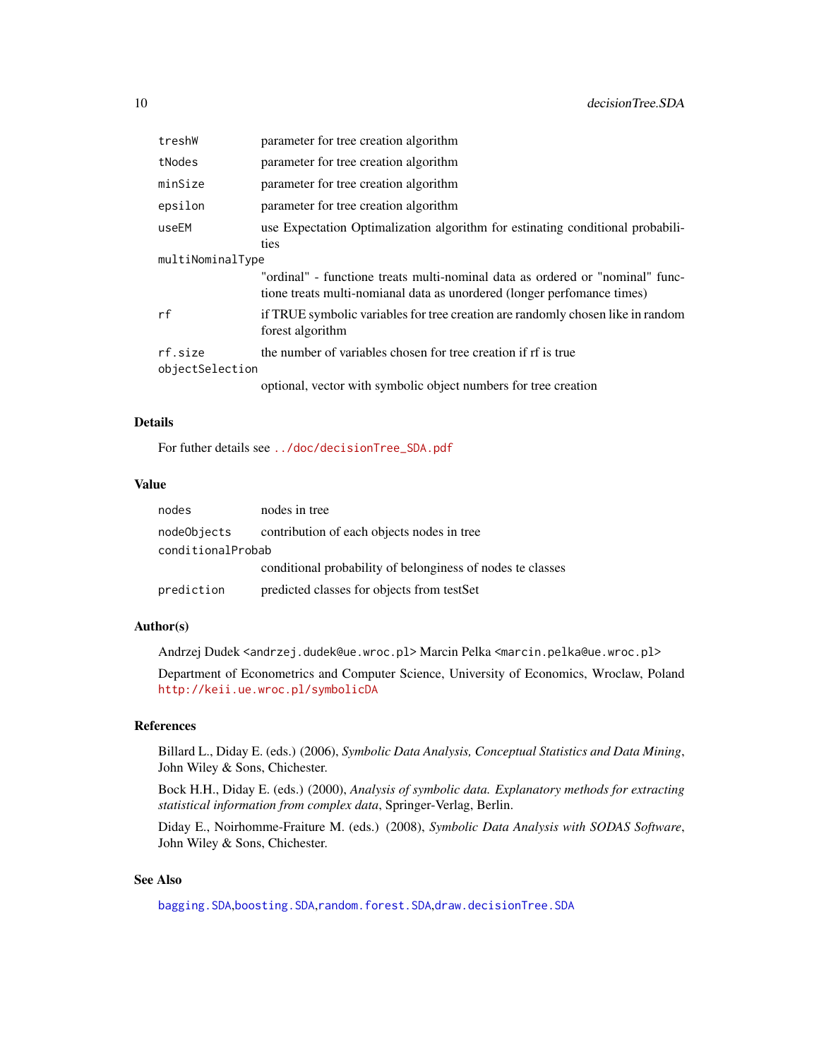| | |
|---|---|
| treshW | parameter for tree creation algorithm |
| tNodes | parameter for tree creation algorithm |
| minSize | parameter for tree creation algorithm |
| epsilon | parameter for tree creation algorithm |
| useEM | use Expectation Optimalization algorithm for estinating conditional probabilities |
| multiNominalType | "ordinal" - functione treats multi-nominal data as ordered or "nominal" functione treats multi-nomianal data as unordered (longer perfomance times) |
| rf | if TRUE symbolic variables for tree creation are randomly chosen like in random forest algorithm |
| rf.size | the number of variables chosen for tree creation if rf is true |
| objectSelection | optional, vector with symbolic object numbers for tree creation |

## Details

For futher details see ../doc/decisionTree_SDA.pdf

## Value

| | |
|---|---|
| nodes | nodes in tree |
| nodeObjects | contribution of each objects nodes in tree |
| conditionalProbab | conditional probability of belonginess of nodes te classes |
| prediction | predicted classes for objects from testSet |

## Author(s)

Andrzej Dudek <andrzej.dudek@ue.wroc.pl> Marcin Pelka <marcin.pelka@ue.wroc.pl>

Department of Econometrics and Computer Science, University of Economics, Wroclaw, Poland http://keii.ue.wroc.pl/symbolicDA

## References

Billard L., Diday E. (eds.) (2006), *Symbolic Data Analysis, Conceptual Statistics and Data Mining*, John Wiley & Sons, Chichester.

Bock H.H., Diday E. (eds.) (2000), *Analysis of symbolic data. Explanatory methods for extracting statistical information from complex data*, Springer-Verlag, Berlin.

Diday E., Noirhomme-Fraiture M. (eds.) (2008), *Symbolic Data Analysis with SODAS Software*, John Wiley & Sons, Chichester.

## See Also

bagging.SDA,boosting.SDA,random.forest.SDA,draw.decisionTree.SDA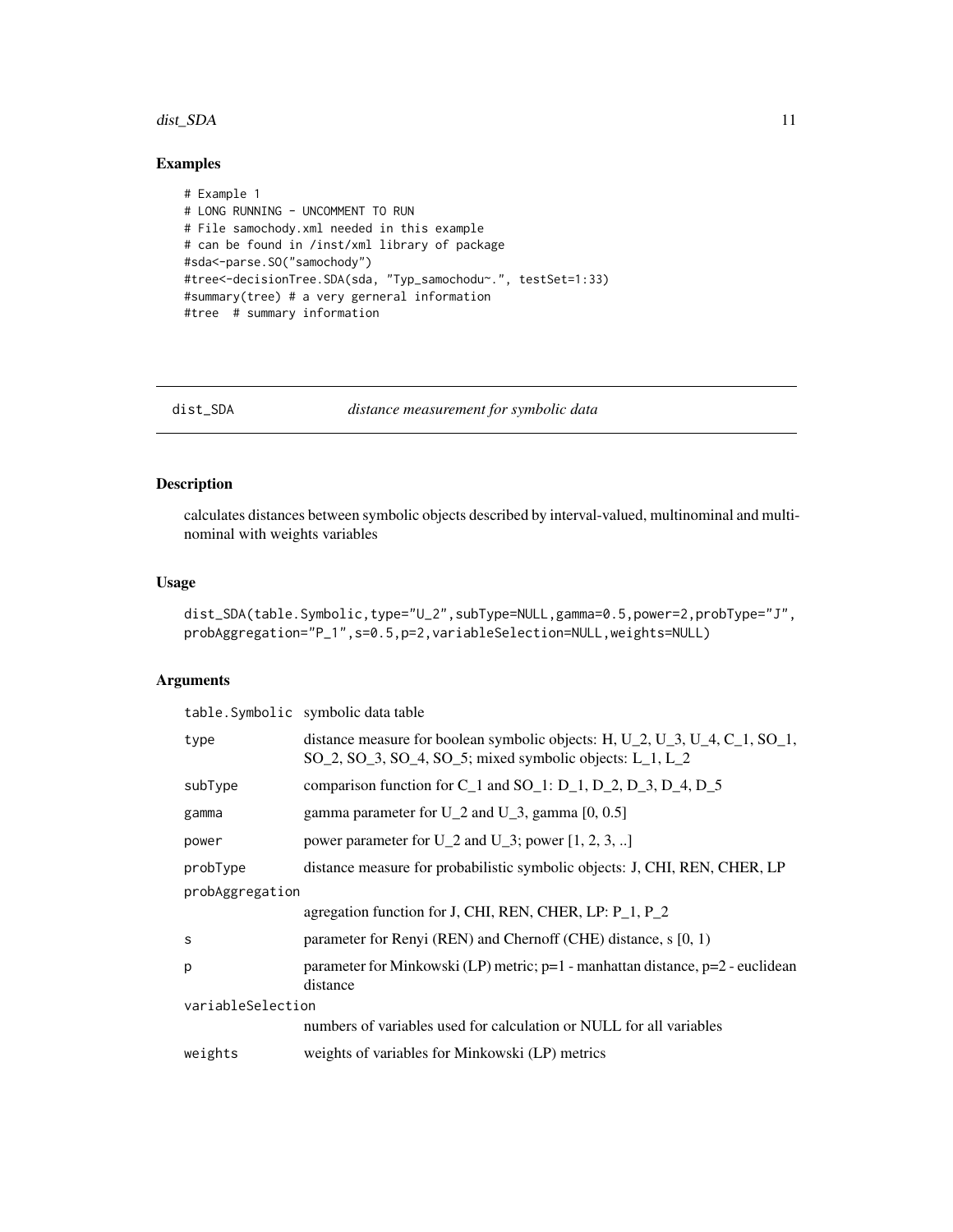## Examples

```
# Example 1
# LONG RUNNING - UNCOMMENT TO RUN
# File samochody.xml needed in this example
# can be found in /inst/xml library of package
#sda<-parse.SO("samochody")
#tree<-decisionTree.SDA(sda, "Typ_samochodu~.", testSet=1:33)
#summary(tree) # a very gerneral information
#tree  # summary information
```

---

# dist_SDA    *distance measurement for symbolic data*

---

## Description

calculates distances between symbolic objects described by interval-valued, multinominal and multinominal with weights variables

## Usage

```
dist_SDA(table.Symbolic,type="U_2",subType=NULL,gamma=0.5,power=2,probType="J",
probAggregation="P_1",s=0.5,p=2,variableSelection=NULL,weights=NULL)
```

## Arguments

| | |
|---|---|
| table.Symbolic | symbolic data table |
| type | distance measure for boolean symbolic objects: H, U_2, U_3, U_4, C_1, SO_1, SO_2, SO_3, SO_4, SO_5; mixed symbolic objects: L_1, L_2 |
| subType | comparison function for C_1 and SO_1: D_1, D_2, D_3, D_4, D_5 |
| gamma | gamma parameter for U_2 and U_3, gamma [0, 0.5] |
| power | power parameter for U_2 and U_3; power [1, 2, 3, ..] |
| probType | distance measure for probabilistic symbolic objects: J, CHI, REN, CHER, LP |
| probAggregation | agregation function for J, CHI, REN, CHER, LP: P_1, P_2 |
| s | parameter for Renyi (REN) and Chernoff (CHE) distance, s [0, 1) |
| p | parameter for Minkowski (LP) metric; p=1 - manhattan distance, p=2 - euclidean distance |
| variableSelection | numbers of variables used for calculation or NULL for all variables |
| weights | weights of variables for Minkowski (LP) metrics |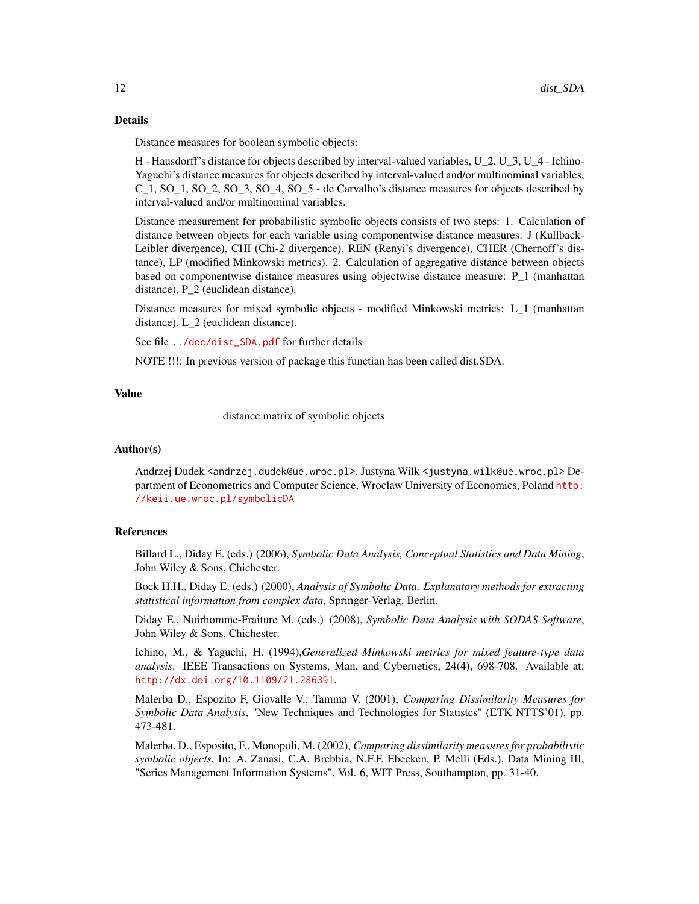### Details

Distance measures for boolean symbolic objects:

H - Hausdorff's distance for objects described by interval-valued variables, U_2, U_3, U_4 - Ichino-Yaguchi's distance measures for objects described by interval-valued and/or multinominal variables, C_1, SO_1, SO_2, SO_3, SO_4, SO_5 - de Carvalho's distance measures for objects described by interval-valued and/or multinominal variables.

Distance measurement for probabilistic symbolic objects consists of two steps: 1. Calculation of distance between objects for each variable using componentwise distance measures: J (Kullback-Leibler divergence), CHI (Chi-2 divergence), REN (Renyi's divergence), CHER (Chernoff's distance), LP (modified Minkowski metrics). 2. Calculation of aggregative distance between objects based on componentwise distance measures using objectwise distance measure: P_1 (manhattan distance), P_2 (euclidean distance).

Distance measures for mixed symbolic objects - modified Minkowski metrics: L_1 (manhattan distance), L_2 (euclidean distance).

See file ../doc/dist_SDA.pdf for further details

NOTE !!!: In previous version of package this functian has been called dist.SDA.

### Value

distance matrix of symbolic objects

### Author(s)

Andrzej Dudek <andrzej.dudek@ue.wroc.pl>, Justyna Wilk <justyna.wilk@ue.wroc.pl> Department of Econometrics and Computer Science, Wroclaw University of Economics, Poland http://keii.ue.wroc.pl/symbolicDA

### References

Billard L., Diday E. (eds.) (2006), *Symbolic Data Analysis, Conceptual Statistics and Data Mining*, John Wiley & Sons, Chichester.

Bock H.H., Diday E. (eds.) (2000), *Analysis of Symbolic Data. Explanatory methods for extracting statistical information from complex data*, Springer-Verlag, Berlin.

Diday E., Noirhomme-Fraiture M. (eds.) (2008), *Symbolic Data Analysis with SODAS Software*, John Wiley & Sons, Chichester.

Ichino, M., & Yaguchi, H. (1994),*Generalized Minkowski metrics for mixed feature-type data analysis*. IEEE Transactions on Systems, Man, and Cybernetics, 24(4), 698-708. Available at: http://dx.doi.org/10.1109/21.286391.

Malerba D., Espozito F, Giovalle V., Tamma V. (2001), *Comparing Dissimilarity Measures for Symbolic Data Analysis*, "New Techniques and Technologies for Statistcs" (ETK NTTS'01), pp. 473-481.

Malerba, D., Esposito, F., Monopoli, M. (2002), *Comparing dissimilarity measures for probabilistic symbolic objects*, In: A. Zanasi, C.A. Brebbia, N.F.F. Ebecken, P. Melli (Eds.), Data Mining III, "Series Management Information Systems", Vol. 6, WIT Press, Southampton, pp. 31-40.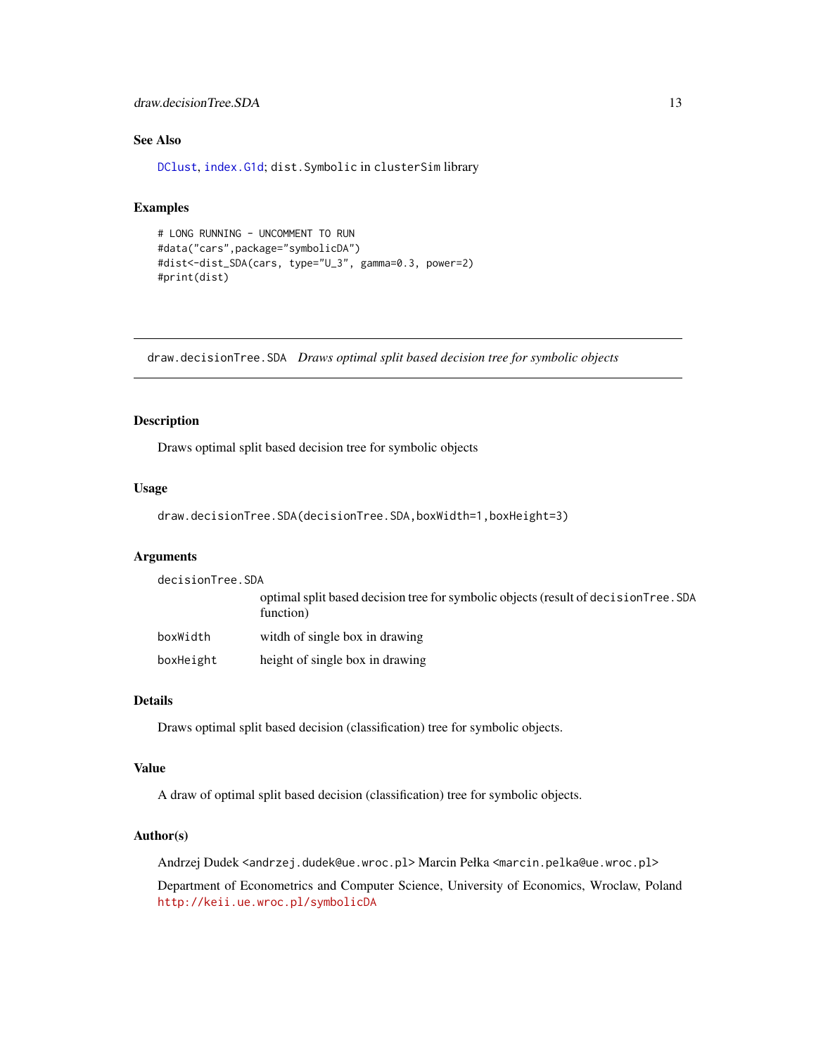### See Also

DClust, index.G1d; dist.Symbolic in clusterSim library

### Examples

```
# LONG RUNNING - UNCOMMENT TO RUN
#data("cars",package="symbolicDA")
#dist<-dist_SDA(cars, type="U_3", gamma=0.3, power=2)
#print(dist)
```

---

## draw.decisionTree.SDA *Draws optimal split based decision tree for symbolic objects*

---

### Description

Draws optimal split based decision tree for symbolic objects

### Usage

```
draw.decisionTree.SDA(decisionTree.SDA,boxWidth=1,boxHeight=3)
```

### Arguments

| | |
|---|---|
| decisionTree.SDA | optimal split based decision tree for symbolic objects (result of decisionTree.SDA function) |
| boxWidth | witdh of single box in drawing |
| boxHeight | height of single box in drawing |

### Details

Draws optimal split based decision (classification) tree for symbolic objects.

### Value

A draw of optimal split based decision (classification) tree for symbolic objects.

### Author(s)

Andrzej Dudek <andrzej.dudek@ue.wroc.pl> Marcin Pełka <marcin.pelka@ue.wroc.pl>

Department of Econometrics and Computer Science, University of Economics, Wroclaw, Poland http://keii.ue.wroc.pl/symbolicDA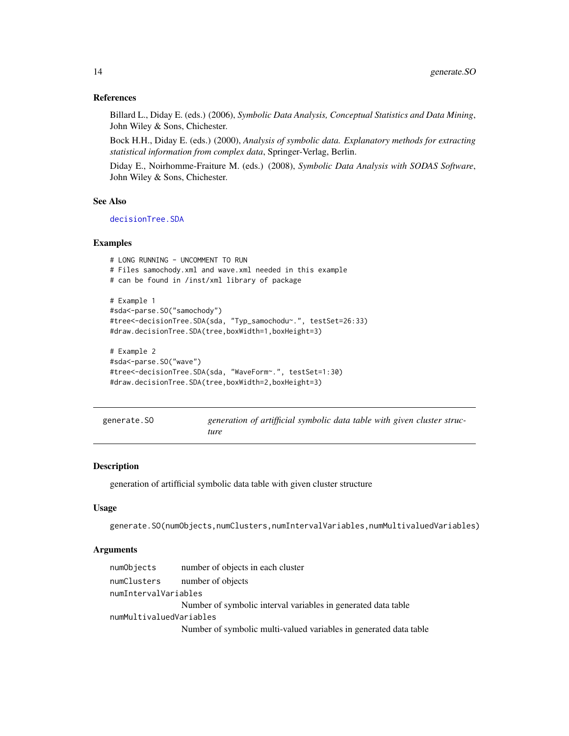### References

Billard L., Diday E. (eds.) (2006), *Symbolic Data Analysis, Conceptual Statistics and Data Mining*, John Wiley & Sons, Chichester.

Bock H.H., Diday E. (eds.) (2000), *Analysis of symbolic data. Explanatory methods for extracting statistical information from complex data*, Springer-Verlag, Berlin.

Diday E., Noirhomme-Fraiture M. (eds.) (2008), *Symbolic Data Analysis with SODAS Software*, John Wiley & Sons, Chichester.

### See Also

decisionTree.SDA

### Examples

```
# LONG RUNNING - UNCOMMENT TO RUN
# Files samochody.xml and wave.xml needed in this example
# can be found in /inst/xml library of package

# Example 1
#sda<-parse.SO("samochody")
#tree<-decisionTree.SDA(sda, "Typ_samochodu~.", testSet=26:33)
#draw.decisionTree.SDA(tree,boxWidth=1,boxHeight=3)

# Example 2
#sda<-parse.SO("wave")
#tree<-decisionTree.SDA(sda, "WaveForm~.", testSet=1:30)
#draw.decisionTree.SDA(tree,boxWidth=2,boxHeight=3)
```

---

## generate.SO — *generation of artifficial symbolic data table with given cluster structure*

---

### Description

generation of artifficial symbolic data table with given cluster structure

### Usage

```
generate.SO(numObjects,numClusters,numIntervalVariables,numMultivaluedVariables)
```

### Arguments

| | |
|---|---|
| numObjects | number of objects in each cluster |
| numClusters | number of objects |
| numIntervalVariables | Number of symbolic interval variables in generated data table |
| numMultivaluedVariables | Number of symbolic multi-valued variables in generated data table |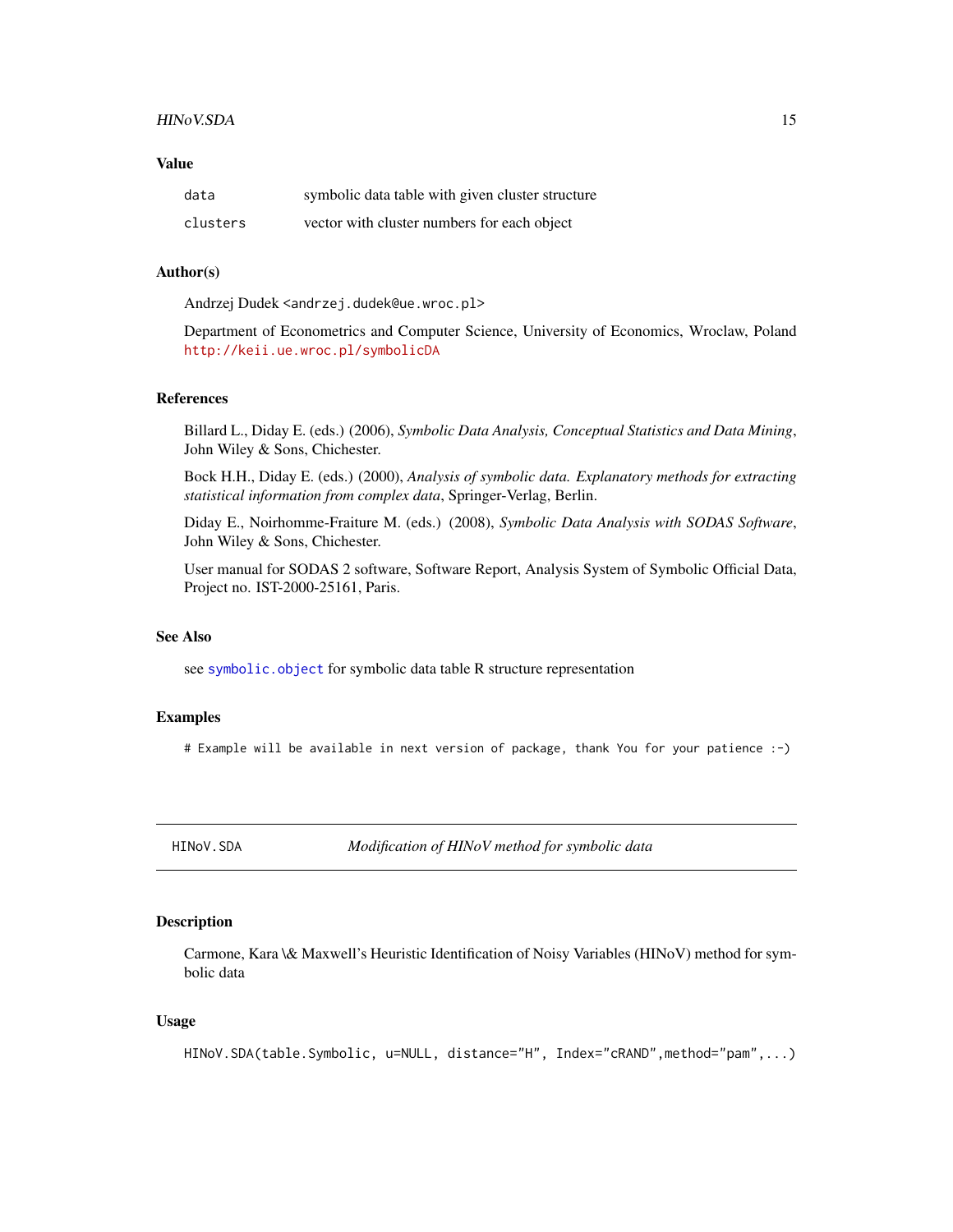## Value

| | |
|---|---|
| `data` | symbolic data table with given cluster structure |
| `clusters` | vector with cluster numbers for each object |

## Author(s)

Andrzej Dudek <andrzej.dudek@ue.wroc.pl>

Department of Econometrics and Computer Science, University of Economics, Wroclaw, Poland http://keii.ue.wroc.pl/symbolicDA

## References

Billard L., Diday E. (eds.) (2006), *Symbolic Data Analysis, Conceptual Statistics and Data Mining*, John Wiley & Sons, Chichester.

Bock H.H., Diday E. (eds.) (2000), *Analysis of symbolic data. Explanatory methods for extracting statistical information from complex data*, Springer-Verlag, Berlin.

Diday E., Noirhomme-Fraiture M. (eds.) (2008), *Symbolic Data Analysis with SODAS Software*, John Wiley & Sons, Chichester.

User manual for SODAS 2 software, Software Report, Analysis System of Symbolic Official Data, Project no. IST-2000-25161, Paris.

## See Also

see `symbolic.object` for symbolic data table R structure representation

## Examples

```
# Example will be available in next version of package, thank You for your patience :-)
```

---

# HINoV.SDA — *Modification of HINoV method for symbolic data*

## Description

Carmone, Kara \& Maxwell's Heuristic Identification of Noisy Variables (HINoV) method for symbolic data

## Usage

```
HINoV.SDA(table.Symbolic, u=NULL, distance="H", Index="cRAND",method="pam",...)
```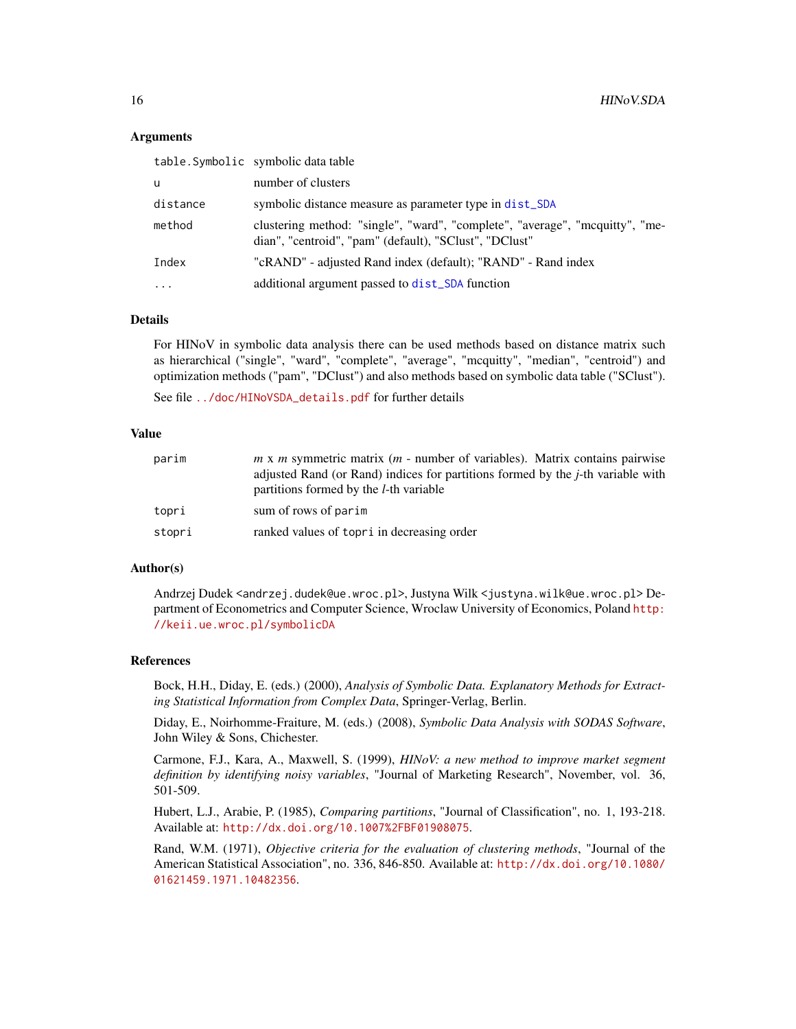## Arguments

| | |
|---|---|
| `table.Symbolic` | symbolic data table |
| `u` | number of clusters |
| `distance` | symbolic distance measure as parameter type in `dist_SDA` |
| `method` | clustering method: "single", "ward", "complete", "average", "mcquitty", "median", "centroid", "pam" (default), "SClust", "DClust" |
| `Index` | "cRAND" - adjusted Rand index (default); "RAND" - Rand index |
| `...` | additional argument passed to `dist_SDA` function |

## Details

For HINoV in symbolic data analysis there can be used methods based on distance matrix such as hierarchical ("single", "ward", "complete", "average", "mcquitty", "median", "centroid") and optimization methods ("pam", "DClust") and also methods based on symbolic data table ("SClust").

See file `../doc/HINoVSDA_details.pdf` for further details

## Value

| | |
|---|---|
| `parim` | *m* x *m* symmetric matrix (*m* - number of variables). Matrix contains pairwise adjusted Rand (or Rand) indices for partitions formed by the *j*-th variable with partitions formed by the *l*-th variable |
| `topri` | sum of rows of `parim` |
| `stopri` | ranked values of `topri` in decreasing order |

## Author(s)

Andrzej Dudek <andrzej.dudek@ue.wroc.pl>, Justyna Wilk <justyna.wilk@ue.wroc.pl> Department of Econometrics and Computer Science, Wroclaw University of Economics, Poland http://keii.ue.wroc.pl/symbolicDA

## References

Bock, H.H., Diday, E. (eds.) (2000), *Analysis of Symbolic Data. Explanatory Methods for Extracting Statistical Information from Complex Data*, Springer-Verlag, Berlin.

Diday, E., Noirhomme-Fraiture, M. (eds.) (2008), *Symbolic Data Analysis with SODAS Software*, John Wiley & Sons, Chichester.

Carmone, F.J., Kara, A., Maxwell, S. (1999), *HINoV: a new method to improve market segment definition by identifying noisy variables*, "Journal of Marketing Research", November, vol. 36, 501-509.

Hubert, L.J., Arabie, P. (1985), *Comparing partitions*, "Journal of Classification", no. 1, 193-218. Available at: http://dx.doi.org/10.1007%2FBF01908075.

Rand, W.M. (1971), *Objective criteria for the evaluation of clustering methods*, "Journal of the American Statistical Association", no. 336, 846-850. Available at: http://dx.doi.org/10.1080/01621459.1971.10482356.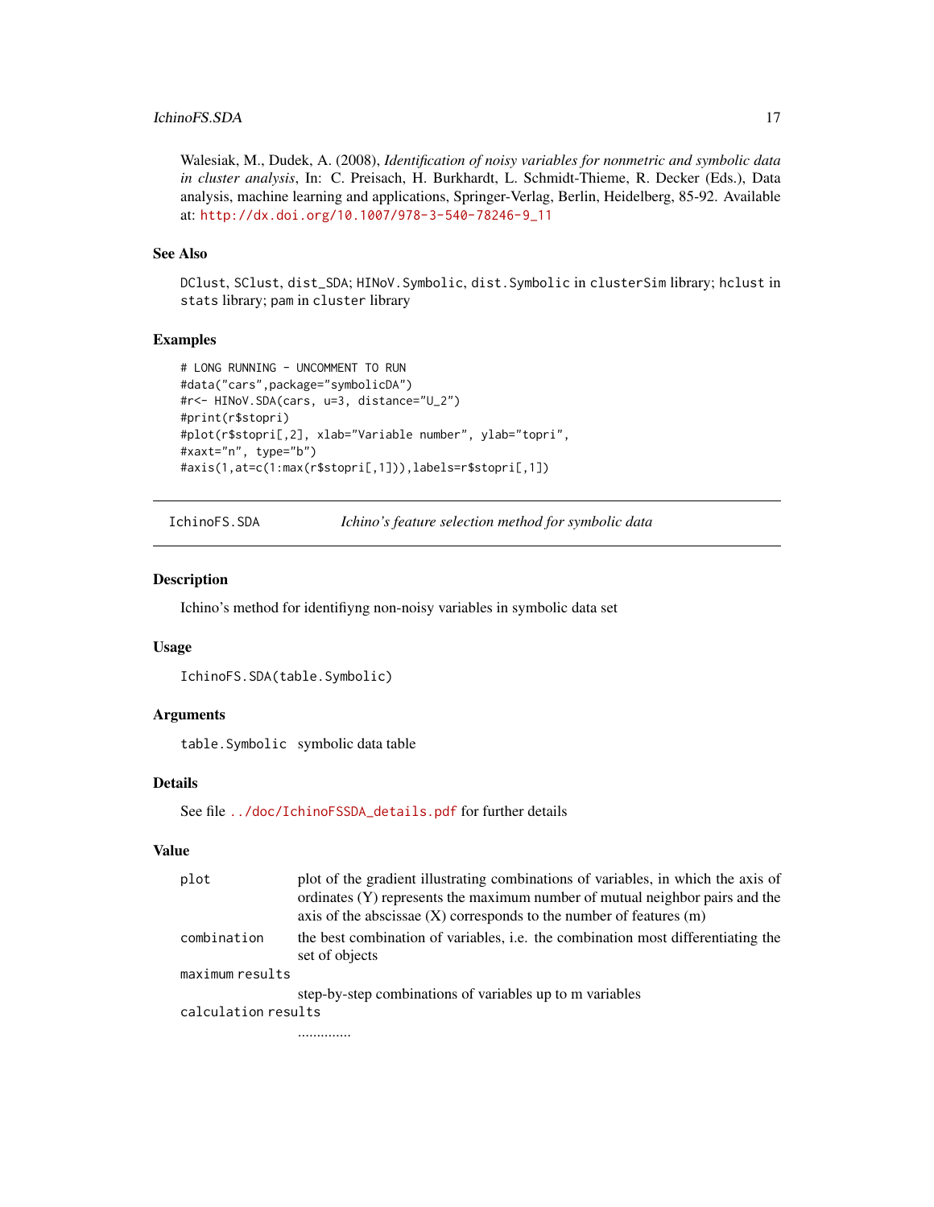Walesiak, M., Dudek, A. (2008), *Identification of noisy variables for nonmetric and symbolic data in cluster analysis*, In: C. Preisach, H. Burkhardt, L. Schmidt-Thieme, R. Decker (Eds.), Data analysis, machine learning and applications, Springer-Verlag, Berlin, Heidelberg, 85-92. Available at: http://dx.doi.org/10.1007/978-3-540-78246-9_11

### See Also

DClust, SClust, dist_SDA; HINoV.Symbolic, dist.Symbolic in clusterSim library; hclust in stats library; pam in cluster library

### Examples

```
# LONG RUNNING - UNCOMMENT TO RUN
#data("cars",package="symbolicDA")
#r<- HINoV.SDA(cars, u=3, distance="U_2")
#print(r$stopri)
#plot(r$stopri[,2], xlab="Variable number", ylab="topri",
#xaxt="n", type="b")
#axis(1,at=c(1:max(r$stopri[,1])),labels=r$stopri[,1])
```

---

## IchinoFS.SDA — *Ichino's feature selection method for symbolic data*

### Description

Ichino's method for identifiyng non-noisy variables in symbolic data set

### Usage

```
IchinoFS.SDA(table.Symbolic)
```

### Arguments

| | |
|---|---|
| table.Symbolic | symbolic data table |

### Details

See file ../doc/IchinoFSSDA_details.pdf for further details

### Value

| | |
|---|---|
| plot | plot of the gradient illustrating combinations of variables, in which the axis of ordinates (Y) represents the maximum number of mutual neighbor pairs and the axis of the abscissae (X) corresponds to the number of features (m) |
| combination | the best combination of variables, i.e. the combination most differentiating the set of objects |
| maximum results | step-by-step combinations of variables up to m variables |
| calculation results | .............. |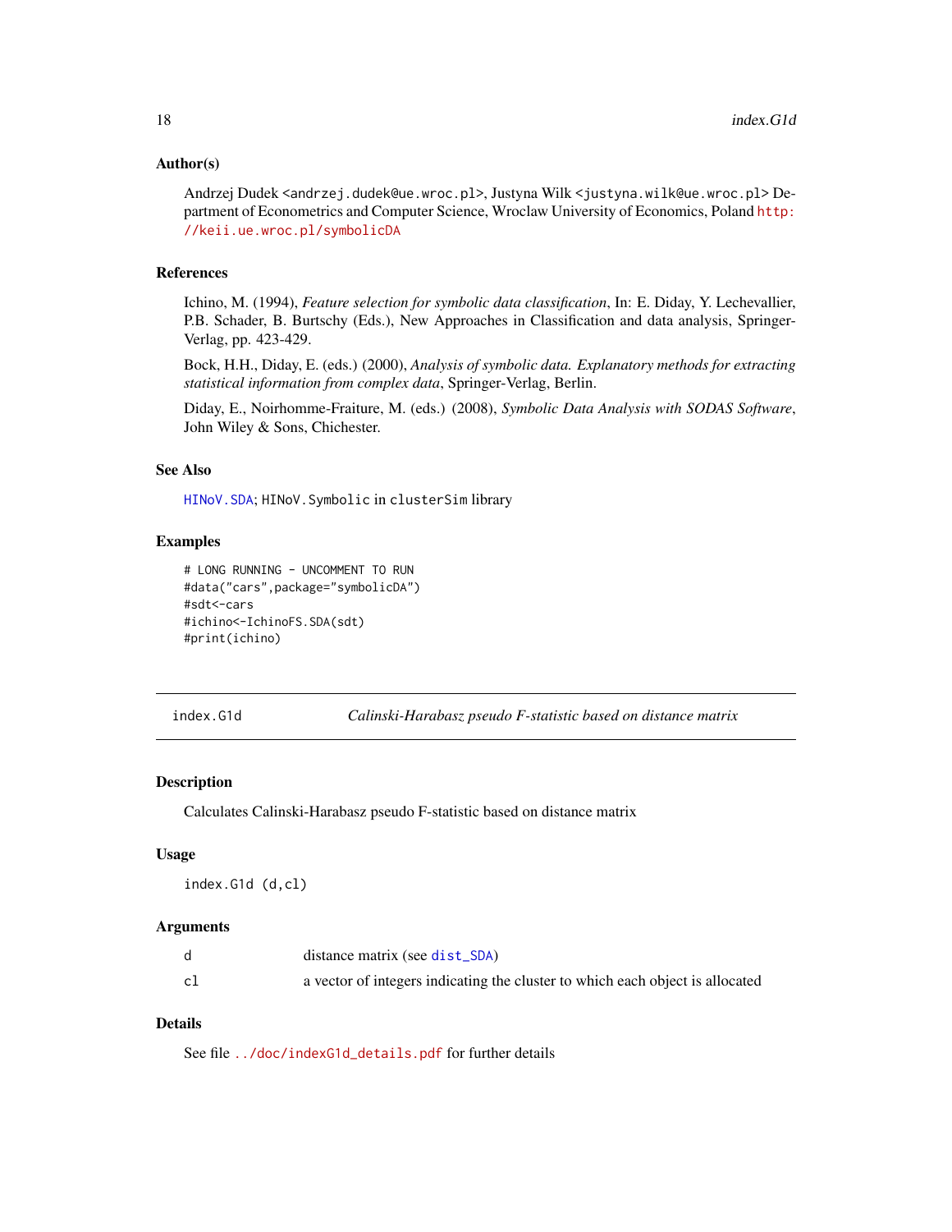### Author(s)

Andrzej Dudek <andrzej.dudek@ue.wroc.pl>, Justyna Wilk <justyna.wilk@ue.wroc.pl> Department of Econometrics and Computer Science, Wroclaw University of Economics, Poland http://keii.ue.wroc.pl/symbolicDA

### References

Ichino, M. (1994), *Feature selection for symbolic data classification*, In: E. Diday, Y. Lechevallier, P.B. Schader, B. Burtschy (Eds.), New Approaches in Classification and data analysis, Springer-Verlag, pp. 423-429.

Bock, H.H., Diday, E. (eds.) (2000), *Analysis of symbolic data. Explanatory methods for extracting statistical information from complex data*, Springer-Verlag, Berlin.

Diday, E., Noirhomme-Fraiture, M. (eds.) (2008), *Symbolic Data Analysis with SODAS Software*, John Wiley & Sons, Chichester.

### See Also

HINoV.SDA; HINoV.Symbolic in clusterSim library

### Examples

```
# LONG RUNNING - UNCOMMENT TO RUN
#data("cars",package="symbolicDA")
#sdt<-cars
#ichino<-IchinoFS.SDA(sdt)
#print(ichino)
```

---

## index.G1d — *Calinski-Harabasz pseudo F-statistic based on distance matrix*

### Description

Calculates Calinski-Harabasz pseudo F-statistic based on distance matrix

### Usage

```
index.G1d (d,cl)
```

### Arguments

| | |
|---|---|
| d | distance matrix (see dist_SDA) |
| cl | a vector of integers indicating the cluster to which each object is allocated |

### Details

See file ../doc/indexG1d_details.pdf for further details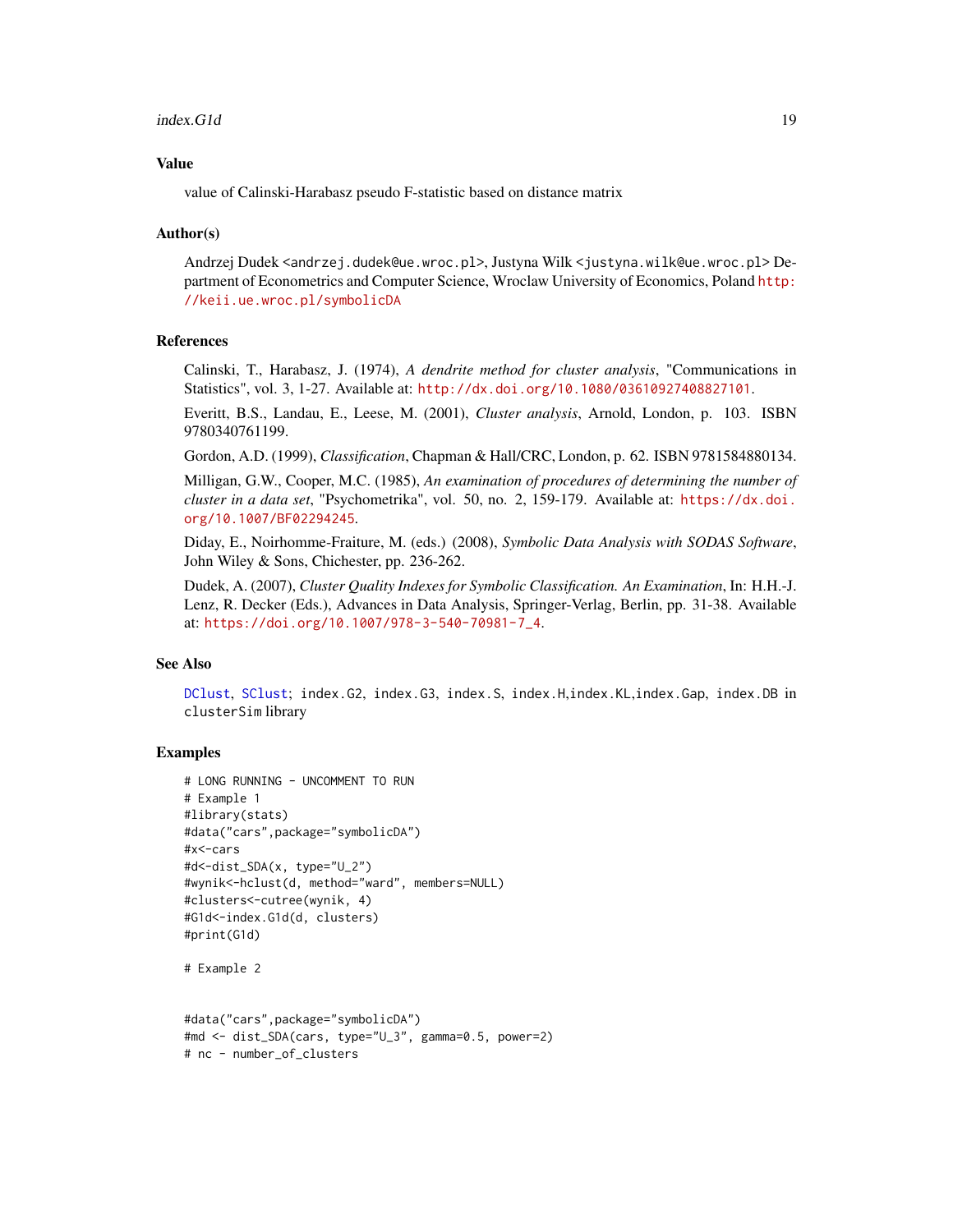## Value

value of Calinski-Harabasz pseudo F-statistic based on distance matrix

## Author(s)

Andrzej Dudek <andrzej.dudek@ue.wroc.pl>, Justyna Wilk <justyna.wilk@ue.wroc.pl> Department of Econometrics and Computer Science, Wroclaw University of Economics, Poland http://keii.ue.wroc.pl/symbolicDA

## References

Calinski, T., Harabasz, J. (1974), *A dendrite method for cluster analysis*, "Communications in Statistics", vol. 3, 1-27. Available at: http://dx.doi.org/10.1080/03610927408827101.

Everitt, B.S., Landau, E., Leese, M. (2001), *Cluster analysis*, Arnold, London, p. 103. ISBN 9780340761199.

Gordon, A.D. (1999), *Classification*, Chapman & Hall/CRC, London, p. 62. ISBN 9781584880134.

Milligan, G.W., Cooper, M.C. (1985), *An examination of procedures of determining the number of cluster in a data set*, "Psychometrika", vol. 50, no. 2, 159-179. Available at: https://dx.doi.org/10.1007/BF02294245.

Diday, E., Noirhomme-Fraiture, M. (eds.) (2008), *Symbolic Data Analysis with SODAS Software*, John Wiley & Sons, Chichester, pp. 236-262.

Dudek, A. (2007), *Cluster Quality Indexes for Symbolic Classification. An Examination*, In: H.H.-J. Lenz, R. Decker (Eds.), Advances in Data Analysis, Springer-Verlag, Berlin, pp. 31-38. Available at: https://doi.org/10.1007/978-3-540-70981-7_4.

## See Also

DClust, SClust; index.G2, index.G3, index.S, index.H,index.KL,index.Gap, index.DB in clusterSim library

## Examples

```
# LONG RUNNING - UNCOMMENT TO RUN
# Example 1
#library(stats)
#data("cars",package="symbolicDA")
#x<-cars
#d<-dist_SDA(x, type="U_2")
#wynik<-hclust(d, method="ward", members=NULL)
#clusters<-cutree(wynik, 4)
#G1d<-index.G1d(d, clusters)
#print(G1d)

# Example 2


#data("cars",package="symbolicDA")
#md <- dist_SDA(cars, type="U_3", gamma=0.5, power=2)
# nc - number_of_clusters
```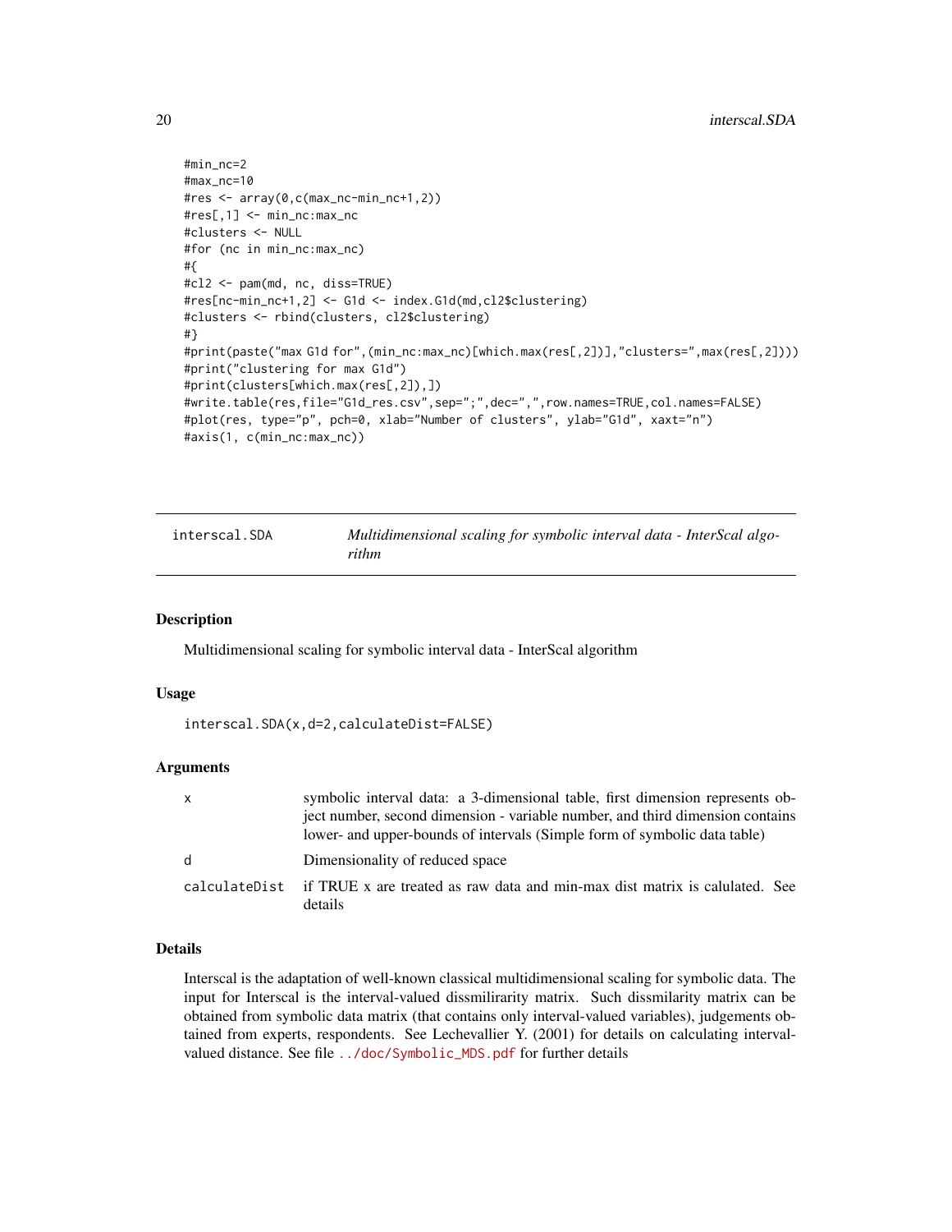```
#min_nc=2
#max_nc=10
#res <- array(0,c(max_nc-min_nc+1,2))
#res[,1] <- min_nc:max_nc
#clusters <- NULL
#for (nc in min_nc:max_nc)
#{
#cl2 <- pam(md, nc, diss=TRUE)
#res[nc-min_nc+1,2] <- G1d <- index.G1d(md,cl2$clustering)
#clusters <- rbind(clusters, cl2$clustering)
#}
#print(paste("max G1d for",(min_nc:max_nc)[which.max(res[,2])],"clusters=",max(res[,2])))
#print("clustering for max G1d")
#print(clusters[which.max(res[,2]),])
#write.table(res,file="G1d_res.csv",sep=";",dec=",",row.names=TRUE,col.names=FALSE)
#plot(res, type="p", pch=0, xlab="Number of clusters", ylab="G1d", xaxt="n")
#axis(1, c(min_nc:max_nc))
```

## interscal.SDA — *Multidimensional scaling for symbolic interval data - InterScal algorithm*

### Description

Multidimensional scaling for symbolic interval data - InterScal algorithm

### Usage

```
interscal.SDA(x,d=2,calculateDist=FALSE)
```

### Arguments

| | |
|---|---|
| x | symbolic interval data: a 3-dimensional table, first dimension represents object number, second dimension - variable number, and third dimension contains lower- and upper-bounds of intervals (Simple form of symbolic data table) |
| d | Dimensionality of reduced space |
| calculateDist | if TRUE x are treated as raw data and min-max dist matrix is calulated. See details |

### Details

Interscal is the adaptation of well-known classical multidimensional scaling for symbolic data. The input for Interscal is the interval-valued dissmilirarity matrix. Such dissmilarity matrix can be obtained from symbolic data matrix (that contains only interval-valued variables), judgements obtained from experts, respondents. See Lechevallier Y. (2001) for details on calculating interval-valued distance. See file ../doc/Symbolic_MDS.pdf for further details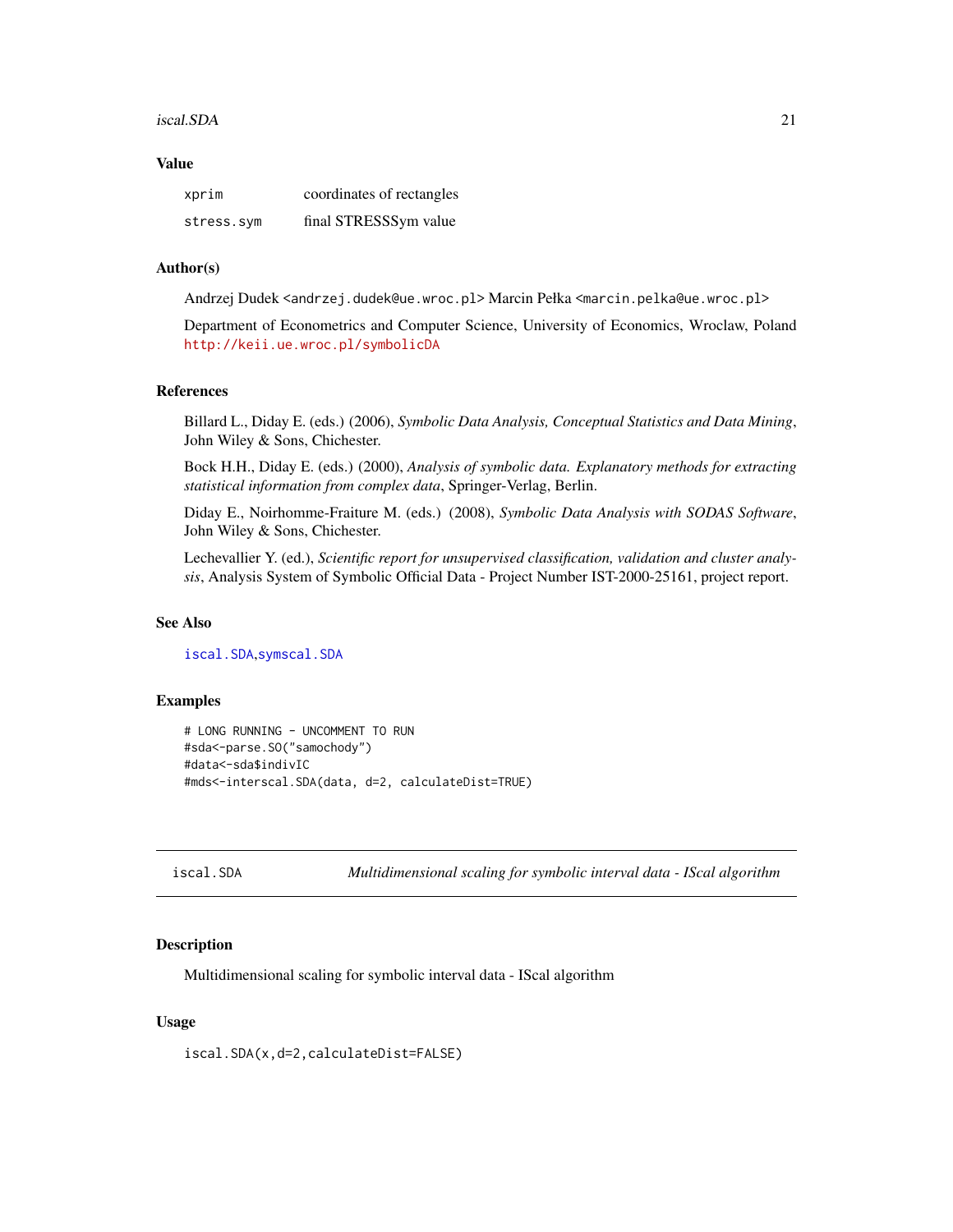### Value

| | |
|---|---|
| xprim | coordinates of rectangles |
| stress.sym | final STRESSSym value |

### Author(s)

Andrzej Dudek <andrzej.dudek@ue.wroc.pl> Marcin Pełka <marcin.pelka@ue.wroc.pl>

Department of Econometrics and Computer Science, University of Economics, Wroclaw, Poland http://keii.ue.wroc.pl/symbolicDA

### References

Billard L., Diday E. (eds.) (2006), *Symbolic Data Analysis, Conceptual Statistics and Data Mining*, John Wiley & Sons, Chichester.

Bock H.H., Diday E. (eds.) (2000), *Analysis of symbolic data. Explanatory methods for extracting statistical information from complex data*, Springer-Verlag, Berlin.

Diday E., Noirhomme-Fraiture M. (eds.) (2008), *Symbolic Data Analysis with SODAS Software*, John Wiley & Sons, Chichester.

Lechevallier Y. (ed.), *Scientific report for unsupervised classification, validation and cluster analysis*, Analysis System of Symbolic Official Data - Project Number IST-2000-25161, project report.

### See Also

iscal.SDA,symscal.SDA

### Examples

```
# LONG RUNNING - UNCOMMENT TO RUN
#sda<-parse.SO("samochody")
#data<-sda$indivIC
#mds<-interscal.SDA(data, d=2, calculateDist=TRUE)
```

---

## iscal.SDA — *Multidimensional scaling for symbolic interval data - IScal algorithm*

### Description

Multidimensional scaling for symbolic interval data - IScal algorithm

### Usage

```
iscal.SDA(x,d=2,calculateDist=FALSE)
```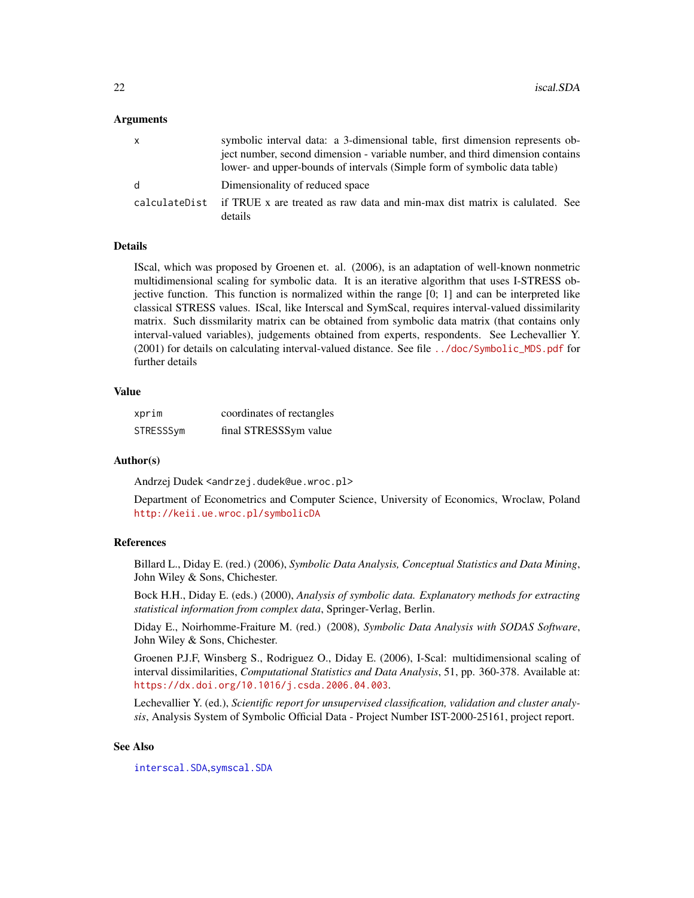### Arguments

| | |
|---|---|
| `x` | symbolic interval data: a 3-dimensional table, first dimension represents object number, second dimension - variable number, and third dimension contains lower- and upper-bounds of intervals (Simple form of symbolic data table) |
| `d` | Dimensionality of reduced space |
| `calculateDist` | if TRUE x are treated as raw data and min-max dist matrix is calulated. See details |

### Details

IScal, which was proposed by Groenen et. al. (2006), is an adaptation of well-known nonmetric multidimensional scaling for symbolic data. It is an iterative algorithm that uses I-STRESS objective function. This function is normalized within the range [0; 1] and can be interpreted like classical STRESS values. IScal, like Interscal and SymScal, requires interval-valued dissimilarity matrix. Such dissmilarity matrix can be obtained from symbolic data matrix (that contains only interval-valued variables), judgements obtained from experts, respondents. See Lechevallier Y. (2001) for details on calculating interval-valued distance. See file ../doc/Symbolic_MDS.pdf for further details

### Value

| | |
|---|---|
| `xprim` | coordinates of rectangles |
| `STRESSSym` | final STRESSSym value |

### Author(s)

Andrzej Dudek <andrzej.dudek@ue.wroc.pl>

Department of Econometrics and Computer Science, University of Economics, Wroclaw, Poland http://keii.ue.wroc.pl/symbolicDA

### References

Billard L., Diday E. (red.) (2006), *Symbolic Data Analysis, Conceptual Statistics and Data Mining*, John Wiley & Sons, Chichester.

Bock H.H., Diday E. (eds.) (2000), *Analysis of symbolic data. Explanatory methods for extracting statistical information from complex data*, Springer-Verlag, Berlin.

Diday E., Noirhomme-Fraiture M. (red.) (2008), *Symbolic Data Analysis with SODAS Software*, John Wiley & Sons, Chichester.

Groenen P.J.F, Winsberg S., Rodriguez O., Diday E. (2006), I-Scal: multidimensional scaling of interval dissimilarities, *Computational Statistics and Data Analysis*, 51, pp. 360-378. Available at: https://dx.doi.org/10.1016/j.csda.2006.04.003.

Lechevallier Y. (ed.), *Scientific report for unsupervised classification, validation and cluster analysis*, Analysis System of Symbolic Official Data - Project Number IST-2000-25161, project report.

### See Also

interscal.SDA,symscal.SDA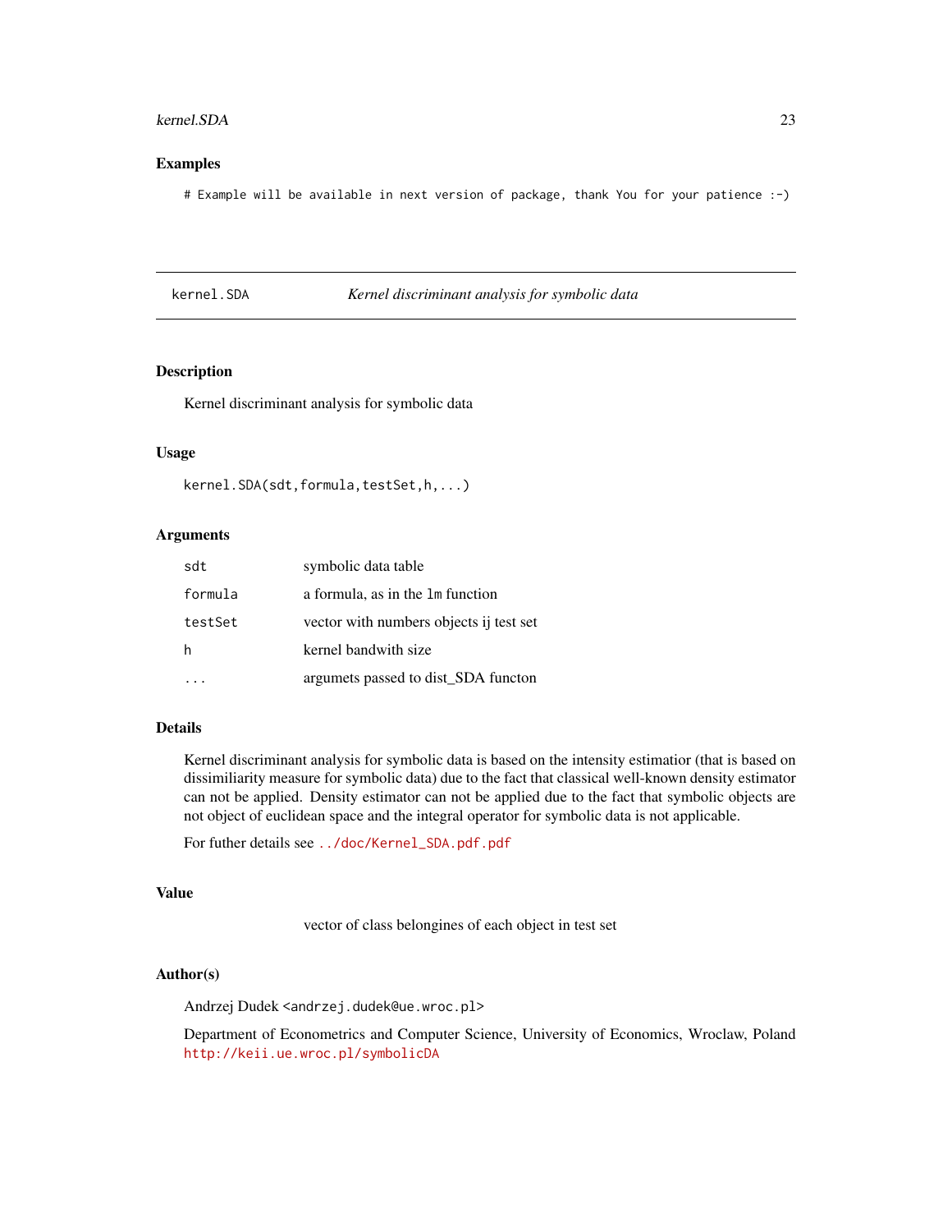## Examples

```
# Example will be available in next version of package, thank You for your patience :-)
```

---

## kernel.SDA — *Kernel discriminant analysis for symbolic data*

### Description

Kernel discriminant analysis for symbolic data

### Usage

```
kernel.SDA(sdt,formula,testSet,h,...)
```

### Arguments

| | |
|---|---|
| sdt | symbolic data table |
| formula | a formula, as in the lm function |
| testSet | vector with numbers objects ij test set |
| h | kernel bandwith size |
| ... | argumets passed to dist_SDA functon |

### Details

Kernel discriminant analysis for symbolic data is based on the intensity estimatior (that is based on dissimiliarity measure for symbolic data) due to the fact that classical well-known density estimator can not be applied. Density estimator can not be applied due to the fact that symbolic objects are not object of euclidean space and the integral operator for symbolic data is not applicable.

For futher details see ../doc/Kernel_SDA.pdf.pdf

### Value

vector of class belongines of each object in test set

### Author(s)

Andrzej Dudek <andrzej.dudek@ue.wroc.pl>

Department of Econometrics and Computer Science, University of Economics, Wroclaw, Poland http://keii.ue.wroc.pl/symbolicDA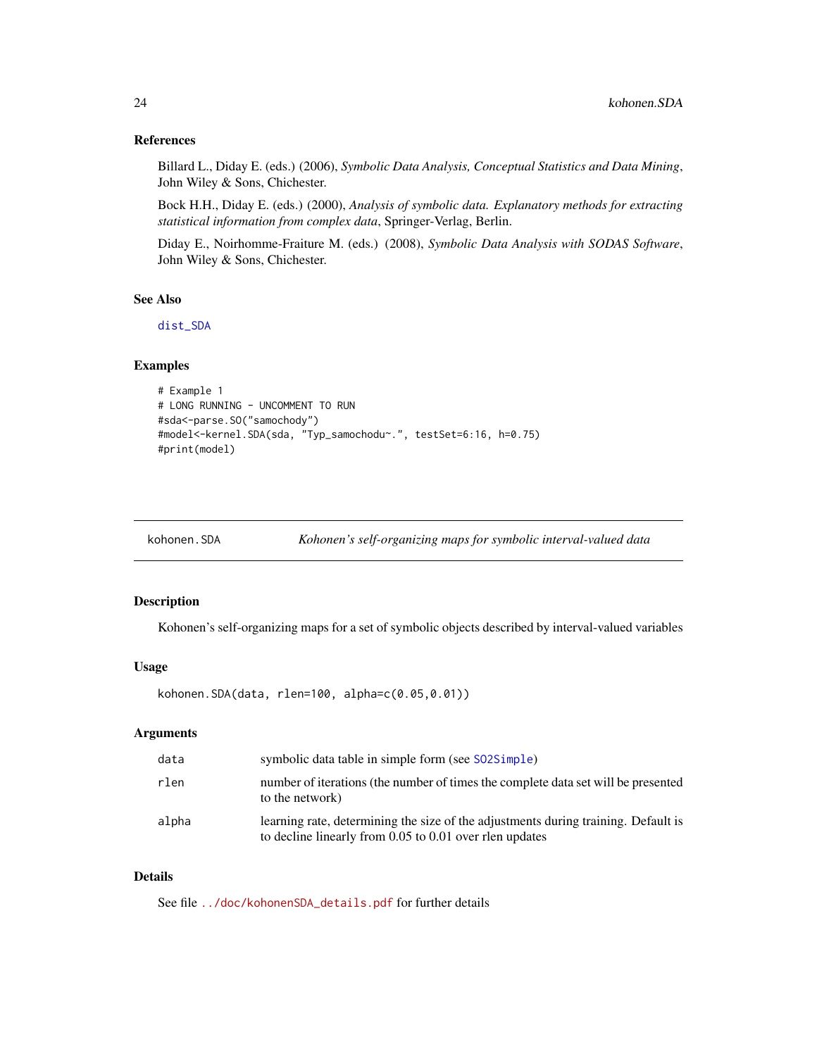### References

Billard L., Diday E. (eds.) (2006), *Symbolic Data Analysis, Conceptual Statistics and Data Mining*, John Wiley & Sons, Chichester.

Bock H.H., Diday E. (eds.) (2000), *Analysis of symbolic data. Explanatory methods for extracting statistical information from complex data*, Springer-Verlag, Berlin.

Diday E., Noirhomme-Fraiture M. (eds.) (2008), *Symbolic Data Analysis with SODAS Software*, John Wiley & Sons, Chichester.

### See Also

dist_SDA

### Examples

```
# Example 1
# LONG RUNNING - UNCOMMENT TO RUN
#sda<-parse.SO("samochody")
#model<-kernel.SDA(sda, "Typ_samochodu~.", testSet=6:16, h=0.75)
#print(model)
```

---

## kohonen.SDA — *Kohonen's self-organizing maps for symbolic interval-valued data*

---

### Description

Kohonen's self-organizing maps for a set of symbolic objects described by interval-valued variables

### Usage

```
kohonen.SDA(data, rlen=100, alpha=c(0.05,0.01))
```

### Arguments

| | |
|---|---|
| data | symbolic data table in simple form (see SO2Simple) |
| rlen | number of iterations (the number of times the complete data set will be presented to the network) |
| alpha | learning rate, determining the size of the adjustments during training. Default is to decline linearly from 0.05 to 0.01 over rlen updates |

### Details

See file ../doc/kohonenSDA_details.pdf for further details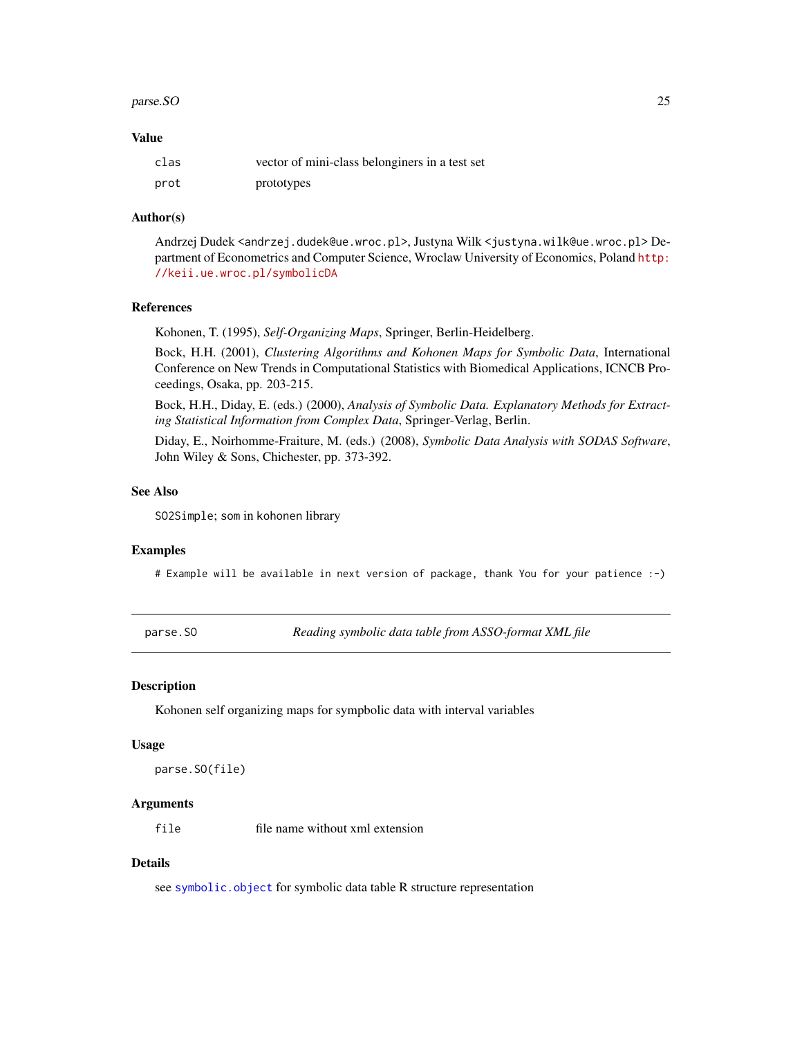### Value

| | |
|---|---|
| clas | vector of mini-class belonginers in a test set |
| prot | prototypes |

### Author(s)

Andrzej Dudek <andrzej.dudek@ue.wroc.pl>, Justyna Wilk <justyna.wilk@ue.wroc.pl> Department of Econometrics and Computer Science, Wroclaw University of Economics, Poland http://keii.ue.wroc.pl/symbolicDA

### References

Kohonen, T. (1995), *Self-Organizing Maps*, Springer, Berlin-Heidelberg.

Bock, H.H. (2001), *Clustering Algorithms and Kohonen Maps for Symbolic Data*, International Conference on New Trends in Computational Statistics with Biomedical Applications, ICNCB Proceedings, Osaka, pp. 203-215.

Bock, H.H., Diday, E. (eds.) (2000), *Analysis of Symbolic Data. Explanatory Methods for Extracting Statistical Information from Complex Data*, Springer-Verlag, Berlin.

Diday, E., Noirhomme-Fraiture, M. (eds.) (2008), *Symbolic Data Analysis with SODAS Software*, John Wiley & Sons, Chichester, pp. 373-392.

### See Also

SO2Simple; som in kohonen library

### Examples

```
# Example will be available in next version of package, thank You for your patience :-)
```

---

## parse.SO — *Reading symbolic data table from ASSO-format XML file*

### Description

Kohonen self organizing maps for sympbolic data with interval variables

### Usage

```
parse.SO(file)
```

### Arguments

| | |
|---|---|
| file | file name without xml extension |

### Details

see symbolic.object for symbolic data table R structure representation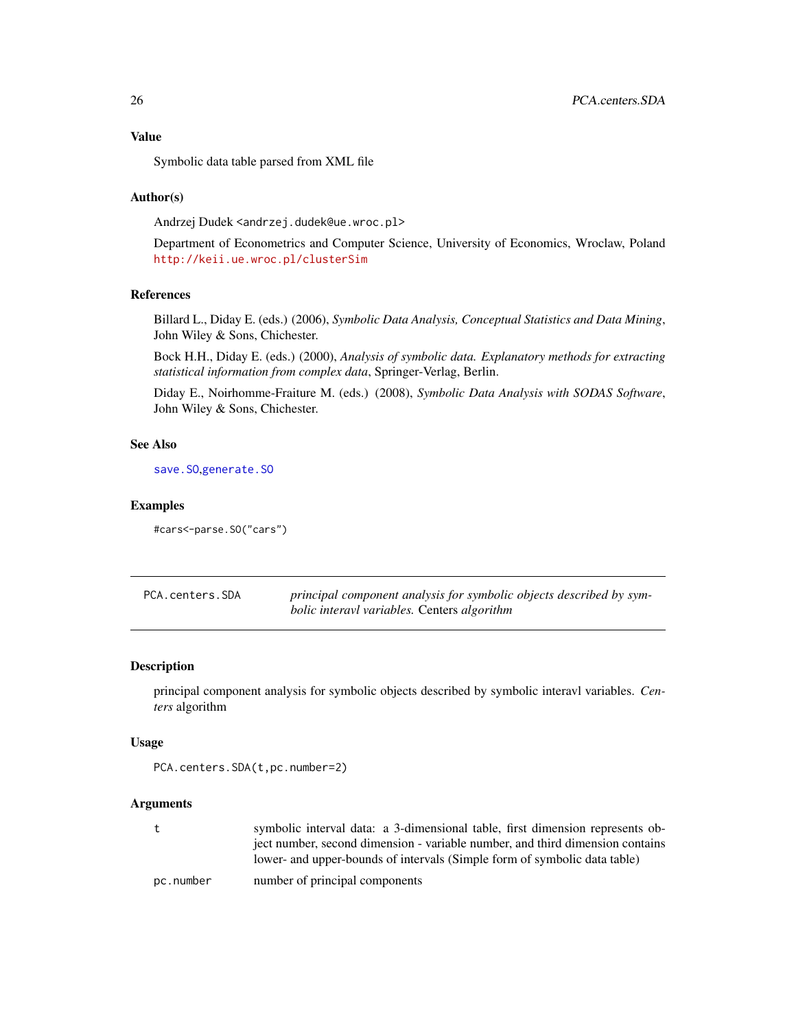### Value

Symbolic data table parsed from XML file

### Author(s)

Andrzej Dudek <andrzej.dudek@ue.wroc.pl>

Department of Econometrics and Computer Science, University of Economics, Wroclaw, Poland http://keii.ue.wroc.pl/clusterSim

### References

Billard L., Diday E. (eds.) (2006), *Symbolic Data Analysis, Conceptual Statistics and Data Mining*, John Wiley & Sons, Chichester.

Bock H.H., Diday E. (eds.) (2000), *Analysis of symbolic data. Explanatory methods for extracting statistical information from complex data*, Springer-Verlag, Berlin.

Diday E., Noirhomme-Fraiture M. (eds.) (2008), *Symbolic Data Analysis with SODAS Software*, John Wiley & Sons, Chichester.

### See Also

save.SO,generate.SO

### Examples

```
#cars<-parse.SO("cars")
```

---

## PCA.centers.SDA — *principal component analysis for symbolic objects described by symbolic interavl variables.* Centers *algorithm*

### Description

principal component analysis for symbolic objects described by symbolic interavl variables. *Centers* algorithm

### Usage

```
PCA.centers.SDA(t,pc.number=2)
```

### Arguments

| | |
|---|---|
| t | symbolic interval data: a 3-dimensional table, first dimension represents object number, second dimension - variable number, and third dimension contains lower- and upper-bounds of intervals (Simple form of symbolic data table) |
| pc.number | number of principal components |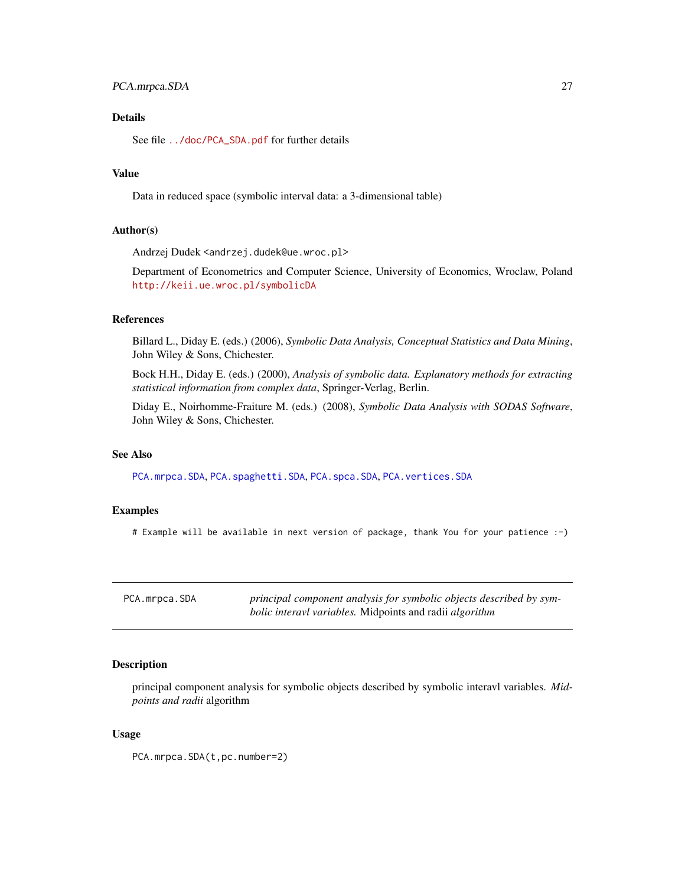### Details

See file ../doc/PCA_SDA.pdf for further details

### Value

Data in reduced space (symbolic interval data: a 3-dimensional table)

### Author(s)

Andrzej Dudek <andrzej.dudek@ue.wroc.pl>

Department of Econometrics and Computer Science, University of Economics, Wroclaw, Poland
http://keii.ue.wroc.pl/symbolicDA

### References

Billard L., Diday E. (eds.) (2006), *Symbolic Data Analysis, Conceptual Statistics and Data Mining*, John Wiley & Sons, Chichester.

Bock H.H., Diday E. (eds.) (2000), *Analysis of symbolic data. Explanatory methods for extracting statistical information from complex data*, Springer-Verlag, Berlin.

Diday E., Noirhomme-Fraiture M. (eds.) (2008), *Symbolic Data Analysis with SODAS Software*, John Wiley & Sons, Chichester.

### See Also

PCA.mrpca.SDA, PCA.spaghetti.SDA, PCA.spca.SDA, PCA.vertices.SDA

### Examples

```
# Example will be available in next version of package, thank You for your patience :-)
```

---

## PCA.mrpca.SDA — *principal component analysis for symbolic objects described by symbolic interavl variables.* Midpoints and radii *algorithm*

### Description

principal component analysis for symbolic objects described by symbolic interavl variables. *Midpoints and radii* algorithm

### Usage

```
PCA.mrpca.SDA(t,pc.number=2)
```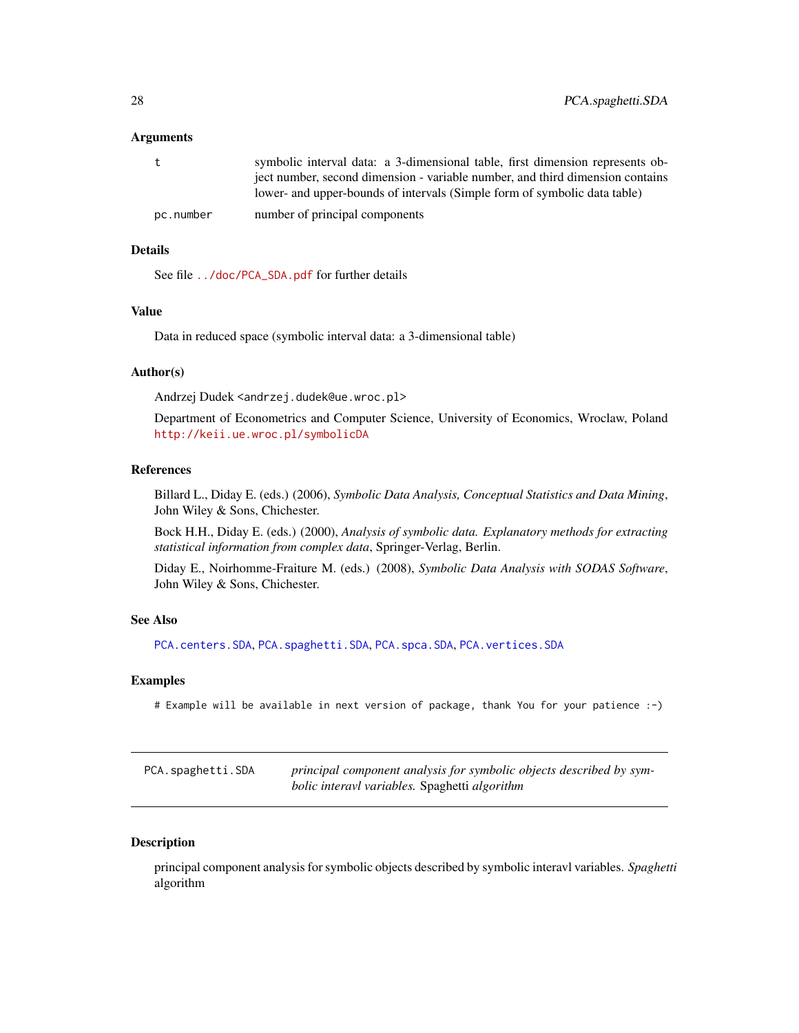### Arguments

| | |
|---|---|
| t | symbolic interval data: a 3-dimensional table, first dimension represents object number, second dimension - variable number, and third dimension contains lower- and upper-bounds of intervals (Simple form of symbolic data table) |
| pc.number | number of principal components |

### Details

See file `../doc/PCA_SDA.pdf` for further details

### Value

Data in reduced space (symbolic interval data: a 3-dimensional table)

### Author(s)

Andrzej Dudek <andrzej.dudek@ue.wroc.pl>

Department of Econometrics and Computer Science, University of Economics, Wroclaw, Poland http://keii.ue.wroc.pl/symbolicDA

### References

Billard L., Diday E. (eds.) (2006), *Symbolic Data Analysis, Conceptual Statistics and Data Mining*, John Wiley & Sons, Chichester.

Bock H.H., Diday E. (eds.) (2000), *Analysis of symbolic data. Explanatory methods for extracting statistical information from complex data*, Springer-Verlag, Berlin.

Diday E., Noirhomme-Fraiture M. (eds.) (2008), *Symbolic Data Analysis with SODAS Software*, John Wiley & Sons, Chichester.

### See Also

`PCA.centers.SDA`, `PCA.spaghetti.SDA`, `PCA.spca.SDA`, `PCA.vertices.SDA`

### Examples

```
# Example will be available in next version of package, thank You for your patience :-)
```

---

## PCA.spaghetti.SDA — *principal component analysis for symbolic objects described by symbolic interavl variables.* Spaghetti *algorithm*

### Description

principal component analysis for symbolic objects described by symbolic interavl variables. *Spaghetti* algorithm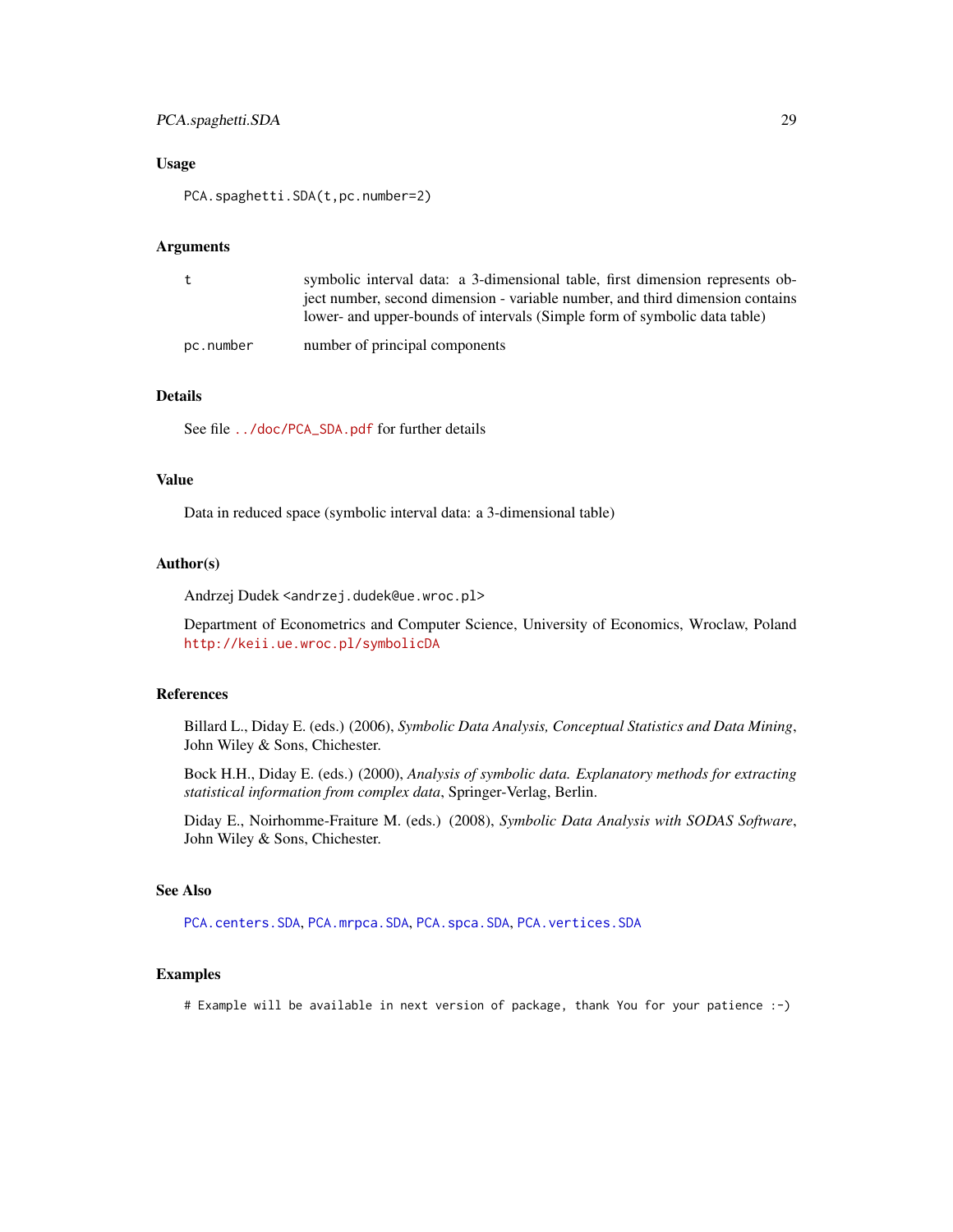### Usage

```
PCA.spaghetti.SDA(t,pc.number=2)
```

### Arguments

| | |
|---|---|
| t | symbolic interval data: a 3-dimensional table, first dimension represents object number, second dimension - variable number, and third dimension contains lower- and upper-bounds of intervals (Simple form of symbolic data table) |
| pc.number | number of principal components |

### Details

See file ../doc/PCA_SDA.pdf for further details

### Value

Data in reduced space (symbolic interval data: a 3-dimensional table)

### Author(s)

Andrzej Dudek <andrzej.dudek@ue.wroc.pl>

Department of Econometrics and Computer Science, University of Economics, Wroclaw, Poland http://keii.ue.wroc.pl/symbolicDA

### References

Billard L., Diday E. (eds.) (2006), *Symbolic Data Analysis, Conceptual Statistics and Data Mining*, John Wiley & Sons, Chichester.

Bock H.H., Diday E. (eds.) (2000), *Analysis of symbolic data. Explanatory methods for extracting statistical information from complex data*, Springer-Verlag, Berlin.

Diday E., Noirhomme-Fraiture M. (eds.) (2008), *Symbolic Data Analysis with SODAS Software*, John Wiley & Sons, Chichester.

### See Also

PCA.centers.SDA, PCA.mrpca.SDA, PCA.spca.SDA, PCA.vertices.SDA

### Examples

```
# Example will be available in next version of package, thank You for your patience :-)
```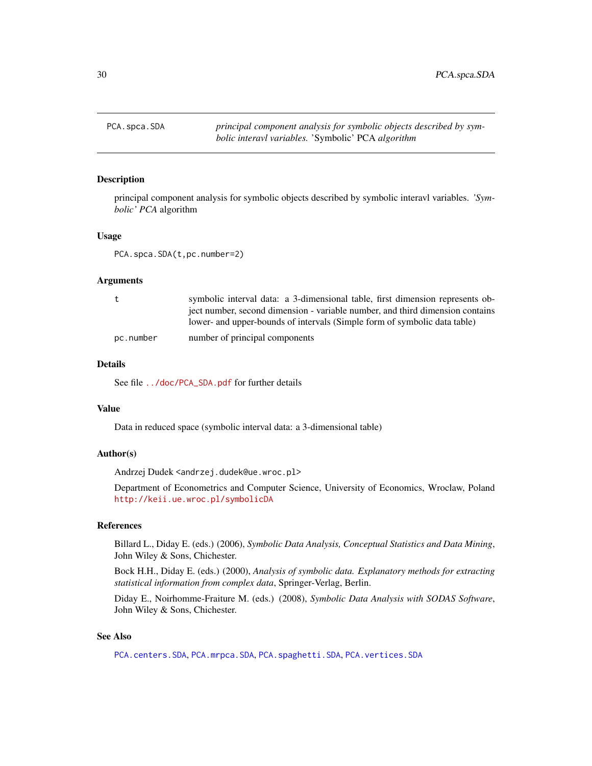PCA.spca.SDA — *principal component analysis for symbolic objects described by symbolic interavl variables.* 'Symbolic' PCA *algorithm*

## Description

principal component analysis for symbolic objects described by symbolic interavl variables. *'Symbolic' PCA* algorithm

## Usage

```
PCA.spca.SDA(t,pc.number=2)
```

## Arguments

| | |
|---|---|
| t | symbolic interval data: a 3-dimensional table, first dimension represents object number, second dimension - variable number, and third dimension contains lower- and upper-bounds of intervals (Simple form of symbolic data table) |
| pc.number | number of principal components |

## Details

See file ../doc/PCA_SDA.pdf for further details

## Value

Data in reduced space (symbolic interval data: a 3-dimensional table)

## Author(s)

Andrzej Dudek <andrzej.dudek@ue.wroc.pl>

Department of Econometrics and Computer Science, University of Economics, Wroclaw, Poland http://keii.ue.wroc.pl/symbolicDA

## References

Billard L., Diday E. (eds.) (2006), *Symbolic Data Analysis, Conceptual Statistics and Data Mining*, John Wiley & Sons, Chichester.

Bock H.H., Diday E. (eds.) (2000), *Analysis of symbolic data. Explanatory methods for extracting statistical information from complex data*, Springer-Verlag, Berlin.

Diday E., Noirhomme-Fraiture M. (eds.) (2008), *Symbolic Data Analysis with SODAS Software*, John Wiley & Sons, Chichester.

## See Also

PCA.centers.SDA, PCA.mrpca.SDA, PCA.spaghetti.SDA, PCA.vertices.SDA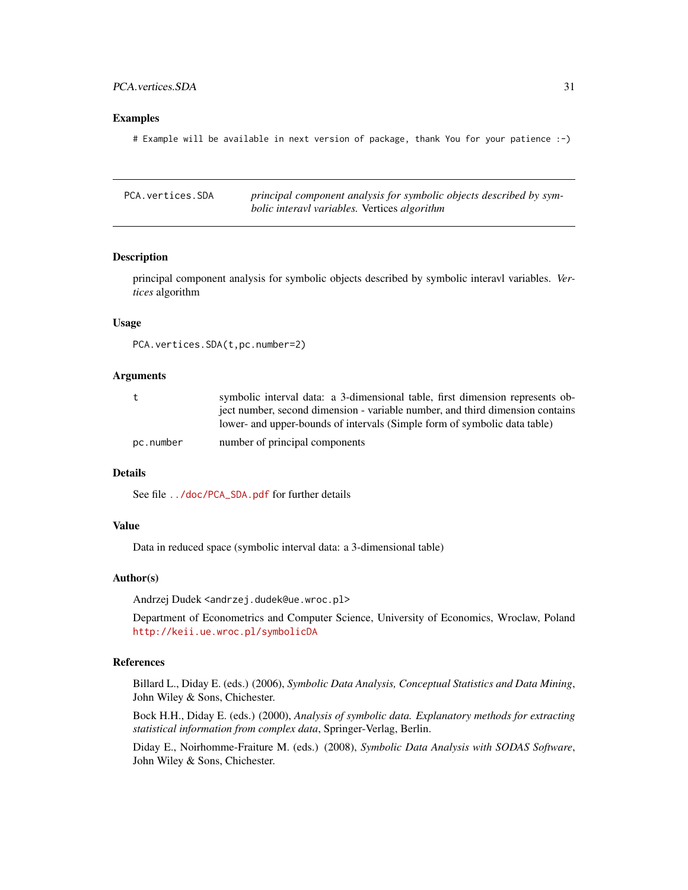### Examples

```
# Example will be available in next version of package, thank You for your patience :-)
```

---

## PCA.vertices.SDA — *principal component analysis for symbolic objects described by symbolic interavl variables.* Vertices *algorithm*

---

### Description

principal component analysis for symbolic objects described by symbolic interavl variables. *Vertices* algorithm

### Usage

```
PCA.vertices.SDA(t,pc.number=2)
```

### Arguments

| | |
|---|---|
| `t` | symbolic interval data: a 3-dimensional table, first dimension represents object number, second dimension - variable number, and third dimension contains lower- and upper-bounds of intervals (Simple form of symbolic data table) |
| `pc.number` | number of principal components |

### Details

See file `../doc/PCA_SDA.pdf` for further details

### Value

Data in reduced space (symbolic interval data: a 3-dimensional table)

### Author(s)

Andrzej Dudek <andrzej.dudek@ue.wroc.pl>

Department of Econometrics and Computer Science, University of Economics, Wroclaw, Poland
http://keii.ue.wroc.pl/symbolicDA

### References

Billard L., Diday E. (eds.) (2006), *Symbolic Data Analysis, Conceptual Statistics and Data Mining*, John Wiley & Sons, Chichester.

Bock H.H., Diday E. (eds.) (2000), *Analysis of symbolic data. Explanatory methods for extracting statistical information from complex data*, Springer-Verlag, Berlin.

Diday E., Noirhomme-Fraiture M. (eds.) (2008), *Symbolic Data Analysis with SODAS Software*, John Wiley & Sons, Chichester.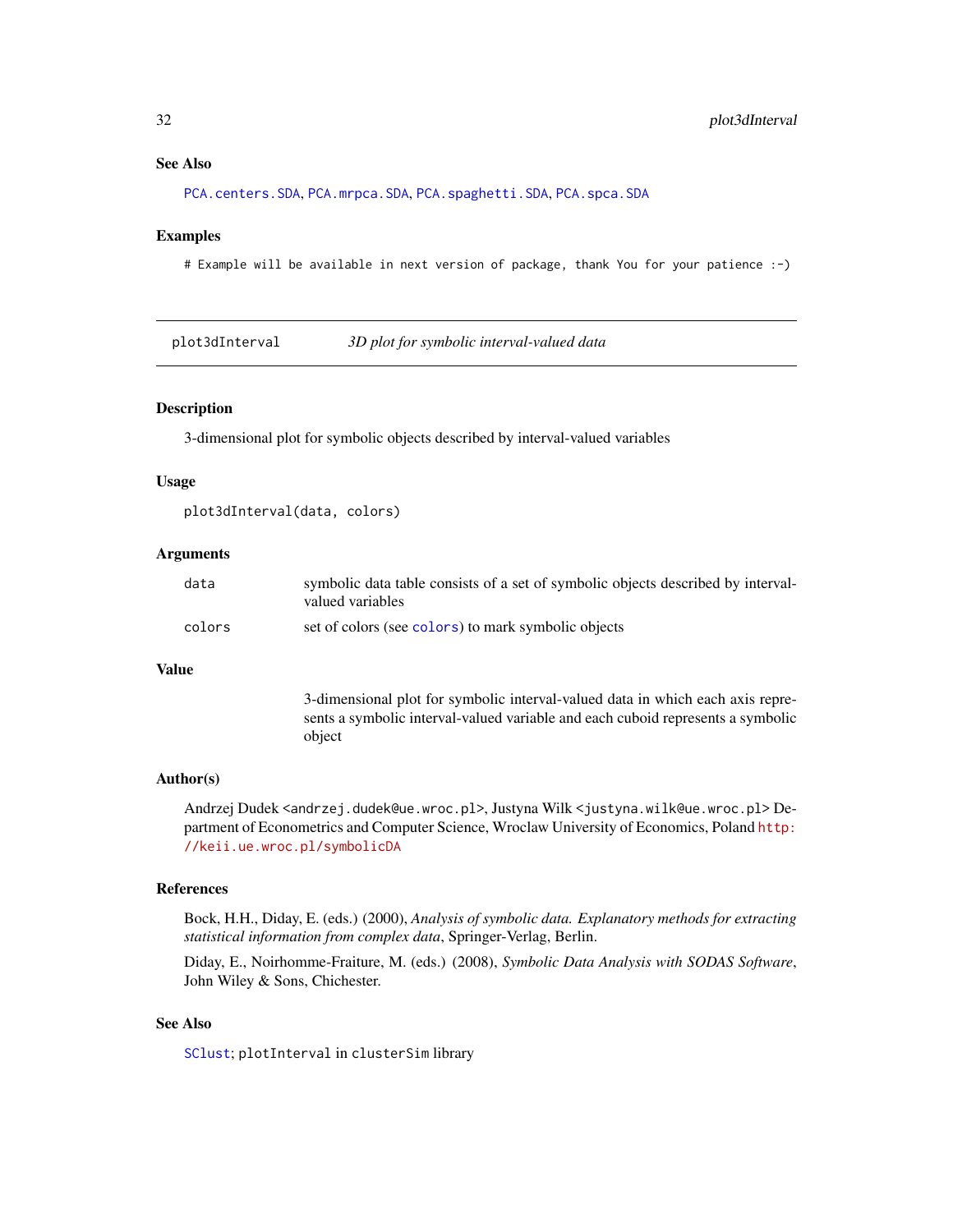### See Also

PCA.centers.SDA, PCA.mrpca.SDA, PCA.spaghetti.SDA, PCA.spca.SDA

### Examples

```
# Example will be available in next version of package, thank You for your patience :-)
```

---

## plot3dInterval — *3D plot for symbolic interval-valued data*

---

### Description

3-dimensional plot for symbolic objects described by interval-valued variables

### Usage

```
plot3dInterval(data, colors)
```

### Arguments

| | |
|---|---|
| data | symbolic data table consists of a set of symbolic objects described by interval-valued variables |
| colors | set of colors (see colors) to mark symbolic objects |

### Value

3-dimensional plot for symbolic interval-valued data in which each axis represents a symbolic interval-valued variable and each cuboid represents a symbolic object

### Author(s)

Andrzej Dudek <andrzej.dudek@ue.wroc.pl>, Justyna Wilk <justyna.wilk@ue.wroc.pl> Department of Econometrics and Computer Science, Wroclaw University of Economics, Poland http://keii.ue.wroc.pl/symbolicDA

### References

Bock, H.H., Diday, E. (eds.) (2000), *Analysis of symbolic data. Explanatory methods for extracting statistical information from complex data*, Springer-Verlag, Berlin.

Diday, E., Noirhomme-Fraiture, M. (eds.) (2008), *Symbolic Data Analysis with SODAS Software*, John Wiley & Sons, Chichester.

### See Also

SClust; plotInterval in clusterSim library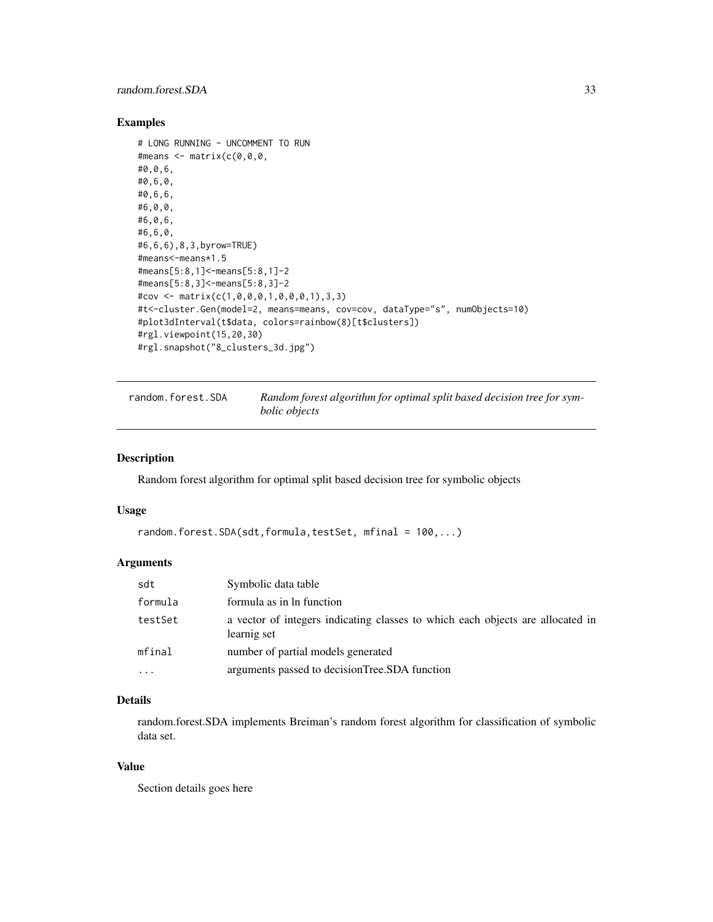## Examples

```
# LONG RUNNING - UNCOMMENT TO RUN
#means <- matrix(c(0,0,0,
#0,0,6,
#0,6,0,
#0,6,6,
#6,0,0,
#6,0,6,
#6,6,0,
#6,6,6),8,3,byrow=TRUE)
#means<-means*1.5
#means[5:8,1]<-means[5:8,1]-2
#means[5:8,3]<-means[5:8,3]-2
#cov <- matrix(c(1,0,0,0,1,0,0,0,1),3,3)
#t<-cluster.Gen(model=2, means=means, cov=cov, dataType="s", numObjects=10)
#plot3dInterval(t$data, colors=rainbow(8)[t$clusters])
#rgl.viewpoint(15,20,30)
#rgl.snapshot("8_clusters_3d.jpg")
```

---

`random.forest.SDA` *Random forest algorithm for optimal split based decision tree for symbolic objects*

---

## Description

Random forest algorithm for optimal split based decision tree for symbolic objects

## Usage

```
random.forest.SDA(sdt,formula,testSet, mfinal = 100,...)
```

## Arguments

| | |
|---|---|
| sdt | Symbolic data table |
| formula | formula as in ln function |
| testSet | a vector of integers indicating classes to which each objects are allocated in learnig set |
| mfinal | number of partial models generated |
| ... | arguments passed to decisionTree.SDA function |

## Details

random.forest.SDA implements Breiman's random forest algorithm for classification of symbolic data set.

## Value

Section details goes here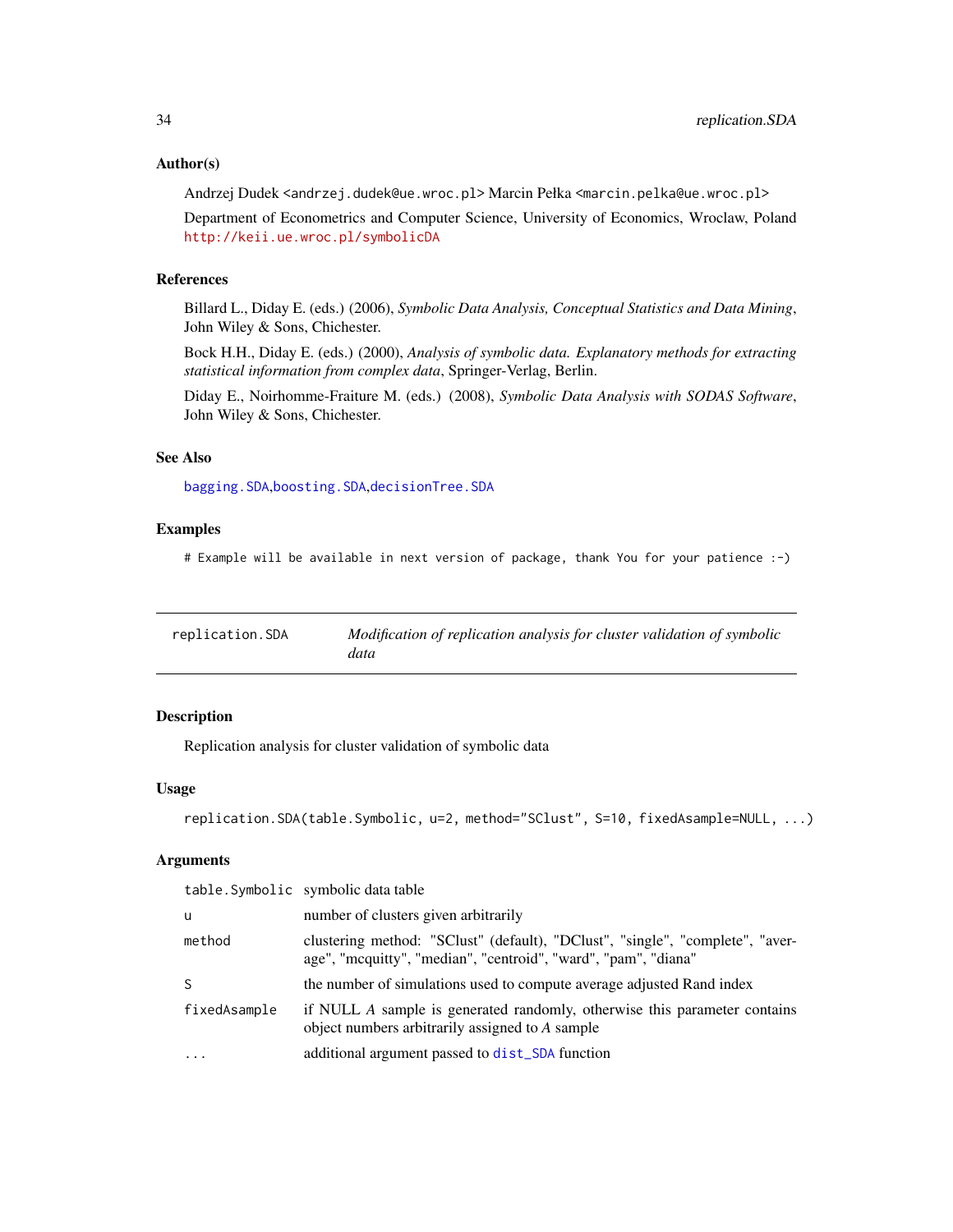### Author(s)

Andrzej Dudek <andrzej.dudek@ue.wroc.pl> Marcin Pełka <marcin.pelka@ue.wroc.pl>

Department of Econometrics and Computer Science, University of Economics, Wroclaw, Poland http://keii.ue.wroc.pl/symbolicDA

### References

Billard L., Diday E. (eds.) (2006), *Symbolic Data Analysis, Conceptual Statistics and Data Mining*, John Wiley & Sons, Chichester.

Bock H.H., Diday E. (eds.) (2000), *Analysis of symbolic data. Explanatory methods for extracting statistical information from complex data*, Springer-Verlag, Berlin.

Diday E., Noirhomme-Fraiture M. (eds.) (2008), *Symbolic Data Analysis with SODAS Software*, John Wiley & Sons, Chichester.

### See Also

bagging.SDA,boosting.SDA,decisionTree.SDA

### Examples

```
# Example will be available in next version of package, thank You for your patience :-)
```

---

## replication.SDA — *Modification of replication analysis for cluster validation of symbolic data*

### Description

Replication analysis for cluster validation of symbolic data

### Usage

```
replication.SDA(table.Symbolic, u=2, method="SClust", S=10, fixedAsample=NULL, ...)
```

### Arguments

| | |
|---|---|
| table.Symbolic | symbolic data table |
| u | number of clusters given arbitrarily |
| method | clustering method: "SClust" (default), "DClust", "single", "complete", "average", "mcquitty", "median", "centroid", "ward", "pam", "diana" |
| S | the number of simulations used to compute average adjusted Rand index |
| fixedAsample | if NULL *A* sample is generated randomly, otherwise this parameter contains object numbers arbitrarily assigned to *A* sample |
| ... | additional argument passed to dist_SDA function |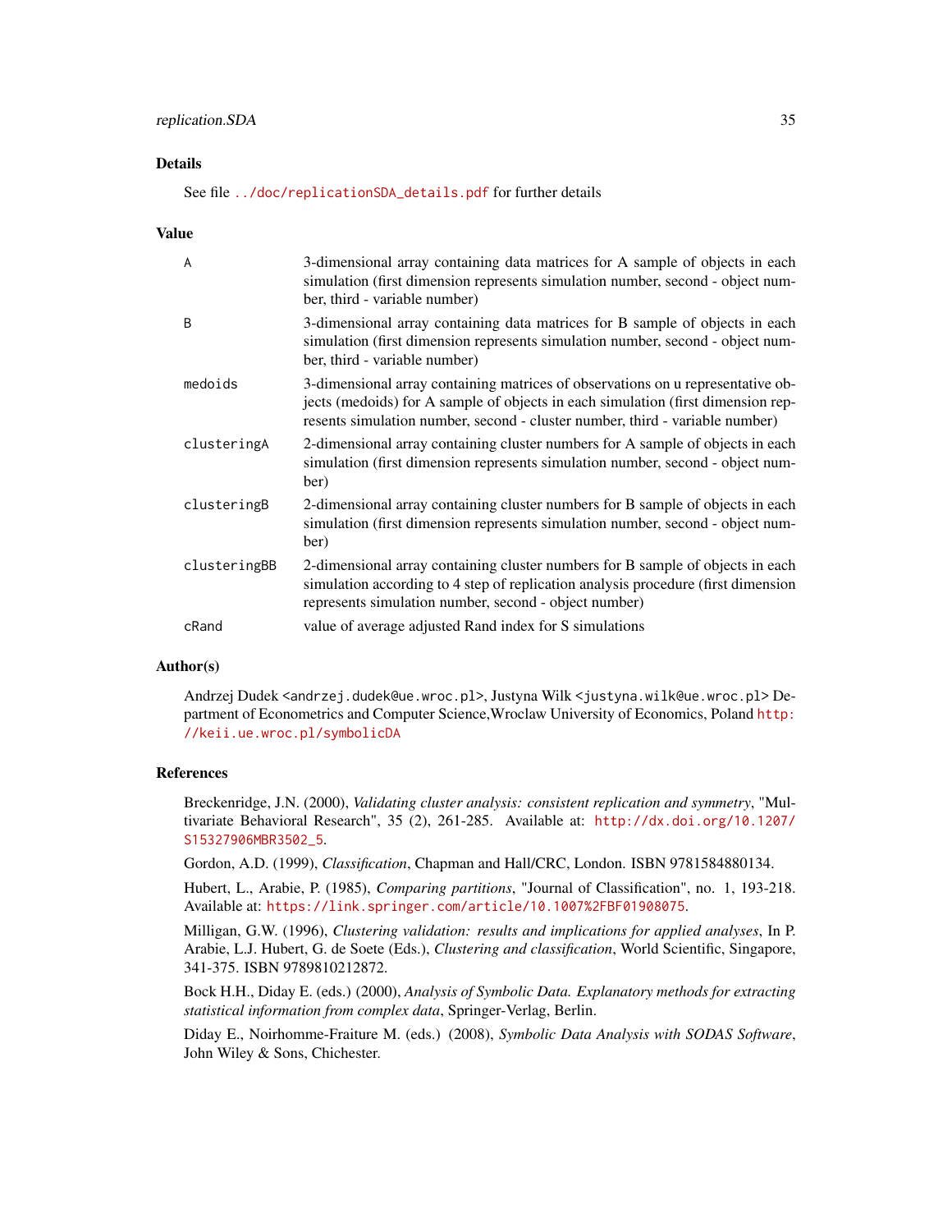## Details

See file `../doc/replicationSDA_details.pdf` for further details

## Value

| | |
|---|---|
| `A` | 3-dimensional array containing data matrices for A sample of objects in each simulation (first dimension represents simulation number, second - object number, third - variable number) |
| `B` | 3-dimensional array containing data matrices for B sample of objects in each simulation (first dimension represents simulation number, second - object number, third - variable number) |
| `medoids` | 3-dimensional array containing matrices of observations on u representative objects (medoids) for A sample of objects in each simulation (first dimension represents simulation number, second - cluster number, third - variable number) |
| `clusteringA` | 2-dimensional array containing cluster numbers for A sample of objects in each simulation (first dimension represents simulation number, second - object number) |
| `clusteringB` | 2-dimensional array containing cluster numbers for B sample of objects in each simulation (first dimension represents simulation number, second - object number) |
| `clusteringBB` | 2-dimensional array containing cluster numbers for B sample of objects in each simulation according to 4 step of replication analysis procedure (first dimension represents simulation number, second - object number) |
| `cRand` | value of average adjusted Rand index for S simulations |

## Author(s)

Andrzej Dudek <andrzej.dudek@ue.wroc.pl>, Justyna Wilk <justyna.wilk@ue.wroc.pl> Department of Econometrics and Computer Science,Wroclaw University of Economics, Poland http://keii.ue.wroc.pl/symbolicDA

## References

Breckenridge, J.N. (2000), *Validating cluster analysis: consistent replication and symmetry*, "Multivariate Behavioral Research", 35 (2), 261-285. Available at: http://dx.doi.org/10.1207/S15327906MBR3502_5.

Gordon, A.D. (1999), *Classification*, Chapman and Hall/CRC, London. ISBN 9781584880134.

Hubert, L., Arabie, P. (1985), *Comparing partitions*, "Journal of Classification", no. 1, 193-218. Available at: https://link.springer.com/article/10.1007%2FBF01908075.

Milligan, G.W. (1996), *Clustering validation: results and implications for applied analyses*, In P. Arabie, L.J. Hubert, G. de Soete (Eds.), *Clustering and classification*, World Scientific, Singapore, 341-375. ISBN 9789810212872.

Bock H.H., Diday E. (eds.) (2000), *Analysis of Symbolic Data. Explanatory methods for extracting statistical information from complex data*, Springer-Verlag, Berlin.

Diday E., Noirhomme-Fraiture M. (eds.) (2008), *Symbolic Data Analysis with SODAS Software*, John Wiley & Sons, Chichester.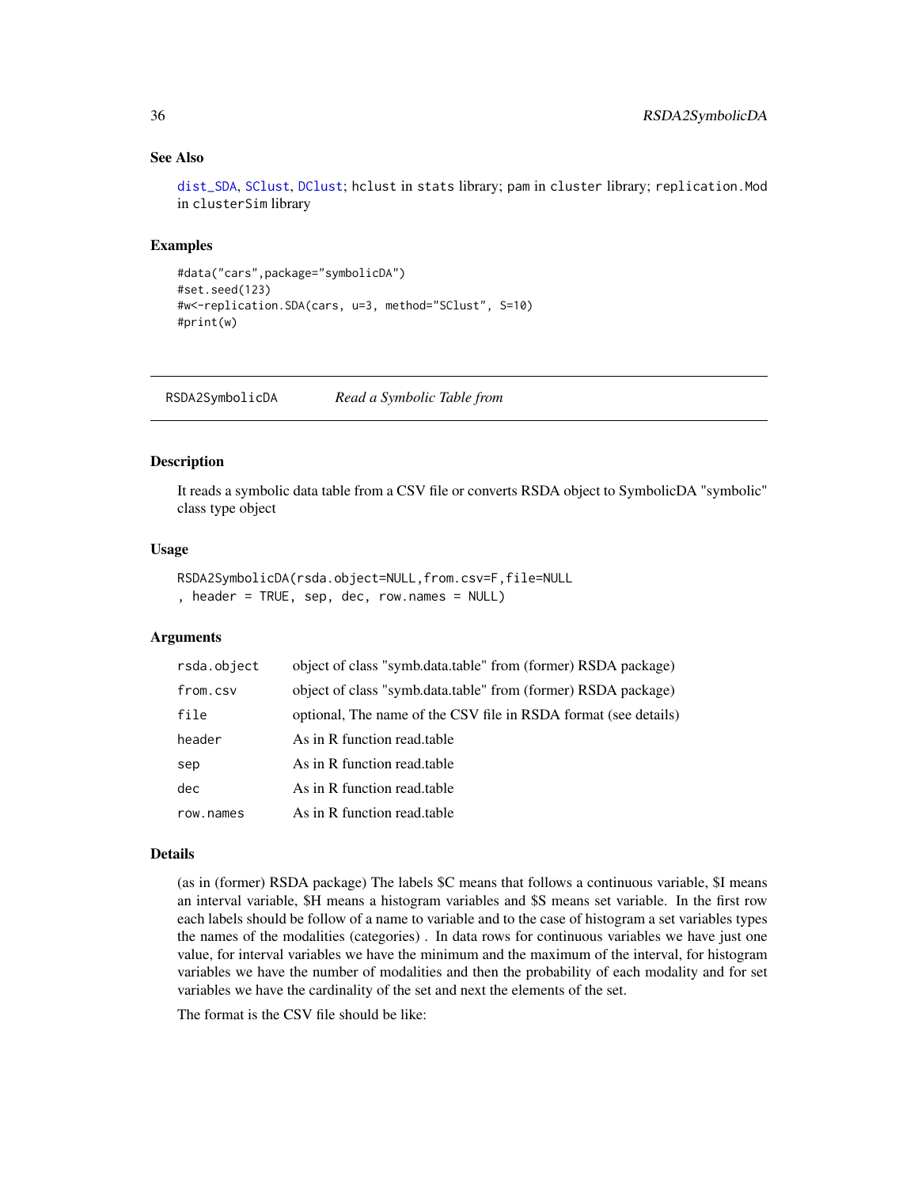## See Also

dist_SDA, SClust, DClust; hclust in stats library; pam in cluster library; replication.Mod in clusterSim library

## Examples

```
#data("cars",package="symbolicDA")
#set.seed(123)
#w<-replication.SDA(cars, u=3, method="SClust", S=10)
#print(w)
```

---

RSDA2SymbolicDA *Read a Symbolic Table from*

---

## Description

It reads a symbolic data table from a CSV file or converts RSDA object to SymbolicDA "symbolic" class type object

## Usage

```
RSDA2SymbolicDA(rsda.object=NULL,from.csv=F,file=NULL
, header = TRUE, sep, dec, row.names = NULL)
```

## Arguments

| | |
|---|---|
| rsda.object | object of class "symb.data.table" from (former) RSDA package) |
| from.csv | object of class "symb.data.table" from (former) RSDA package) |
| file | optional, The name of the CSV file in RSDA format (see details) |
| header | As in R function read.table |
| sep | As in R function read.table |
| dec | As in R function read.table |
| row.names | As in R function read.table |

## Details

(as in (former) RSDA package) The labels $C means that follows a continuous variable, $I means an interval variable, $H means a histogram variables and $S means set variable. In the first row each labels should be follow of a name to variable and to the case of histogram a set variables types the names of the modalities (categories) . In data rows for continuous variables we have just one value, for interval variables we have the minimum and the maximum of the interval, for histogram variables we have the number of modalities and then the probability of each modality and for set variables we have the cardinality of the set and next the elements of the set.

The format is the CSV file should be like: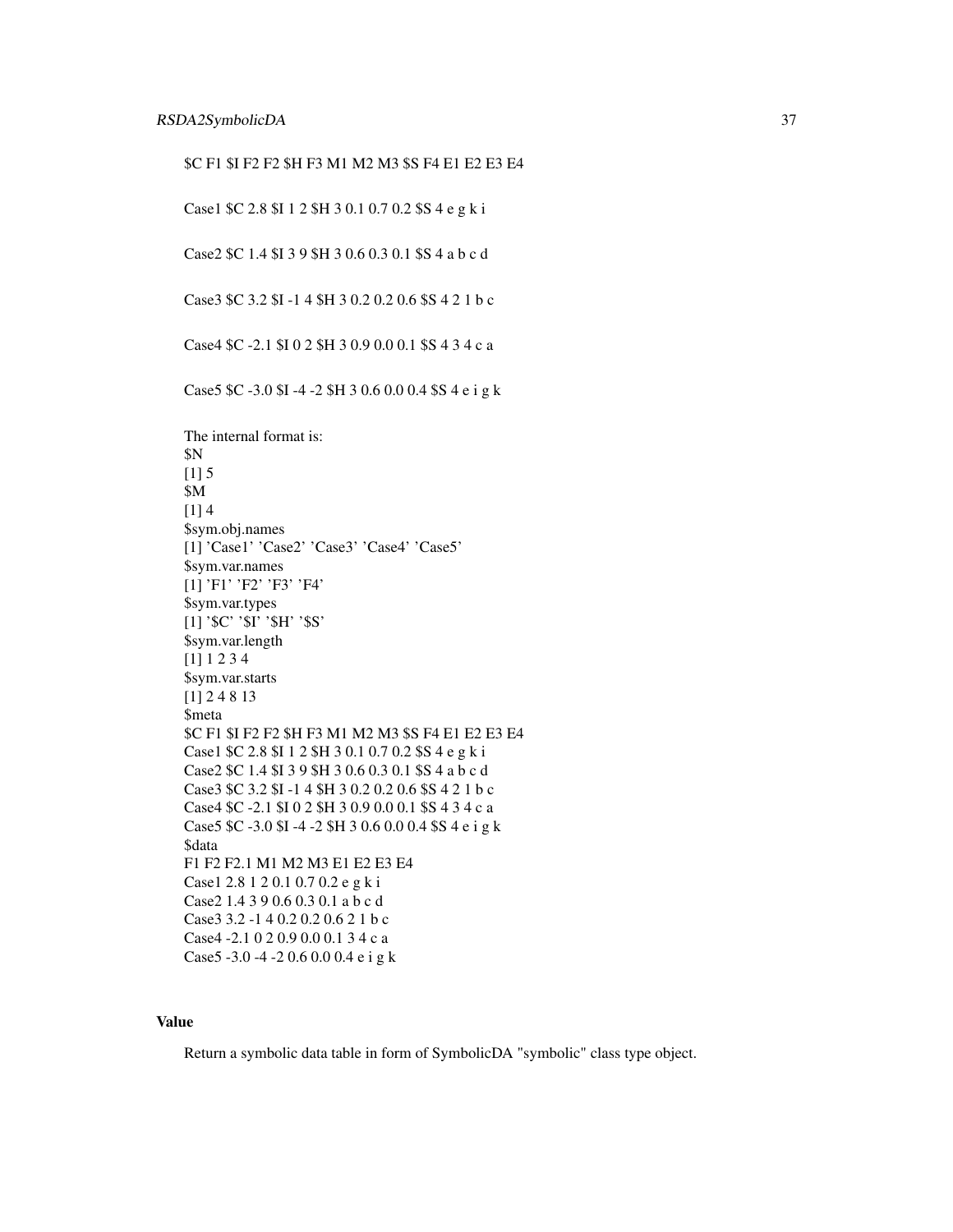$C F1 $I F2 F2 $H F3 M1 M2 M3 $S F4 E1 E2 E3 E4

Case1 $C 2.8 $I 1 2 $H 3 0.1 0.7 0.2 $S 4 e g k i

Case2 $C 1.4 $I 3 9 $H 3 0.6 0.3 0.1 $S 4 a b c d

Case3 $C 3.2 $I -1 4 $H 3 0.2 0.2 0.6 $S 4 2 1 b c

Case4 $C -2.1 $I 0 2 $H 3 0.9 0.0 0.1 $S 4 3 4 c a

Case5 $C -3.0 $I -4 -2 $H 3 0.6 0.0 0.4 $S 4 e i g k

The internal format is:
$N
[1] 5
$M
[1] 4
$sym.obj.names
[1] 'Case1' 'Case2' 'Case3' 'Case4' 'Case5'
$sym.var.names
[1] 'F1' 'F2' 'F3' 'F4'
$sym.var.types
[1] '$C' '$I' '$H' '$S'
$sym.var.length
[1] 1 2 3 4
$sym.var.starts
[1] 2 4 8 13
$meta
$C F1 $I F2 F2 $H F3 M1 M2 M3 $S F4 E1 E2 E3 E4
Case1 $C 2.8 $I 1 2 $H 3 0.1 0.7 0.2 $S 4 e g k i
Case2 $C 1.4 $I 3 9 $H 3 0.6 0.3 0.1 $S 4 a b c d
Case3 $C 3.2 $I -1 4 $H 3 0.2 0.2 0.6 $S 4 2 1 b c
Case4 $C -2.1 $I 0 2 $H 3 0.9 0.0 0.1 $S 4 3 4 c a
Case5 $C -3.0 $I -4 -2 $H 3 0.6 0.0 0.4 $S 4 e i g k
$data
F1 F2 F2.1 M1 M2 M3 E1 E2 E3 E4
Case1 2.8 1 2 0.1 0.7 0.2 e g k i
Case2 1.4 3 9 0.6 0.3 0.1 a b c d
Case3 3.2 -1 4 0.2 0.2 0.6 2 1 b c
Case4 -2.1 0 2 0.9 0.0 0.1 3 4 c a
Case5 -3.0 -4 -2 0.6 0.0 0.4 e i g k

## Value

Return a symbolic data table in form of SymbolicDA "symbolic" class type object.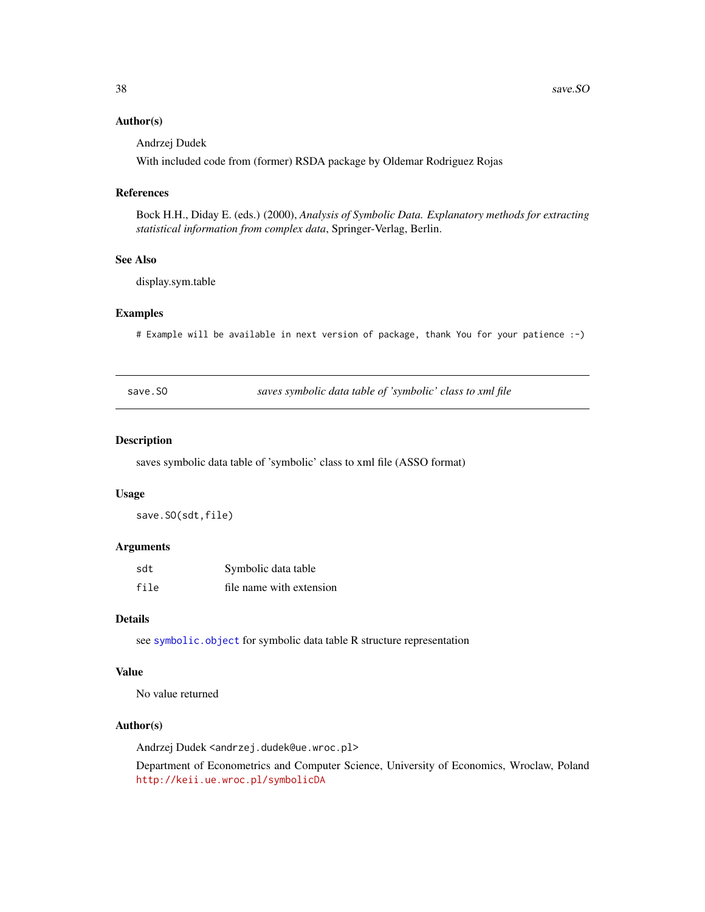### Author(s)

Andrzej Dudek

With included code from (former) RSDA package by Oldemar Rodriguez Rojas

### References

Bock H.H., Diday E. (eds.) (2000), *Analysis of Symbolic Data. Explanatory methods for extracting statistical information from complex data*, Springer-Verlag, Berlin.

### See Also

display.sym.table

### Examples

```
# Example will be available in next version of package, thank You for your patience :-)
```

---

## save.SO &emsp; *saves symbolic data table of 'symbolic' class to xml file*

---

### Description

saves symbolic data table of 'symbolic' class to xml file (ASSO format)

### Usage

```
save.SO(sdt,file)
```

### Arguments

| | |
|---|---|
| `sdt` | Symbolic data table |
| `file` | file name with extension |

### Details

see `symbolic.object` for symbolic data table R structure representation

### Value

No value returned

### Author(s)

Andrzej Dudek <andrzej.dudek@ue.wroc.pl>

Department of Econometrics and Computer Science, University of Economics, Wroclaw, Poland http://keii.ue.wroc.pl/symbolicDA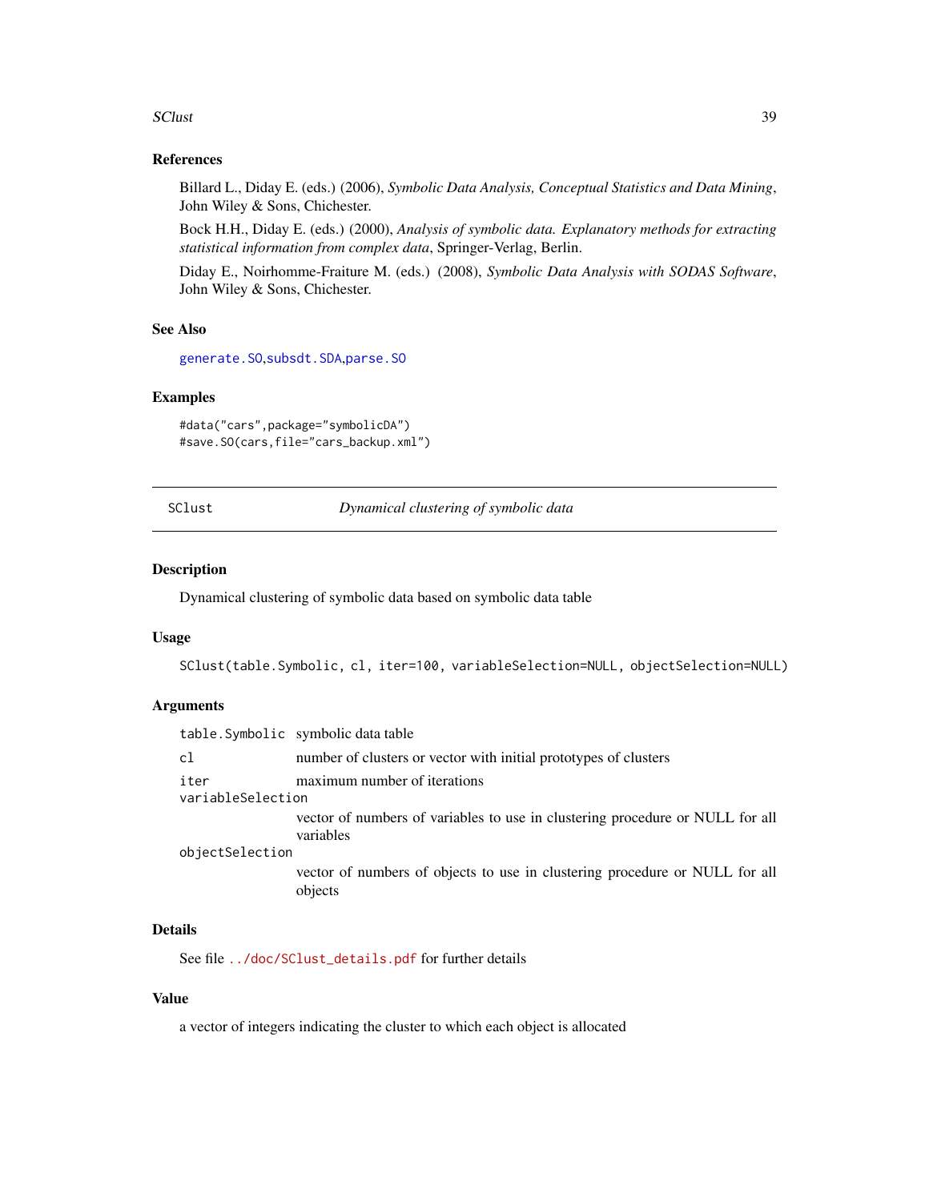### References

Billard L., Diday E. (eds.) (2006), *Symbolic Data Analysis, Conceptual Statistics and Data Mining*, John Wiley & Sons, Chichester.

Bock H.H., Diday E. (eds.) (2000), *Analysis of symbolic data. Explanatory methods for extracting statistical information from complex data*, Springer-Verlag, Berlin.

Diday E., Noirhomme-Fraiture M. (eds.) (2008), *Symbolic Data Analysis with SODAS Software*, John Wiley & Sons, Chichester.

### See Also

generate.SO,subsdt.SDA,parse.SO

### Examples

```
#data("cars",package="symbolicDA")
#save.SO(cars,file="cars_backup.xml")
```

---

## SClust — *Dynamical clustering of symbolic data*

### Description

Dynamical clustering of symbolic data based on symbolic data table

### Usage

```
SClust(table.Symbolic, cl, iter=100, variableSelection=NULL, objectSelection=NULL)
```

### Arguments

| | |
|---|---|
| table.Symbolic | symbolic data table |
| cl | number of clusters or vector with initial prototypes of clusters |
| iter | maximum number of iterations |
| variableSelection | vector of numbers of variables to use in clustering procedure or NULL for all variables |
| objectSelection | vector of numbers of objects to use in clustering procedure or NULL for all objects |

### Details

See file ../doc/SClust_details.pdf for further details

### Value

a vector of integers indicating the cluster to which each object is allocated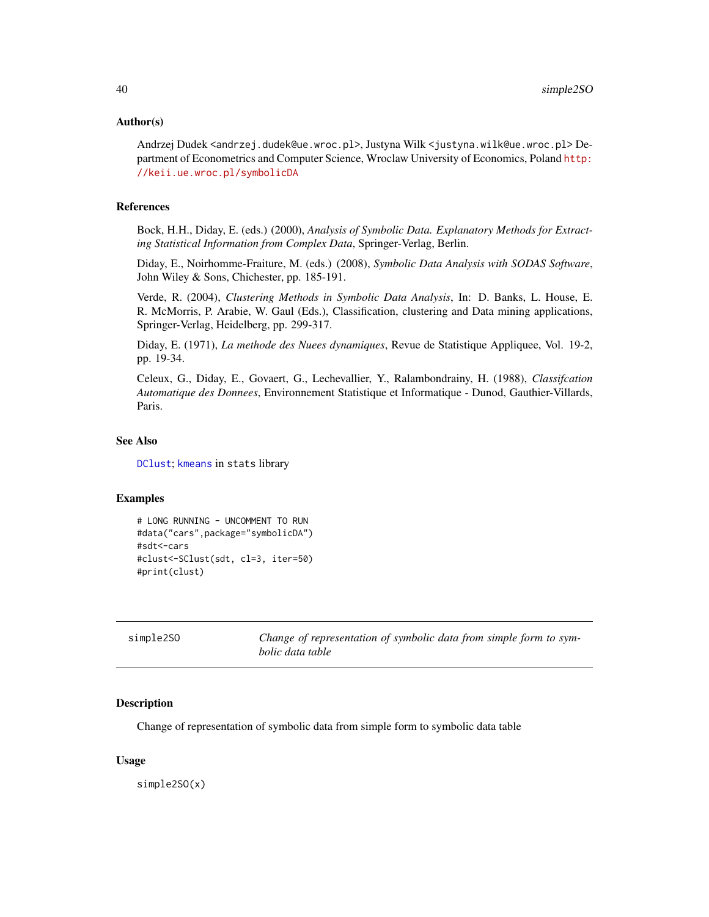### Author(s)

Andrzej Dudek <andrzej.dudek@ue.wroc.pl>, Justyna Wilk <justyna.wilk@ue.wroc.pl> Department of Econometrics and Computer Science, Wroclaw University of Economics, Poland http://keii.ue.wroc.pl/symbolicDA

### References

Bock, H.H., Diday, E. (eds.) (2000), *Analysis of Symbolic Data. Explanatory Methods for Extracting Statistical Information from Complex Data*, Springer-Verlag, Berlin.

Diday, E., Noirhomme-Fraiture, M. (eds.) (2008), *Symbolic Data Analysis with SODAS Software*, John Wiley & Sons, Chichester, pp. 185-191.

Verde, R. (2004), *Clustering Methods in Symbolic Data Analysis*, In: D. Banks, L. House, E. R. McMorris, P. Arabie, W. Gaul (Eds.), Classification, clustering and Data mining applications, Springer-Verlag, Heidelberg, pp. 299-317.

Diday, E. (1971), *La methode des Nuees dynamiques*, Revue de Statistique Appliquee, Vol. 19-2, pp. 19-34.

Celeux, G., Diday, E., Govaert, G., Lechevallier, Y., Ralambondrainy, H. (1988), *Classifcation Automatique des Donnees*, Environnement Statistique et Informatique - Dunod, Gauthier-Villards, Paris.

### See Also

DClust; kmeans in stats library

### Examples

```
# LONG RUNNING - UNCOMMENT TO RUN
#data("cars",package="symbolicDA")
#sdt<-cars
#clust<-SClust(sdt, cl=3, iter=50)
#print(clust)
```

---

## simple2SO — *Change of representation of symbolic data from simple form to symbolic data table*

### Description

Change of representation of symbolic data from simple form to symbolic data table

### Usage

```
simple2SO(x)
```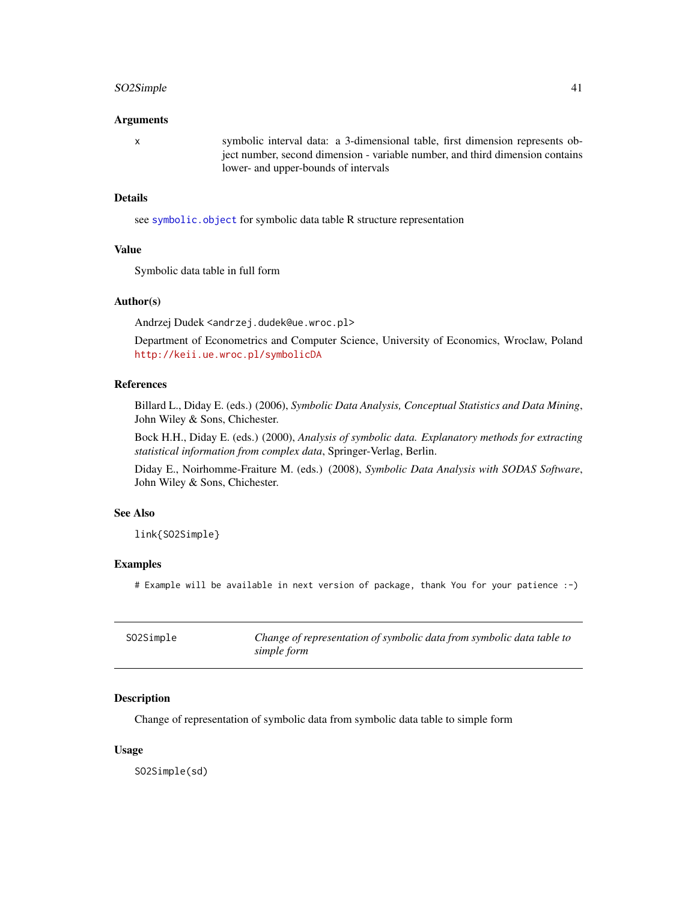### Arguments

x symbolic interval data: a 3-dimensional table, first dimension represents object number, second dimension - variable number, and third dimension contains lower- and upper-bounds of intervals

### Details

see symbolic.object for symbolic data table R structure representation

### Value

Symbolic data table in full form

### Author(s)

Andrzej Dudek <andrzej.dudek@ue.wroc.pl>

Department of Econometrics and Computer Science, University of Economics, Wroclaw, Poland http://keii.ue.wroc.pl/symbolicDA

### References

Billard L., Diday E. (eds.) (2006), *Symbolic Data Analysis, Conceptual Statistics and Data Mining*, John Wiley & Sons, Chichester.

Bock H.H., Diday E. (eds.) (2000), *Analysis of symbolic data. Explanatory methods for extracting statistical information from complex data*, Springer-Verlag, Berlin.

Diday E., Noirhomme-Fraiture M. (eds.) (2008), *Symbolic Data Analysis with SODAS Software*, John Wiley & Sons, Chichester.

### See Also

link{SO2Simple}

### Examples

```
# Example will be available in next version of package, thank You for your patience :-)
```

---

## SO2Simple — *Change of representation of symbolic data from symbolic data table to simple form*

### Description

Change of representation of symbolic data from symbolic data table to simple form

### Usage

```
SO2Simple(sd)
```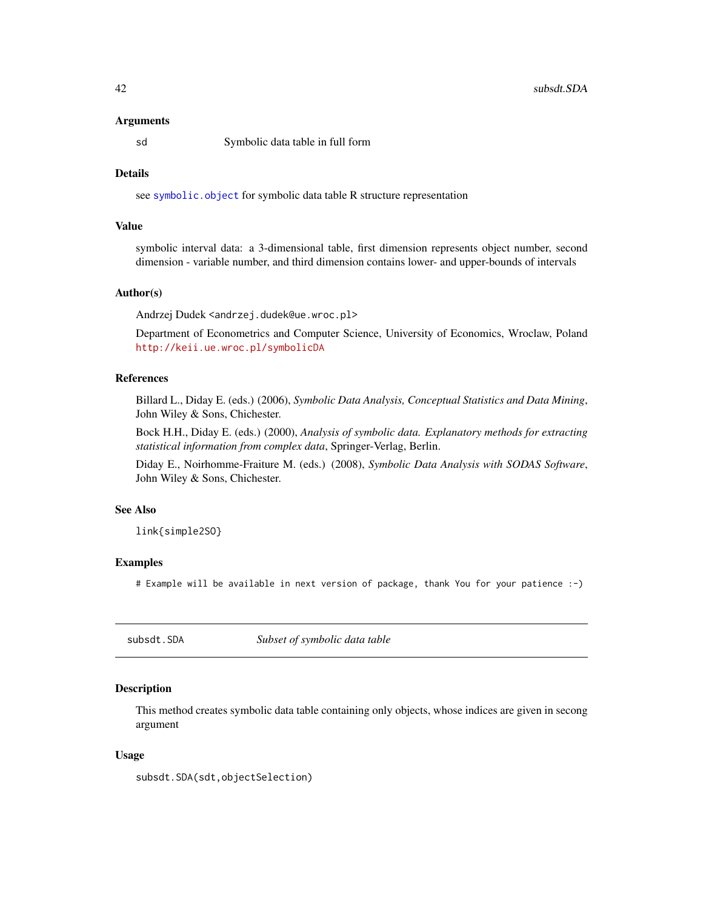### Arguments

sd Symbolic data table in full form

### Details

see `symbolic.object` for symbolic data table R structure representation

### Value

symbolic interval data: a 3-dimensional table, first dimension represents object number, second dimension - variable number, and third dimension contains lower- and upper-bounds of intervals

### Author(s)

Andrzej Dudek <andrzej.dudek@ue.wroc.pl>

Department of Econometrics and Computer Science, University of Economics, Wroclaw, Poland http://keii.ue.wroc.pl/symbolicDA

### References

Billard L., Diday E. (eds.) (2006), *Symbolic Data Analysis, Conceptual Statistics and Data Mining*, John Wiley & Sons, Chichester.

Bock H.H., Diday E. (eds.) (2000), *Analysis of symbolic data. Explanatory methods for extracting statistical information from complex data*, Springer-Verlag, Berlin.

Diday E., Noirhomme-Fraiture M. (eds.) (2008), *Symbolic Data Analysis with SODAS Software*, John Wiley & Sons, Chichester.

### See Also

`link{simple2SO}`

### Examples

```
# Example will be available in next version of package, thank You for your patience :-)
```

---

## subsdt.SDA *Subset of symbolic data table*

### Description

This method creates symbolic data table containing only objects, whose indices are given in secong argument

### Usage

```
subsdt.SDA(sdt,objectSelection)
```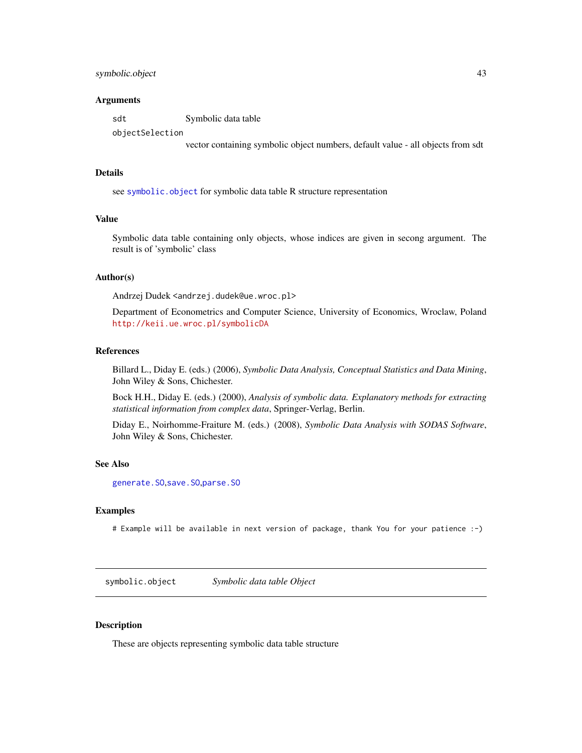### Arguments

`sdt` Symbolic data table

`objectSelection`
vector containing symbolic object numbers, default value - all objects from sdt

### Details

see `symbolic.object` for symbolic data table R structure representation

### Value

Symbolic data table containing only objects, whose indices are given in secong argument. The result is of 'symbolic' class

### Author(s)

Andrzej Dudek <andrzej.dudek@ue.wroc.pl>

Department of Econometrics and Computer Science, University of Economics, Wroclaw, Poland http://keii.ue.wroc.pl/symbolicDA

### References

Billard L., Diday E. (eds.) (2006), *Symbolic Data Analysis, Conceptual Statistics and Data Mining*, John Wiley & Sons, Chichester.

Bock H.H., Diday E. (eds.) (2000), *Analysis of symbolic data. Explanatory methods for extracting statistical information from complex data*, Springer-Verlag, Berlin.

Diday E., Noirhomme-Fraiture M. (eds.) (2008), *Symbolic Data Analysis with SODAS Software*, John Wiley & Sons, Chichester.

### See Also

`generate.SO`,`save.SO`,`parse.SO`

### Examples

```
# Example will be available in next version of package, thank You for your patience :-)
```

---

## symbolic.object *Symbolic data table Object*

### Description

These are objects representing symbolic data table structure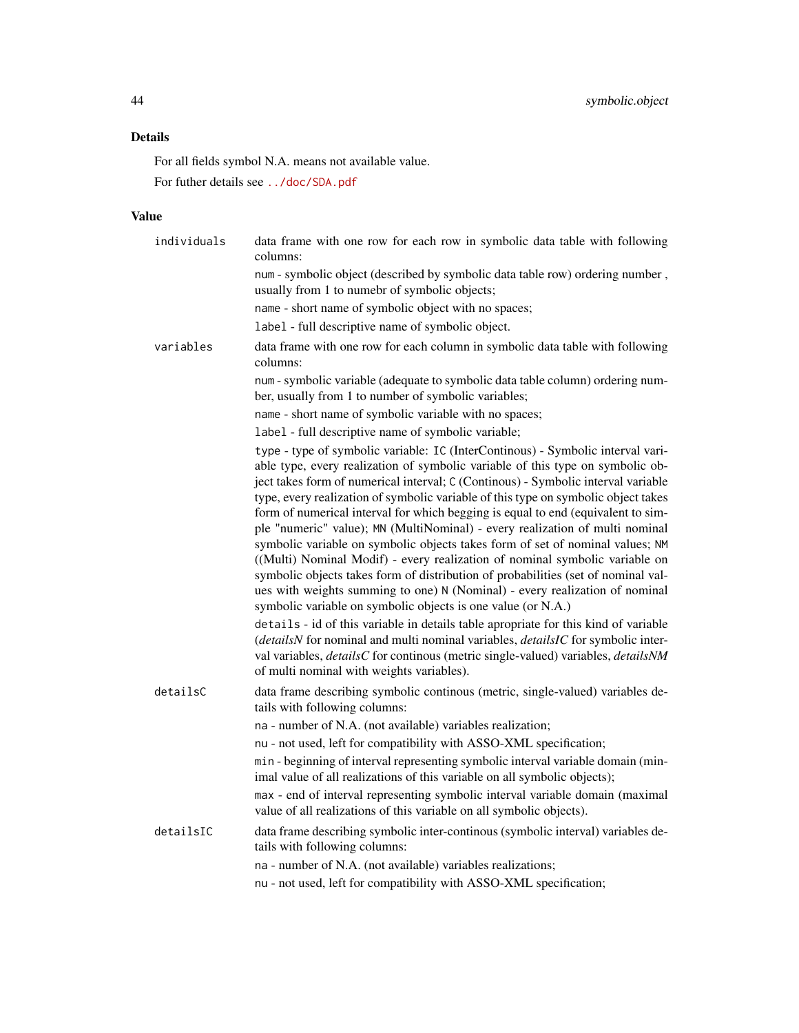## Details

For all fields symbol N.A. means not available value.

For futher details see ../doc/SDA.pdf

## Value

**individuals** data frame with one row for each row in symbolic data table with following columns:

`num` - symbolic object (described by symbolic data table row) ordering number , usually from 1 to numebr of symbolic objects;

`name` - short name of symbolic object with no spaces;

`label` - full descriptive name of symbolic object.

**variables** data frame with one row for each column in symbolic data table with following columns:

`num` - symbolic variable (adequate to symbolic data table column) ordering number, usually from 1 to number of symbolic variables;

`name` - short name of symbolic variable with no spaces;

`label` - full descriptive name of symbolic variable;

`type` - type of symbolic variable: `IC` (InterContinous) - Symbolic interval variable type, every realization of symbolic variable of this type on symbolic object takes form of numerical interval; `C` (Continous) - Symbolic interval variable type, every realization of symbolic variable of this type on symbolic object takes form of numerical interval for which begging is equal to end (equivalent to simple "numeric" value); `MN` (MultiNominal) - every realization of multi nominal symbolic variable on symbolic objects takes form of set of nominal values; `NM` ((Multi) Nominal Modif) - every realization of nominal symbolic variable on symbolic objects takes form of distribution of probabilities (set of nominal values with weights summing to one) `N` (Nominal) - every realization of nominal symbolic variable on symbolic objects is one value (or N.A.)

`details` - id of this variable in details table apropriate for this kind of variable (*detailsN* for nominal and multi nominal variables, *detailsIC* for symbolic interval variables, *detailsC* for continous (metric single-valued) variables, *detailsNM* of multi nominal with weights variables).

**detailsC** data frame describing symbolic continous (metric, single-valued) variables details with following columns:

`na` - number of N.A. (not available) variables realization;

`nu` - not used, left for compatibility with ASSO-XML specification;

`min` - beginning of interval representing symbolic interval variable domain (minimal value of all realizations of this variable on all symbolic objects);

`max` - end of interval representing symbolic interval variable domain (maximal value of all realizations of this variable on all symbolic objects).

**detailsIC** data frame describing symbolic inter-continous (symbolic interval) variables details with following columns:

`na` - number of N.A. (not available) variables realizations;

`nu` - not used, left for compatibility with ASSO-XML specification;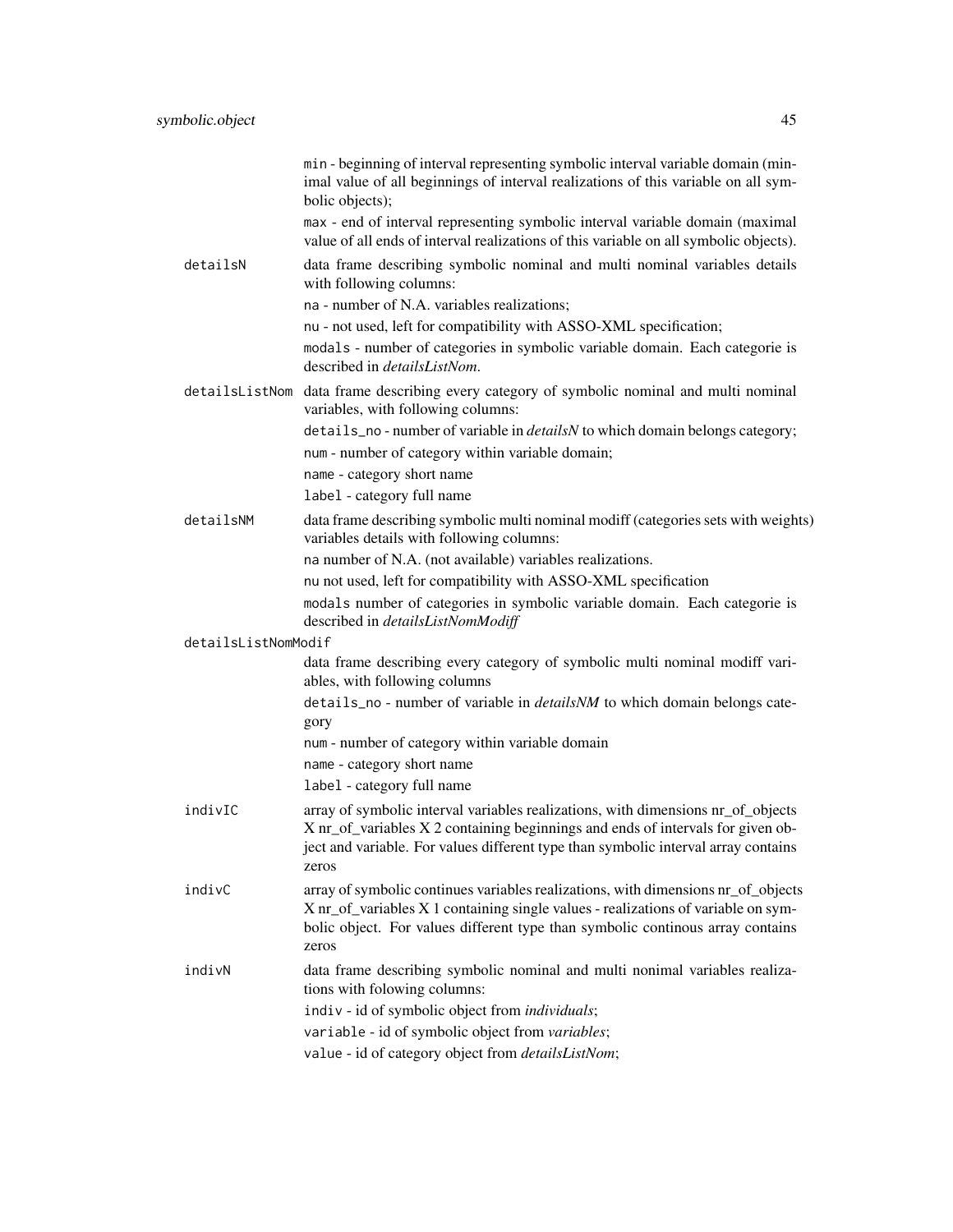min - beginning of interval representing symbolic interval variable domain (minimal value of all beginnings of interval realizations of this variable on all symbolic objects);

max - end of interval representing symbolic interval variable domain (maximal value of all ends of interval realizations of this variable on all symbolic objects).

**detailsN** data frame describing symbolic nominal and multi nominal variables details with following columns:

na - number of N.A. variables realizations;

nu - not used, left for compatibility with ASSO-XML specification;

modals - number of categories in symbolic variable domain. Each categorie is described in *detailsListNom*.

**detailsListNom** data frame describing every category of symbolic nominal and multi nominal variables, with following columns:

details_no - number of variable in *detailsN* to which domain belongs category;

num - number of category within variable domain;

name - category short name

label - category full name

**detailsNM** data frame describing symbolic multi nominal modiff (categories sets with weights) variables details with following columns:

na number of N.A. (not available) variables realizations.

nu not used, left for compatibility with ASSO-XML specification

modals number of categories in symbolic variable domain. Each categorie is described in *detailsListNomModiff*

**detailsListNomModif**

data frame describing every category of symbolic multi nominal modiff variables, with following columns

details_no - number of variable in *detailsNM* to which domain belongs category

num - number of category within variable domain

name - category short name

label - category full name

**indivIC** array of symbolic interval variables realizations, with dimensions nr_of_objects X nr_of_variables X 2 containing beginnings and ends of intervals for given object and variable. For values different type than symbolic interval array contains zeros

**indivC** array of symbolic continues variables realizations, with dimensions nr_of_objects X nr_of_variables X 1 containing single values - realizations of variable on symbolic object. For values different type than symbolic continous array contains zeros

**indivN** data frame describing symbolic nominal and multi nonimal variables realizations with folowing columns:

indiv - id of symbolic object from *individuals*;

variable - id of symbolic object from *variables*;

value - id of category object from *detailsListNom*;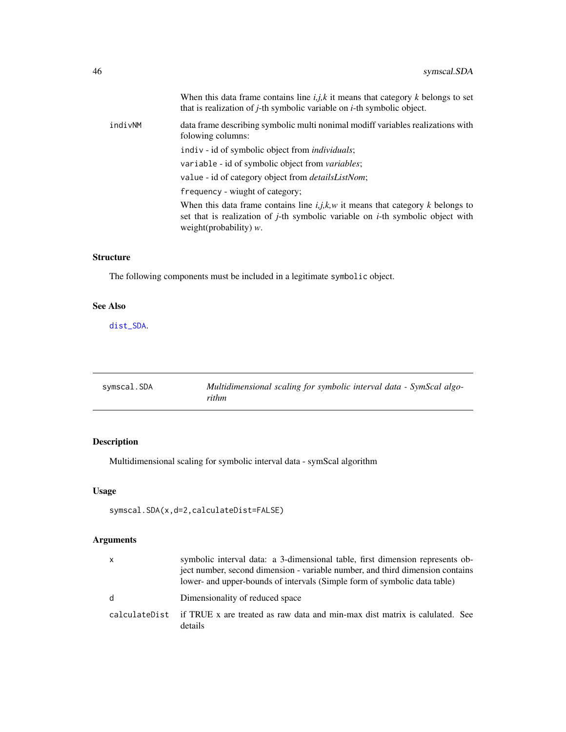When this data frame contains line *i,j,k* it means that category *k* belongs to set that is realization of *j*-th symbolic variable on *i*-th symbolic object.

`indivNM` data frame describing symbolic multi nonimal modiff variables realizations with folowing columns:

`indiv` - id of symbolic object from *individuals*;

`variable` - id of symbolic object from *variables*;

`value` - id of category object from *detailsListNom*;

`frequency` - wiught of category;

When this data frame contains line *i,j,k,w* it means that category *k* belongs to set that is realization of *j*-th symbolic variable on *i*-th symbolic object with weight(probability) *w*.

### Structure

The following components must be included in a legitimate `symbolic` object.

### See Also

`dist_SDA`.

---

## symscal.SDA — *Multidimensional scaling for symbolic interval data - SymScal algorithm*

### Description

Multidimensional scaling for symbolic interval data - symScal algorithm

### Usage

```
symscal.SDA(x,d=2,calculateDist=FALSE)
```

### Arguments

| | |
|---|---|
| `x` | symbolic interval data: a 3-dimensional table, first dimension represents object number, second dimension - variable number, and third dimension contains lower- and upper-bounds of intervals (Simple form of symbolic data table) |
| `d` | Dimensionality of reduced space |
| `calculateDist` | if TRUE x are treated as raw data and min-max dist matrix is calulated. See details |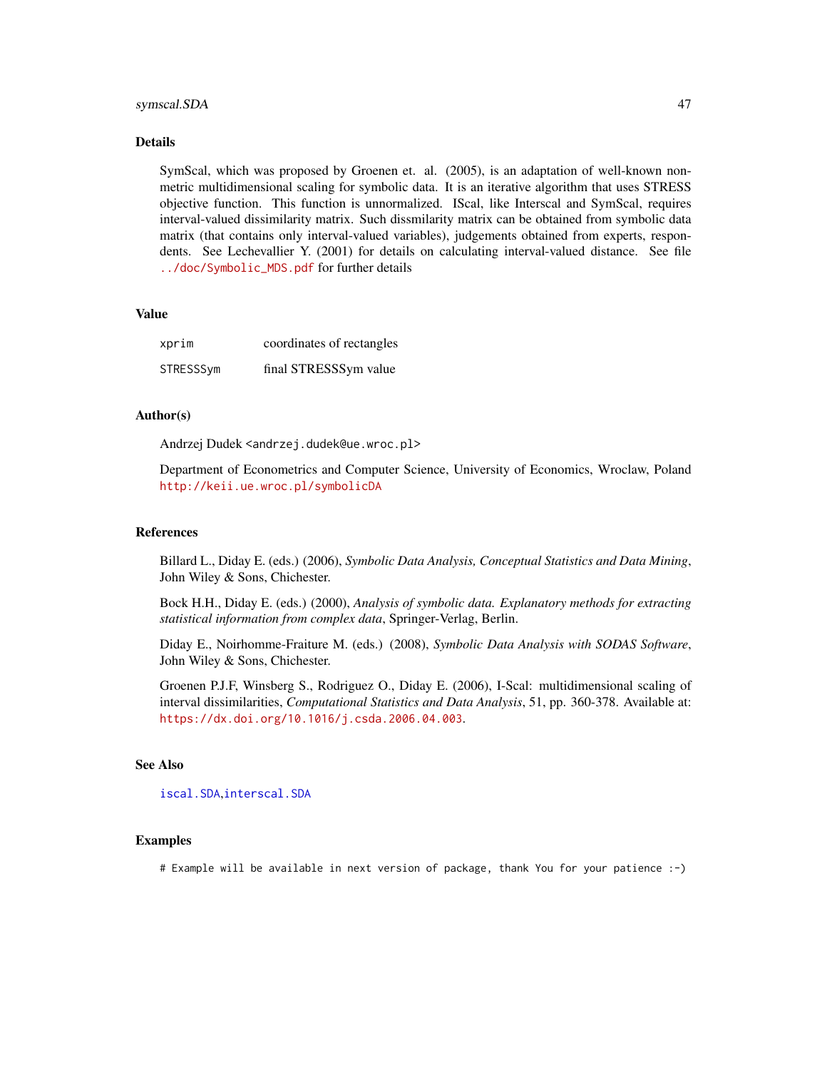## Details

SymScal, which was proposed by Groenen et. al. (2005), is an adaptation of well-known non-metric multidimensional scaling for symbolic data. It is an iterative algorithm that uses STRESS objective function. This function is unnormalized. IScal, like Interscal and SymScal, requires interval-valued dissimilarity matrix. Such dissmilarity matrix can be obtained from symbolic data matrix (that contains only interval-valued variables), judgements obtained from experts, respondents. See Lechevallier Y. (2001) for details on calculating interval-valued distance. See file `../doc/Symbolic_MDS.pdf` for further details

## Value

| | |
|---|---|
| `xprim` | coordinates of rectangles |
| `STRESSSym` | final STRESSSym value |

## Author(s)

Andrzej Dudek <andrzej.dudek@ue.wroc.pl>

Department of Econometrics and Computer Science, University of Economics, Wroclaw, Poland http://keii.ue.wroc.pl/symbolicDA

## References

Billard L., Diday E. (eds.) (2006), *Symbolic Data Analysis, Conceptual Statistics and Data Mining*, John Wiley & Sons, Chichester.

Bock H.H., Diday E. (eds.) (2000), *Analysis of symbolic data. Explanatory methods for extracting statistical information from complex data*, Springer-Verlag, Berlin.

Diday E., Noirhomme-Fraiture M. (eds.) (2008), *Symbolic Data Analysis with SODAS Software*, John Wiley & Sons, Chichester.

Groenen P.J.F, Winsberg S., Rodriguez O., Diday E. (2006), I-Scal: multidimensional scaling of interval dissimilarities, *Computational Statistics and Data Analysis*, 51, pp. 360-378. Available at: https://dx.doi.org/10.1016/j.csda.2006.04.003.

## See Also

`iscal.SDA`,`interscal.SDA`

## Examples

```
# Example will be available in next version of package, thank You for your patience :-)
```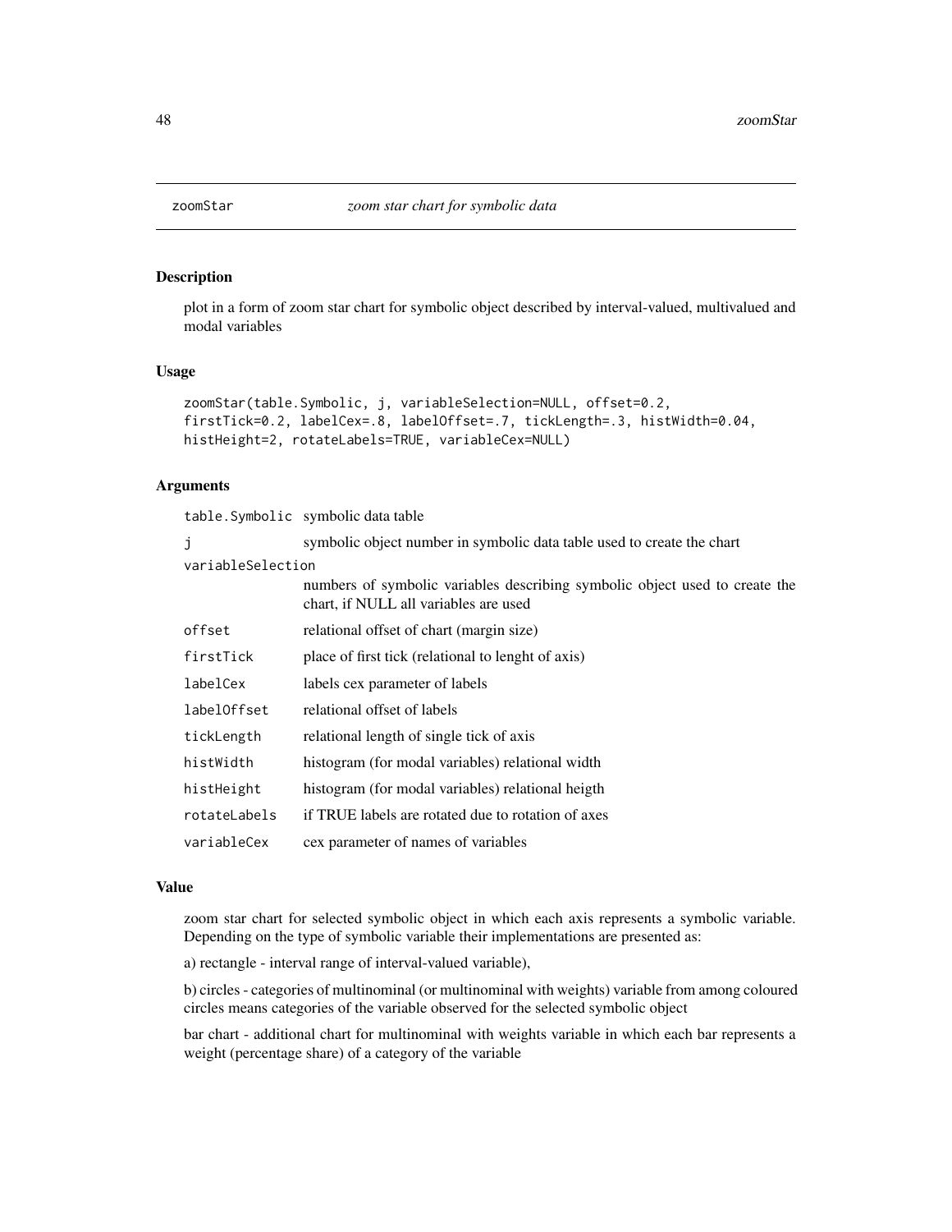zoomStar *zoom star chart for symbolic data*

## Description

plot in a form of zoom star chart for symbolic object described by interval-valued, multivalued and modal variables

## Usage

```
zoomStar(table.Symbolic, j, variableSelection=NULL, offset=0.2,
firstTick=0.2, labelCex=.8, labelOffset=.7, tickLength=.3, histWidth=0.04,
histHeight=2, rotateLabels=TRUE, variableCex=NULL)
```

## Arguments

| | |
|---|---|
| `table.Symbolic` | symbolic data table |
| `j` | symbolic object number in symbolic data table used to create the chart |
| `variableSelection` | numbers of symbolic variables describing symbolic object used to create the chart, if NULL all variables are used |
| `offset` | relational offset of chart (margin size) |
| `firstTick` | place of first tick (relational to lenght of axis) |
| `labelCex` | labels cex parameter of labels |
| `labelOffset` | relational offset of labels |
| `tickLength` | relational length of single tick of axis |
| `histWidth` | histogram (for modal variables) relational width |
| `histHeight` | histogram (for modal variables) relational heigth |
| `rotateLabels` | if TRUE labels are rotated due to rotation of axes |
| `variableCex` | cex parameter of names of variables |

## Value

zoom star chart for selected symbolic object in which each axis represents a symbolic variable. Depending on the type of symbolic variable their implementations are presented as:

a) rectangle - interval range of interval-valued variable),

b) circles - categories of multinominal (or multinominal with weights) variable from among coloured circles means categories of the variable observed for the selected symbolic object

bar chart - additional chart for multinominal with weights variable in which each bar represents a weight (percentage share) of a category of the variable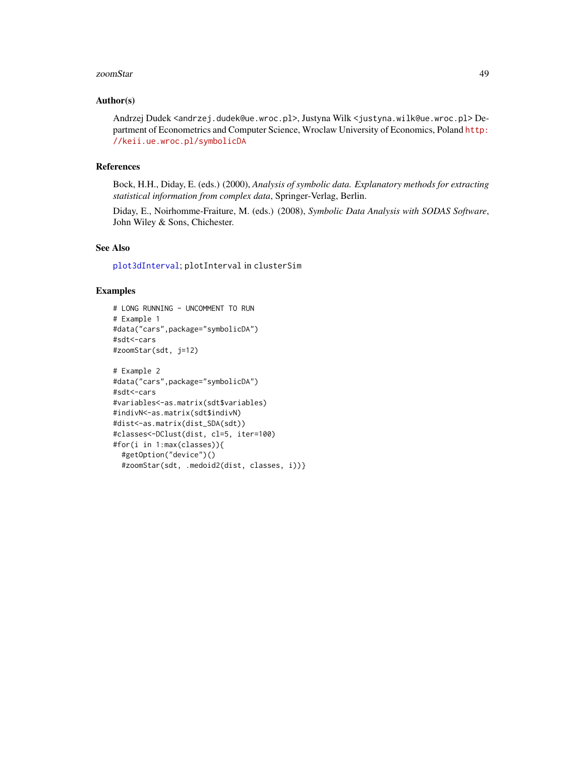## Author(s)

Andrzej Dudek <andrzej.dudek@ue.wroc.pl>, Justyna Wilk <justyna.wilk@ue.wroc.pl> Department of Econometrics and Computer Science, Wroclaw University of Economics, Poland http://keii.ue.wroc.pl/symbolicDA

## References

Bock, H.H., Diday, E. (eds.) (2000), *Analysis of symbolic data. Explanatory methods for extracting statistical information from complex data*, Springer-Verlag, Berlin.

Diday, E., Noirhomme-Fraiture, M. (eds.) (2008), *Symbolic Data Analysis with SODAS Software*, John Wiley & Sons, Chichester.

## See Also

plot3dInterval; plotInterval in clusterSim

## Examples

```
# LONG RUNNING - UNCOMMENT TO RUN
# Example 1
#data("cars",package="symbolicDA")
#sdt<-cars
#zoomStar(sdt, j=12)

# Example 2
#data("cars",package="symbolicDA")
#sdt<-cars
#variables<-as.matrix(sdt$variables)
#indivN<-as.matrix(sdt$indivN)
#dist<-as.matrix(dist_SDA(sdt))
#classes<-DClust(dist, cl=5, iter=100)
#for(i in 1:max(classes)){
  #getOption("device")()
  #zoomStar(sdt, .medoid2(dist, classes, i))}
```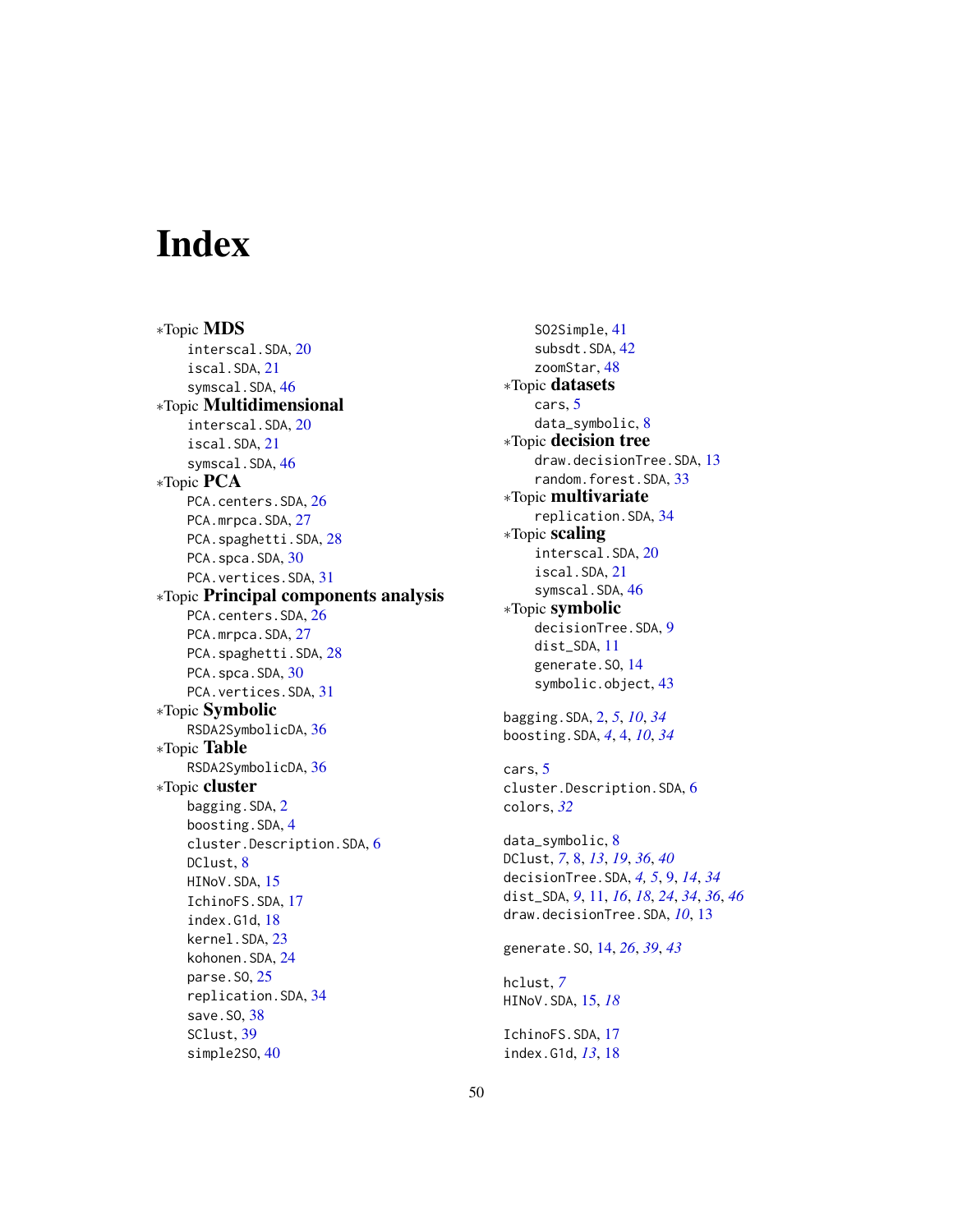# Index

∗Topic **MDS**
- interscal.SDA, 20
- iscal.SDA, 21
- symscal.SDA, 46

∗Topic **Multidimensional**
- interscal.SDA, 20
- iscal.SDA, 21
- symscal.SDA, 46

∗Topic **PCA**
- PCA.centers.SDA, 26
- PCA.mrpca.SDA, 27
- PCA.spaghetti.SDA, 28
- PCA.spca.SDA, 30
- PCA.vertices.SDA, 31

∗Topic **Principal components analysis**
- PCA.centers.SDA, 26
- PCA.mrpca.SDA, 27
- PCA.spaghetti.SDA, 28
- PCA.spca.SDA, 30
- PCA.vertices.SDA, 31

∗Topic **Symbolic**
- RSDA2SymbolicDA, 36

∗Topic **Table**
- RSDA2SymbolicDA, 36

∗Topic **cluster**
- bagging.SDA, 2
- boosting.SDA, 4
- cluster.Description.SDA, 6
- DClust, 8
- HINoV.SDA, 15
- IchinoFS.SDA, 17
- index.G1d, 18
- kernel.SDA, 23
- kohonen.SDA, 24
- parse.SO, 25
- replication.SDA, 34
- save.SO, 38
- SClust, 39
- simple2SO, 40
- SO2Simple, 41
- subsdt.SDA, 42
- zoomStar, 48

∗Topic **datasets**
- cars, 5
- data_symbolic, 8

∗Topic **decision tree**
- draw.decisionTree.SDA, 13
- random.forest.SDA, 33

∗Topic **multivariate**
- replication.SDA, 34

∗Topic **scaling**
- interscal.SDA, 20
- iscal.SDA, 21
- symscal.SDA, 46

∗Topic **symbolic**
- decisionTree.SDA, 9
- dist_SDA, 11
- generate.SO, 14
- symbolic.object, 43

bagging.SDA, 2, *5*, *10*, *34*
boosting.SDA, *4*, 4, *10*, *34*

cars, 5
cluster.Description.SDA, 6
colors, *32*

data_symbolic, 8
DClust, *7*, 8, *13*, *19*, *36*, *40*
decisionTree.SDA, *4*, *5*, 9, *14*, *34*
dist_SDA, *9*, 11, *16*, *18*, *24*, *34*, *36*, *46*
draw.decisionTree.SDA, *10*, 13

generate.SO, 14, *26*, *39*, *43*

hclust, *7*
HINoV.SDA, 15, *18*

IchinoFS.SDA, 17
index.G1d, *13*, 18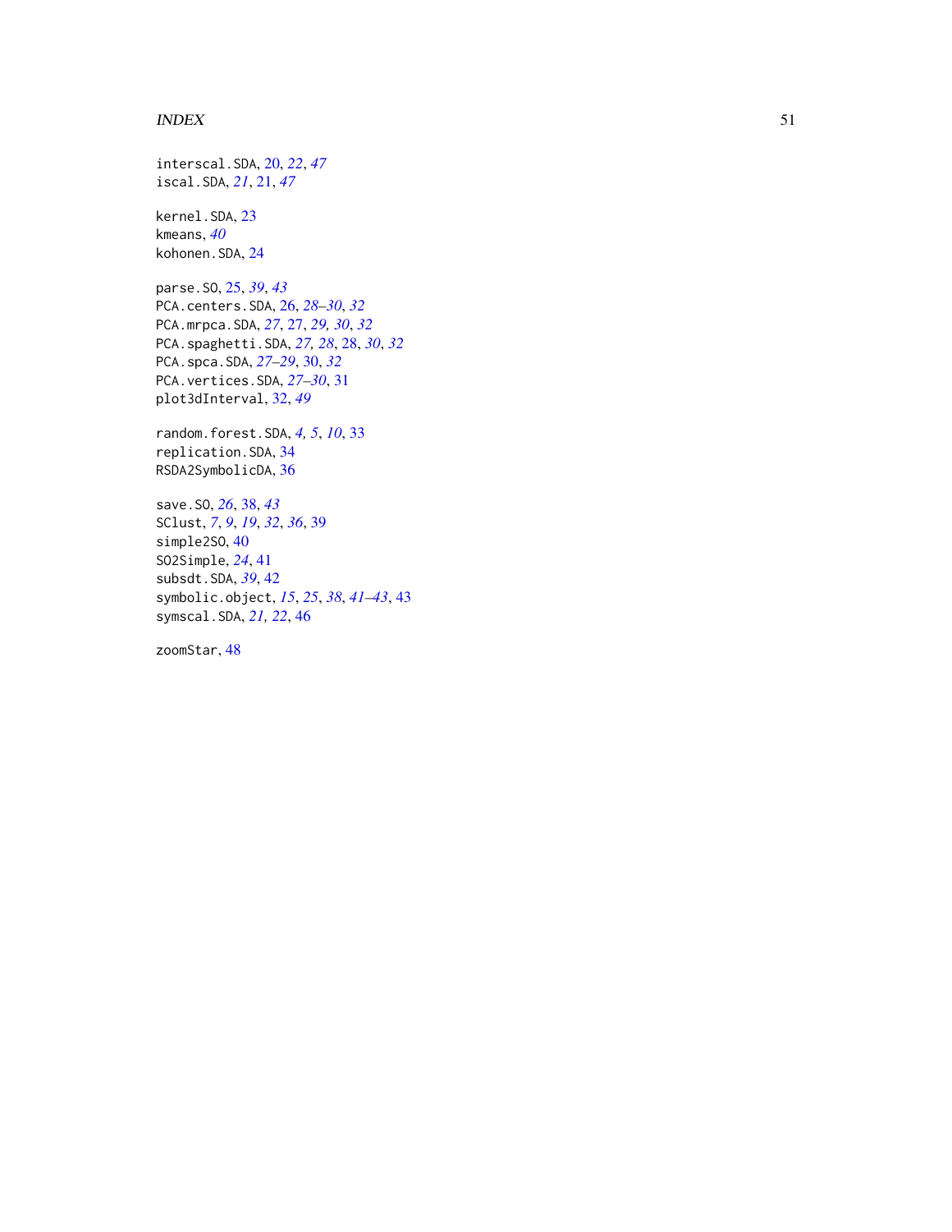interscal.SDA, 20, *22*, *47*
iscal.SDA, *21*, 21, *47*

kernel.SDA, 23
kmeans, *40*
kohonen.SDA, 24

parse.SO, 25, *39*, *43*
PCA.centers.SDA, 26, *28–30*, *32*
PCA.mrpca.SDA, *27*, 27, *29, 30*, *32*
PCA.spaghetti.SDA, *27, 28*, 28, *30*, *32*
PCA.spca.SDA, *27–29*, 30, *32*
PCA.vertices.SDA, *27–30*, 31
plot3dInterval, 32, *49*

random.forest.SDA, *4, 5*, *10*, 33
replication.SDA, 34
RSDA2SymbolicDA, 36

save.SO, *26*, 38, *43*
SClust, *7*, *9*, *19*, *32*, *36*, 39
simple2SO, 40
SO2Simple, *24*, 41
subsdt.SDA, *39*, 42
symbolic.object, *15*, *25*, *38*, *41–43*, 43
symscal.SDA, *21, 22*, 46

zoomStar, 48